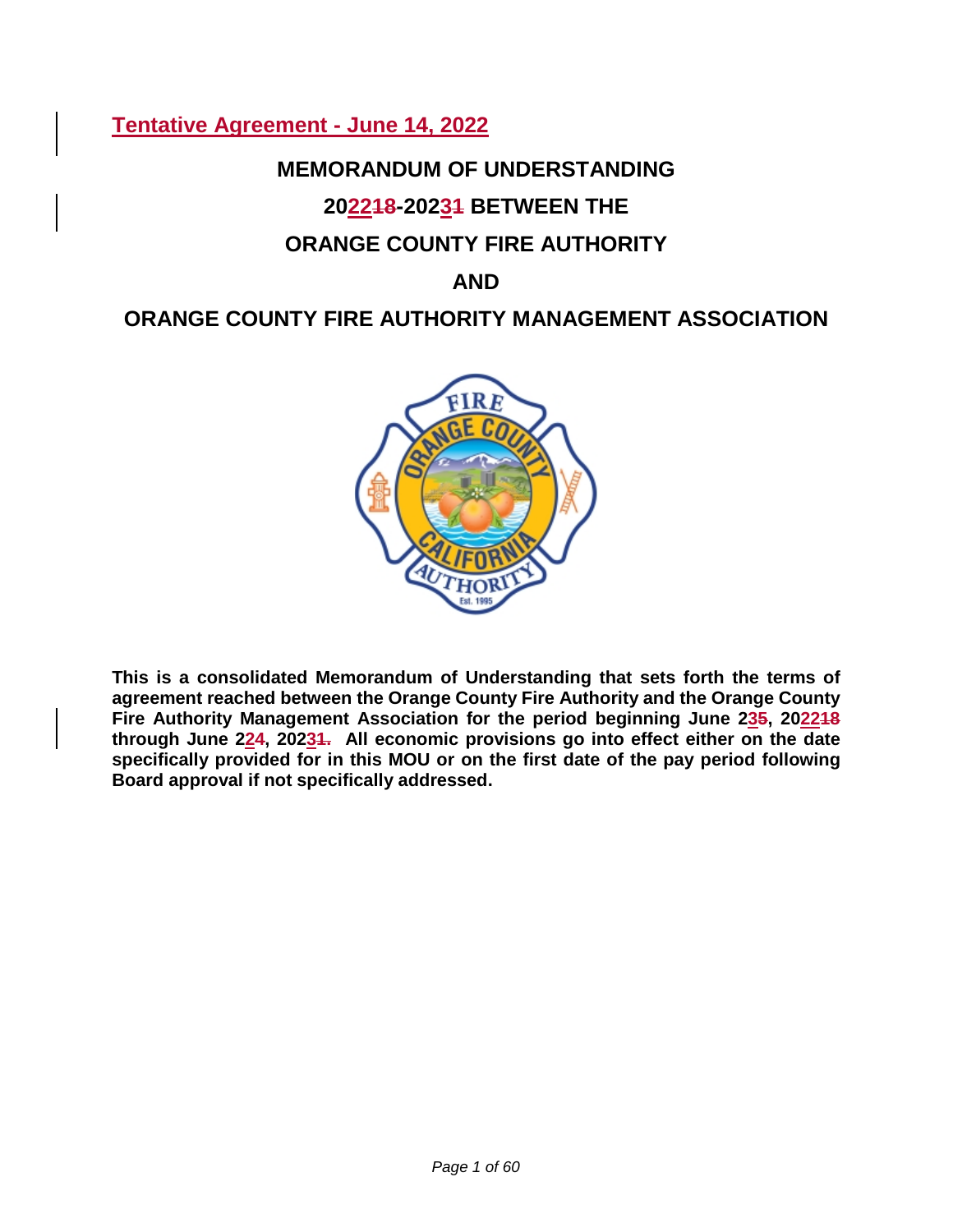**Tentative Agreement - June 14, 2022**

# MEMORANDUM OF UNDERSTANDING

# 2022~~18~~-2023~~1~~ BETWEEN THE

# ORANGE COUNTY FIRE AUTHORITY

# AND

# ORANGE COUNTY FIRE AUTHORITY MANAGEMENT ASSOCIATION

**This is a consolidated Memorandum of Understanding that sets forth the terms of agreement reached between the Orange County Fire Authority and the Orange County Fire Authority Management Association for the period beginning June 23~~5~~, 2022~~18~~ through June 224, 2023~~1.~~ All economic provisions go into effect either on the date specifically provided for in this MOU or on the first date of the pay period following Board approval if not specifically addressed.**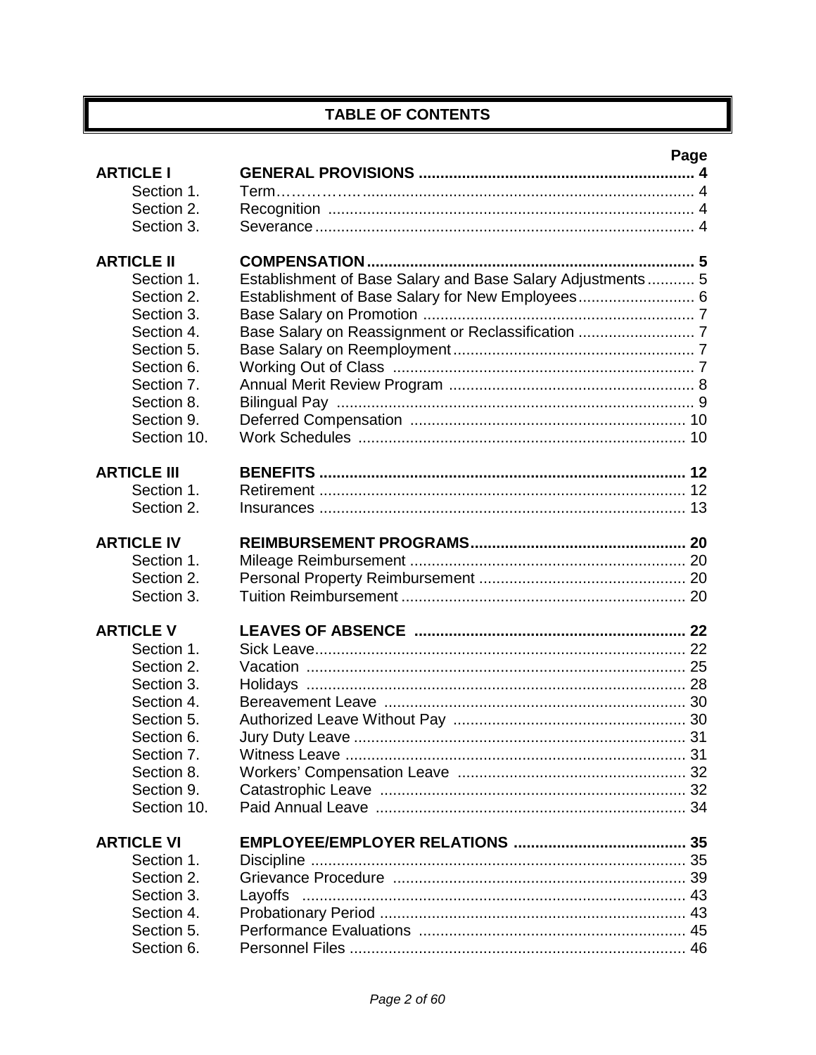# TABLE OF CONTENTS

| | | Page |
|---|---|---|
| **ARTICLE I** | **GENERAL PROVISIONS** | **4** |
| Section 1. | Term | 4 |
| Section 2. | Recognition | 4 |
| Section 3. | Severance | 4 |
| **ARTICLE II** | **COMPENSATION** | **5** |
| Section 1. | Establishment of Base Salary and Base Salary Adjustments | 5 |
| Section 2. | Establishment of Base Salary for New Employees | 6 |
| Section 3. | Base Salary on Promotion | 7 |
| Section 4. | Base Salary on Reassignment or Reclassification | 7 |
| Section 5. | Base Salary on Reemployment | 7 |
| Section 6. | Working Out of Class | 7 |
| Section 7. | Annual Merit Review Program | 8 |
| Section 8. | Bilingual Pay | 9 |
| Section 9. | Deferred Compensation | 10 |
| Section 10. | Work Schedules | 10 |
| **ARTICLE III** | **BENEFITS** | **12** |
| Section 1. | Retirement | 12 |
| Section 2. | Insurances | 13 |
| **ARTICLE IV** | **REIMBURSEMENT PROGRAMS** | **20** |
| Section 1. | Mileage Reimbursement | 20 |
| Section 2. | Personal Property Reimbursement | 20 |
| Section 3. | Tuition Reimbursement | 20 |
| **ARTICLE V** | **LEAVES OF ABSENCE** | **22** |
| Section 1. | Sick Leave | 22 |
| Section 2. | Vacation | 25 |
| Section 3. | Holidays | 28 |
| Section 4. | Bereavement Leave | 30 |
| Section 5. | Authorized Leave Without Pay | 30 |
| Section 6. | Jury Duty Leave | 31 |
| Section 7. | Witness Leave | 31 |
| Section 8. | Workers' Compensation Leave | 32 |
| Section 9. | Catastrophic Leave | 32 |
| Section 10. | Paid Annual Leave | 34 |
| **ARTICLE VI** | **EMPLOYEE/EMPLOYER RELATIONS** | **35** |
| Section 1. | Discipline | 35 |
| Section 2. | Grievance Procedure | 39 |
| Section 3. | Layoffs | 43 |
| Section 4. | Probationary Period | 43 |
| Section 5. | Performance Evaluations | 45 |
| Section 6. | Personnel Files | 46 |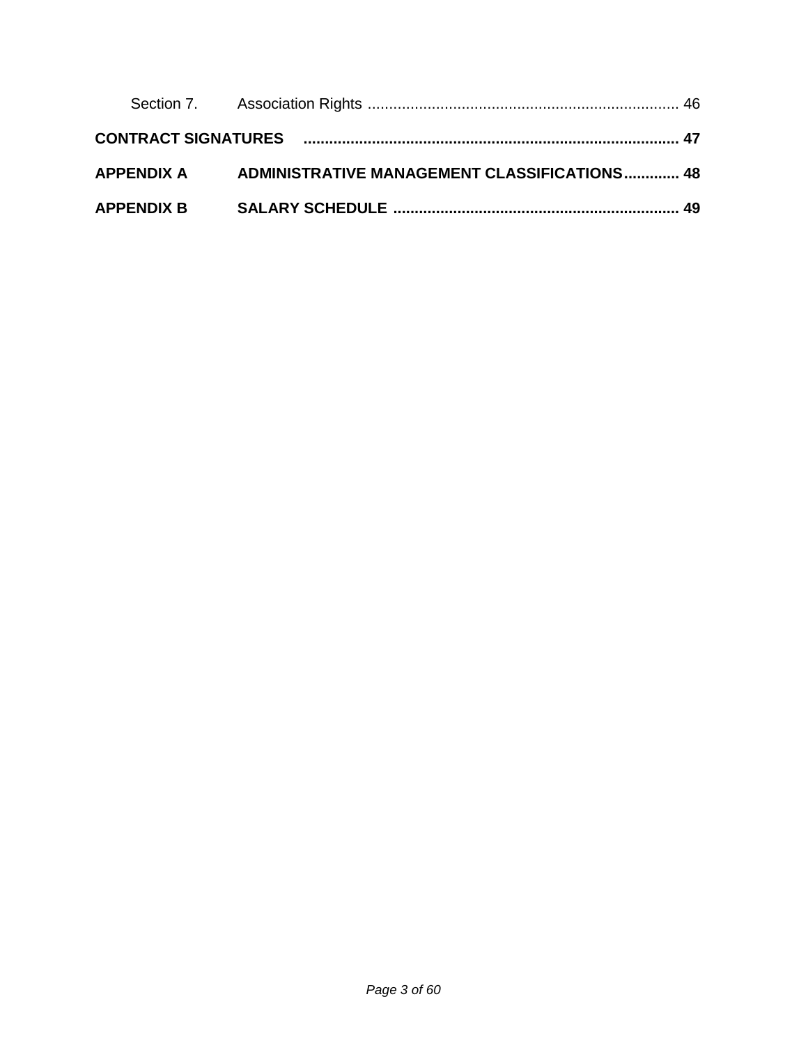Section 7. Association Rights ........................................................................ 46

**CONTRACT SIGNATURES ....................................................................................... 47**

**APPENDIX A ADMINISTRATIVE MANAGEMENT CLASSIFICATIONS............. 48**

**APPENDIX B SALARY SCHEDULE .................................................................. 49**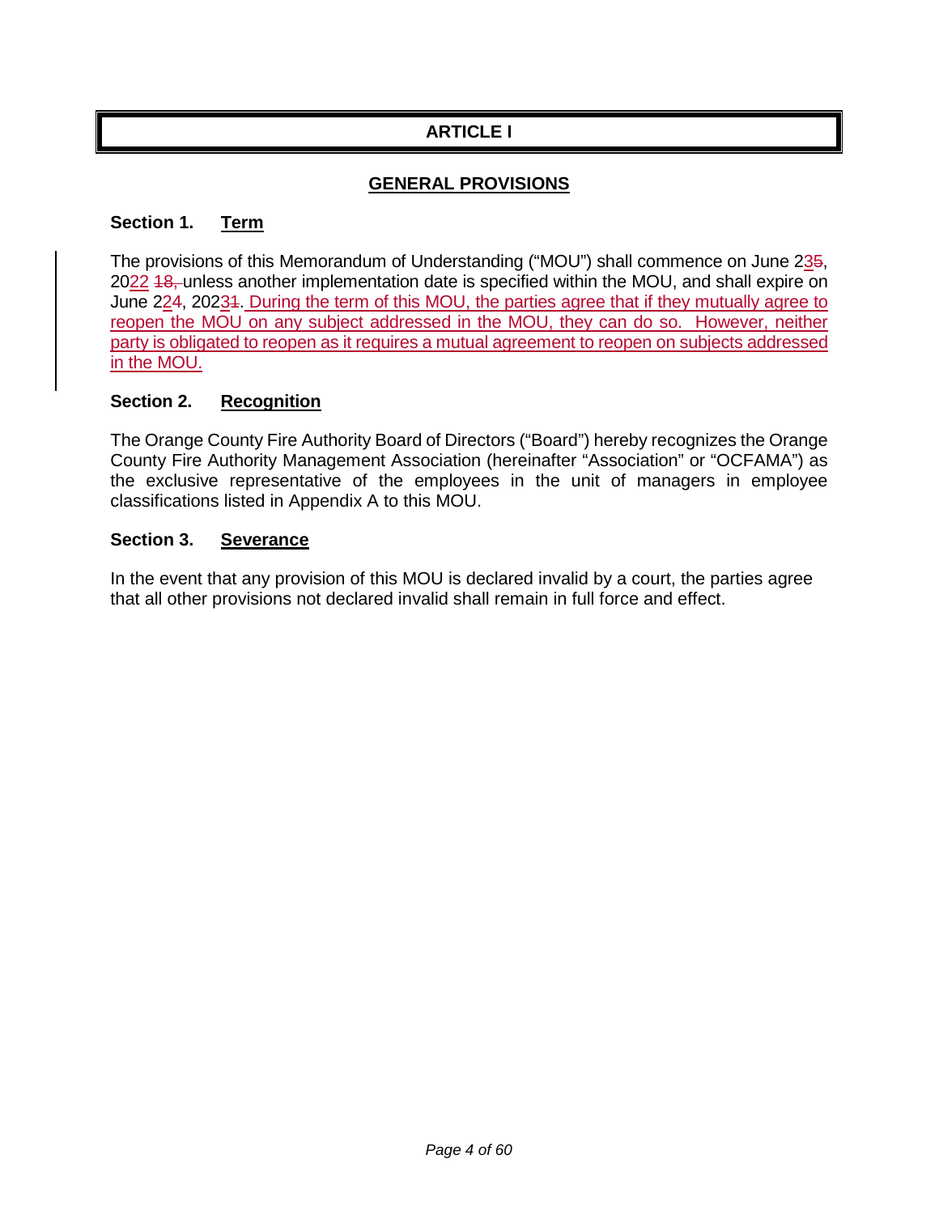# ARTICLE I

## GENERAL PROVISIONS

### Section 1. Term

The provisions of this Memorandum of Understanding ("MOU") shall commence on June 23~~5~~, 2022 ~~18,~~ unless another implementation date is specified within the MOU, and shall expire on June 22~~4~~, 2023~~1~~. During the term of this MOU, the parties agree that if they mutually agree to reopen the MOU on any subject addressed in the MOU, they can do so. However, neither party is obligated to reopen as it requires a mutual agreement to reopen on subjects addressed in the MOU.

### Section 2. Recognition

The Orange County Fire Authority Board of Directors ("Board") hereby recognizes the Orange County Fire Authority Management Association (hereinafter "Association" or "OCFAMA") as the exclusive representative of the employees in the unit of managers in employee classifications listed in Appendix A to this MOU.

### Section 3. Severance

In the event that any provision of this MOU is declared invalid by a court, the parties agree that all other provisions not declared invalid shall remain in full force and effect.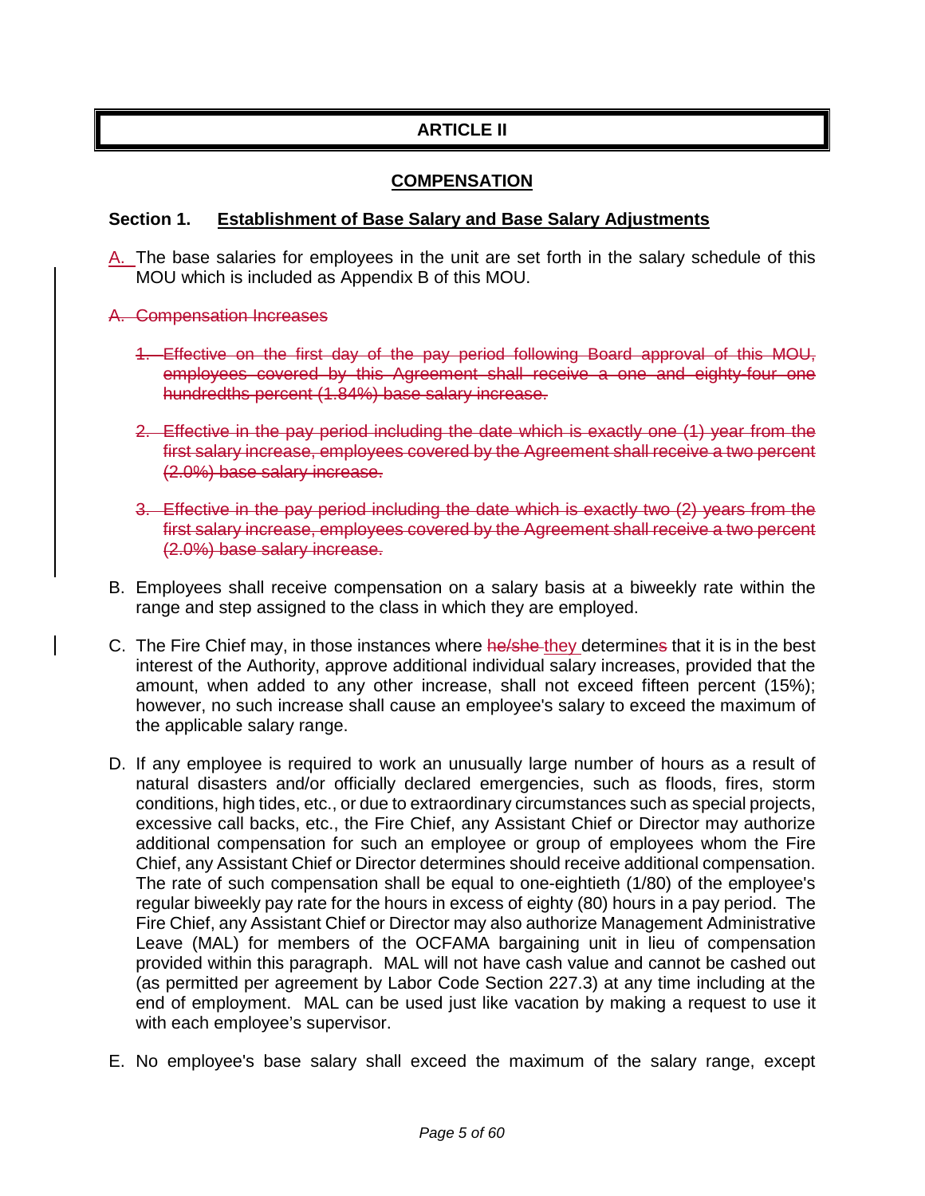## ARTICLE II

## COMPENSATION

### Section 1. Establishment of Base Salary and Base Salary Adjustments

A. The base salaries for employees in the unit are set forth in the salary schedule of this MOU which is included as Appendix B of this MOU.

~~A. Compensation Increases~~

~~1. Effective on the first day of the pay period following Board approval of this MOU, employees covered by this Agreement shall receive a one and eighty-four one hundredths percent (1.84%) base salary increase.~~

~~2. Effective in the pay period including the date which is exactly one (1) year from the first salary increase, employees covered by the Agreement shall receive a two percent (2.0%) base salary increase.~~

~~3. Effective in the pay period including the date which is exactly two (2) years from the first salary increase, employees covered by the Agreement shall receive a two percent (2.0%) base salary increase.~~

B. Employees shall receive compensation on a salary basis at a biweekly rate within the range and step assigned to the class in which they are employed.

C. The Fire Chief may, in those instances where ~~he/she~~ they determine~~s~~ that it is in the best interest of the Authority, approve additional individual salary increases, provided that the amount, when added to any other increase, shall not exceed fifteen percent (15%); however, no such increase shall cause an employee's salary to exceed the maximum of the applicable salary range.

D. If any employee is required to work an unusually large number of hours as a result of natural disasters and/or officially declared emergencies, such as floods, fires, storm conditions, high tides, etc., or due to extraordinary circumstances such as special projects, excessive call backs, etc., the Fire Chief, any Assistant Chief or Director may authorize additional compensation for such an employee or group of employees whom the Fire Chief, any Assistant Chief or Director determines should receive additional compensation. The rate of such compensation shall be equal to one-eightieth (1/80) of the employee's regular biweekly pay rate for the hours in excess of eighty (80) hours in a pay period. The Fire Chief, any Assistant Chief or Director may also authorize Management Administrative Leave (MAL) for members of the OCFAMA bargaining unit in lieu of compensation provided within this paragraph. MAL will not have cash value and cannot be cashed out (as permitted per agreement by Labor Code Section 227.3) at any time including at the end of employment. MAL can be used just like vacation by making a request to use it with each employee's supervisor.

E. No employee's base salary shall exceed the maximum of the salary range, except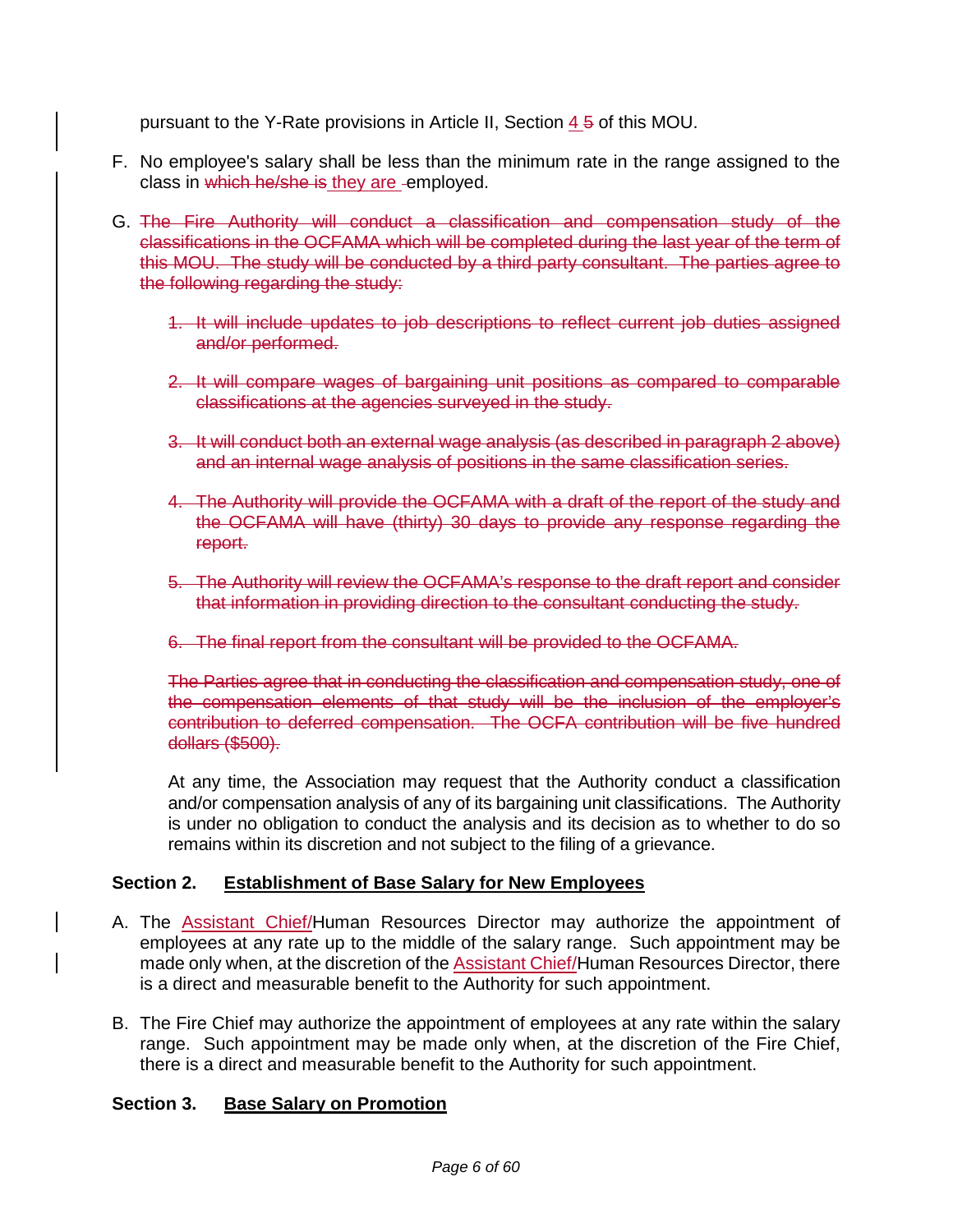pursuant to the Y-Rate provisions in Article II, Section <u>4</u> ~~5~~ of this MOU.

F. No employee's salary shall be less than the minimum rate in the range assigned to the class in ~~which he/she is~~ <u>they are</u> employed.

G. ~~The Fire Authority will conduct a classification and compensation study of the classifications in the OCFAMA which will be completed during the last year of the term of this MOU. The study will be conducted by a third party consultant. The parties agree to the following regarding the study:~~

   1. ~~It will include updates to job descriptions to reflect current job duties assigned and/or performed.~~

   2. ~~It will compare wages of bargaining unit positions as compared to comparable classifications at the agencies surveyed in the study.~~

   3. ~~It will conduct both an external wage analysis (as described in paragraph 2 above) and an internal wage analysis of positions in the same classification series.~~

   4. ~~The Authority will provide the OCFAMA with a draft of the report of the study and the OCFAMA will have (thirty) 30 days to provide any response regarding the report.~~

   5. ~~The Authority will review the OCFAMA's response to the draft report and consider that information in providing direction to the consultant conducting the study.~~

   6. ~~The final report from the consultant will be provided to the OCFAMA.~~

   ~~The Parties agree that in conducting the classification and compensation study, one of the compensation elements of that study will be the inclusion of the employer's contribution to deferred compensation. The OCFA contribution will be five hundred dollars ($500).~~

   At any time, the Association may request that the Authority conduct a classification and/or compensation analysis of any of its bargaining unit classifications. The Authority is under no obligation to conduct the analysis and its decision as to whether to do so remains within its discretion and not subject to the filing of a grievance.

## Section 2. Establishment of Base Salary for New Employees

A. The <u>Assistant Chief/</u>Human Resources Director may authorize the appointment of employees at any rate up to the middle of the salary range. Such appointment may be made only when, at the discretion of the <u>Assistant Chief/</u>Human Resources Director, there is a direct and measurable benefit to the Authority for such appointment.

B. The Fire Chief may authorize the appointment of employees at any rate within the salary range. Such appointment may be made only when, at the discretion of the Fire Chief, there is a direct and measurable benefit to the Authority for such appointment.

## Section 3. Base Salary on Promotion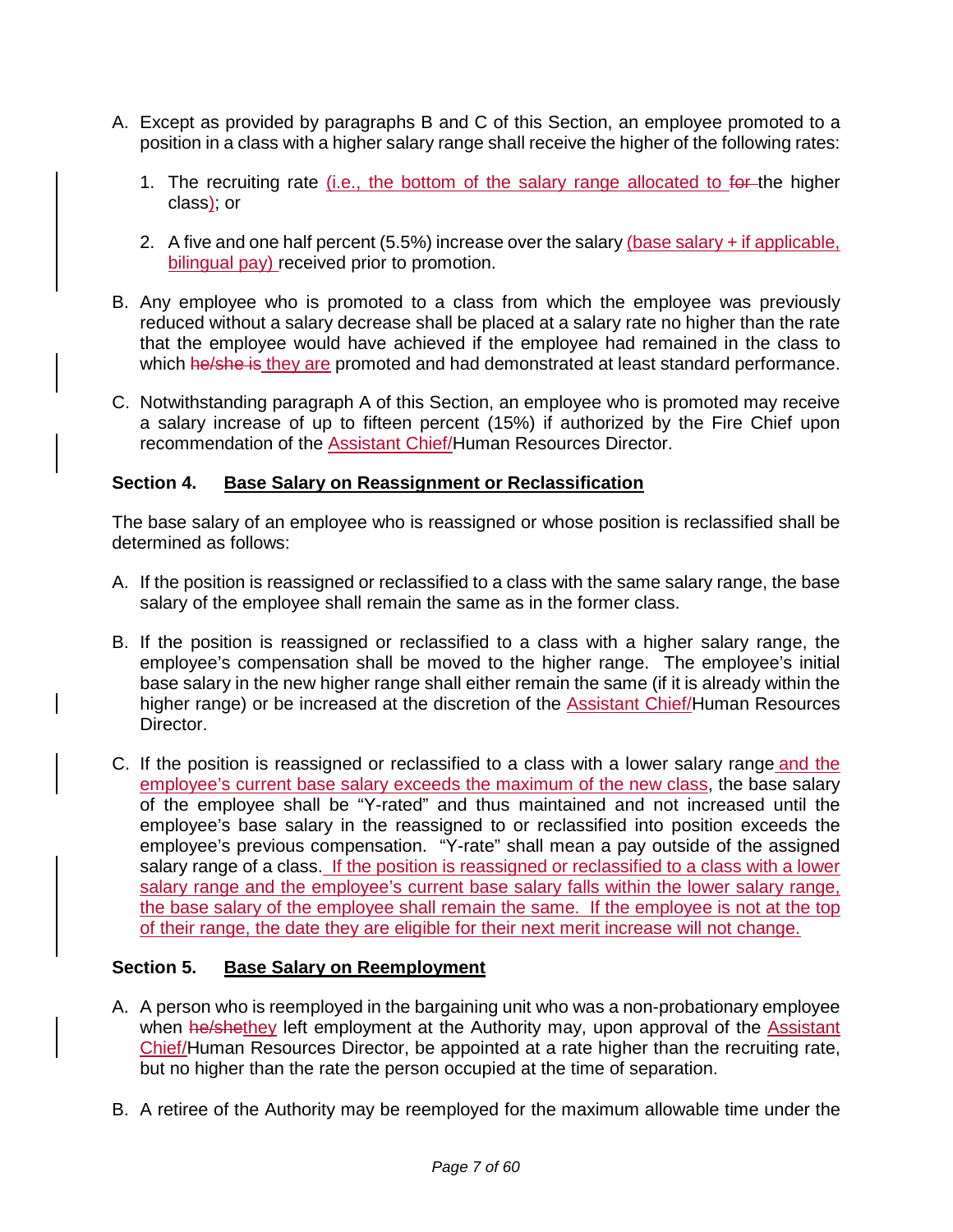A. Except as provided by paragraphs B and C of this Section, an employee promoted to a position in a class with a higher salary range shall receive the higher of the following rates:

1. The recruiting rate (i.e., the bottom of the salary range allocated to ~~for~~ the higher class); or

2. A five and one half percent (5.5%) increase over the salary (base salary + if applicable, bilingual pay) received prior to promotion.

B. Any employee who is promoted to a class from which the employee was previously reduced without a salary decrease shall be placed at a salary rate no higher than the rate that the employee would have achieved if the employee had remained in the class to which ~~he/she is~~ they are promoted and had demonstrated at least standard performance.

C. Notwithstanding paragraph A of this Section, an employee who is promoted may receive a salary increase of up to fifteen percent (15%) if authorized by the Fire Chief upon recommendation of the Assistant Chief/Human Resources Director.

### Section 4. Base Salary on Reassignment or Reclassification

The base salary of an employee who is reassigned or whose position is reclassified shall be determined as follows:

A. If the position is reassigned or reclassified to a class with the same salary range, the base salary of the employee shall remain the same as in the former class.

B. If the position is reassigned or reclassified to a class with a higher salary range, the employee's compensation shall be moved to the higher range. The employee's initial base salary in the new higher range shall either remain the same (if it is already within the higher range) or be increased at the discretion of the Assistant Chief/Human Resources Director.

C. If the position is reassigned or reclassified to a class with a lower salary range and the employee's current base salary exceeds the maximum of the new class, the base salary of the employee shall be "Y-rated" and thus maintained and not increased until the employee's base salary in the reassigned to or reclassified into position exceeds the employee's previous compensation. "Y-rate" shall mean a pay outside of the assigned salary range of a class. If the position is reassigned or reclassified to a class with a lower salary range and the employee's current base salary falls within the lower salary range, the base salary of the employee shall remain the same. If the employee is not at the top of their range, the date they are eligible for their next merit increase will not change.

### Section 5. Base Salary on Reemployment

A. A person who is reemployed in the bargaining unit who was a non-probationary employee when ~~he/she~~they left employment at the Authority may, upon approval of the Assistant Chief/Human Resources Director, be appointed at a rate higher than the recruiting rate, but no higher than the rate the person occupied at the time of separation.

B. A retiree of the Authority may be reemployed for the maximum allowable time under the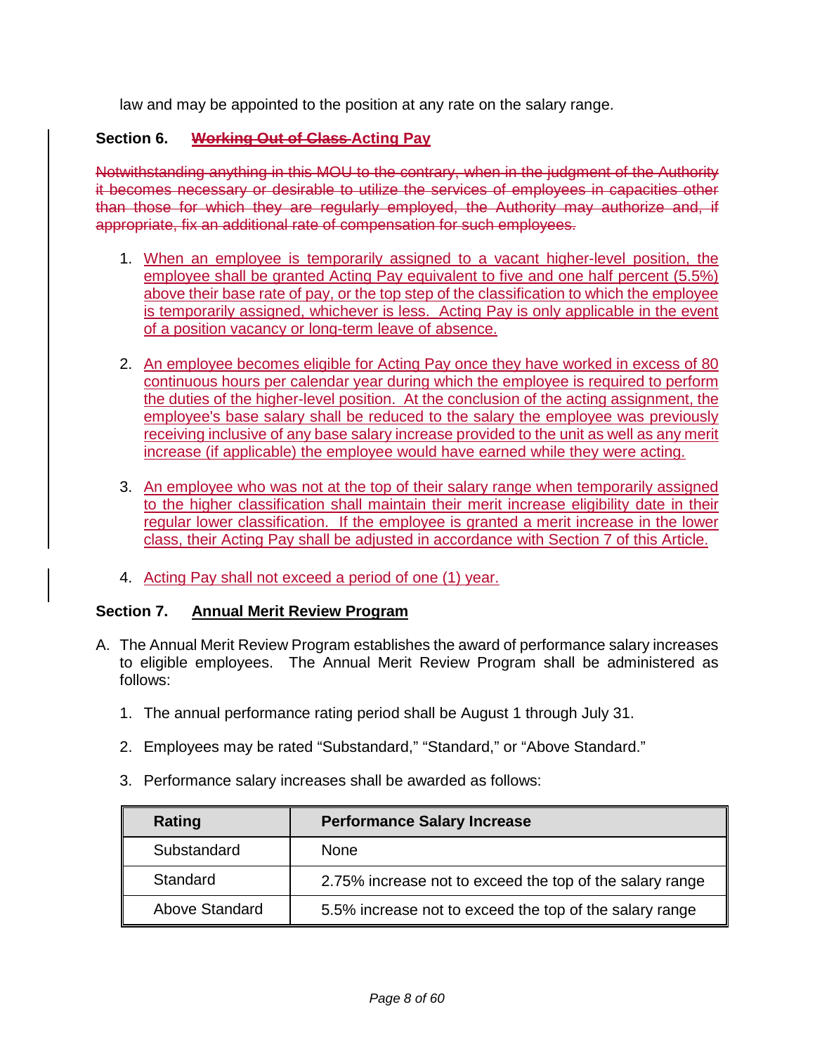law and may be appointed to the position at any rate on the salary range.

**Section 6. ~~Working Out of Class~~ Acting Pay**

~~Notwithstanding anything in this MOU to the contrary, when in the judgment of the Authority it becomes necessary or desirable to utilize the services of employees in capacities other than those for which they are regularly employed, the Authority may authorize and, if appropriate, fix an additional rate of compensation for such employees.~~

1. When an employee is temporarily assigned to a vacant higher-level position, the employee shall be granted Acting Pay equivalent to five and one half percent (5.5%) above their base rate of pay, or the top step of the classification to which the employee is temporarily assigned, whichever is less. Acting Pay is only applicable in the event of a position vacancy or long-term leave of absence.

2. An employee becomes eligible for Acting Pay once they have worked in excess of 80 continuous hours per calendar year during which the employee is required to perform the duties of the higher-level position. At the conclusion of the acting assignment, the employee's base salary shall be reduced to the salary the employee was previously receiving inclusive of any base salary increase provided to the unit as well as any merit increase (if applicable) the employee would have earned while they were acting.

3. An employee who was not at the top of their salary range when temporarily assigned to the higher classification shall maintain their merit increase eligibility date in their regular lower classification. If the employee is granted a merit increase in the lower class, their Acting Pay shall be adjusted in accordance with Section 7 of this Article.

4. Acting Pay shall not exceed a period of one (1) year.

**Section 7. Annual Merit Review Program**

A. The Annual Merit Review Program establishes the award of performance salary increases to eligible employees. The Annual Merit Review Program shall be administered as follows:

   1. The annual performance rating period shall be August 1 through July 31.

   2. Employees may be rated "Substandard," "Standard," or "Above Standard."

   3. Performance salary increases shall be awarded as follows:

| Rating | Performance Salary Increase |
|---|---|
| Substandard | None |
| Standard | 2.75% increase not to exceed the top of the salary range |
| Above Standard | 5.5% increase not to exceed the top of the salary range |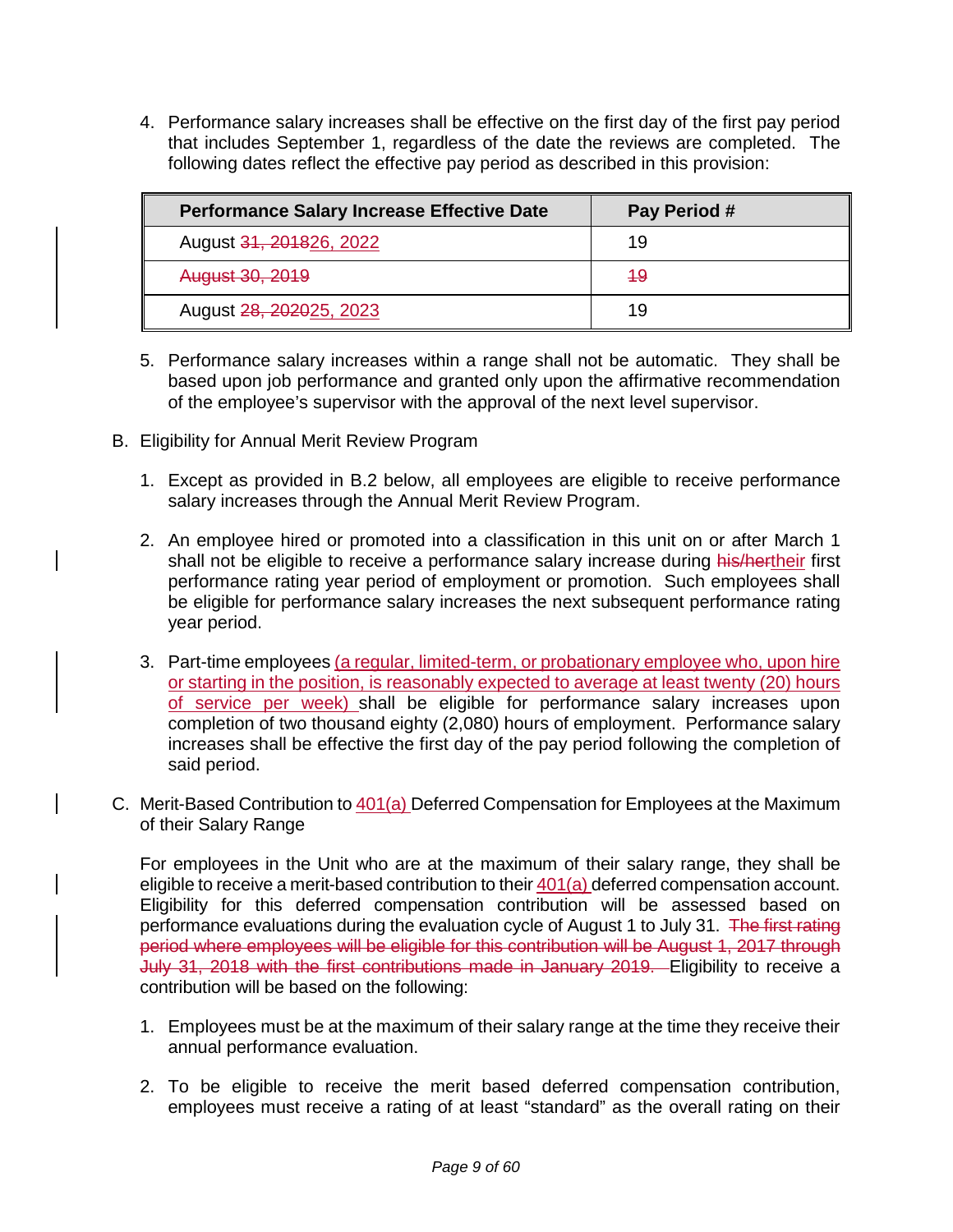4. Performance salary increases shall be effective on the first day of the first pay period that includes September 1, regardless of the date the reviews are completed. The following dates reflect the effective pay period as described in this provision:

| Performance Salary Increase Effective Date | Pay Period # |
|---|---|
| August ~~31, 2018~~26, 2022 | 19 |
| ~~August 30, 2019~~ | ~~19~~ |
| August ~~28, 2020~~25, 2023 | 19 |

5. Performance salary increases within a range shall not be automatic. They shall be based upon job performance and granted only upon the affirmative recommendation of the employee's supervisor with the approval of the next level supervisor.

B. Eligibility for Annual Merit Review Program

1. Except as provided in B.2 below, all employees are eligible to receive performance salary increases through the Annual Merit Review Program.

2. An employee hired or promoted into a classification in this unit on or after March 1 shall not be eligible to receive a performance salary increase during ~~his/her~~their first performance rating year period of employment or promotion. Such employees shall be eligible for performance salary increases the next subsequent performance rating year period.

3. Part-time employees (a regular, limited-term, or probationary employee who, upon hire or starting in the position, is reasonably expected to average at least twenty (20) hours of service per week) shall be eligible for performance salary increases upon completion of two thousand eighty (2,080) hours of employment. Performance salary increases shall be effective the first day of the pay period following the completion of said period.

C. Merit-Based Contribution to 401(a) Deferred Compensation for Employees at the Maximum of their Salary Range

For employees in the Unit who are at the maximum of their salary range, they shall be eligible to receive a merit-based contribution to their 401(a) deferred compensation account. Eligibility for this deferred compensation contribution will be assessed based on performance evaluations during the evaluation cycle of August 1 to July 31. ~~The first rating period where employees will be eligible for this contribution will be August 1, 2017 through July 31, 2018 with the first contributions made in January 2019.~~ Eligibility to receive a contribution will be based on the following:

1. Employees must be at the maximum of their salary range at the time they receive their annual performance evaluation.

2. To be eligible to receive the merit based deferred compensation contribution, employees must receive a rating of at least "standard" as the overall rating on their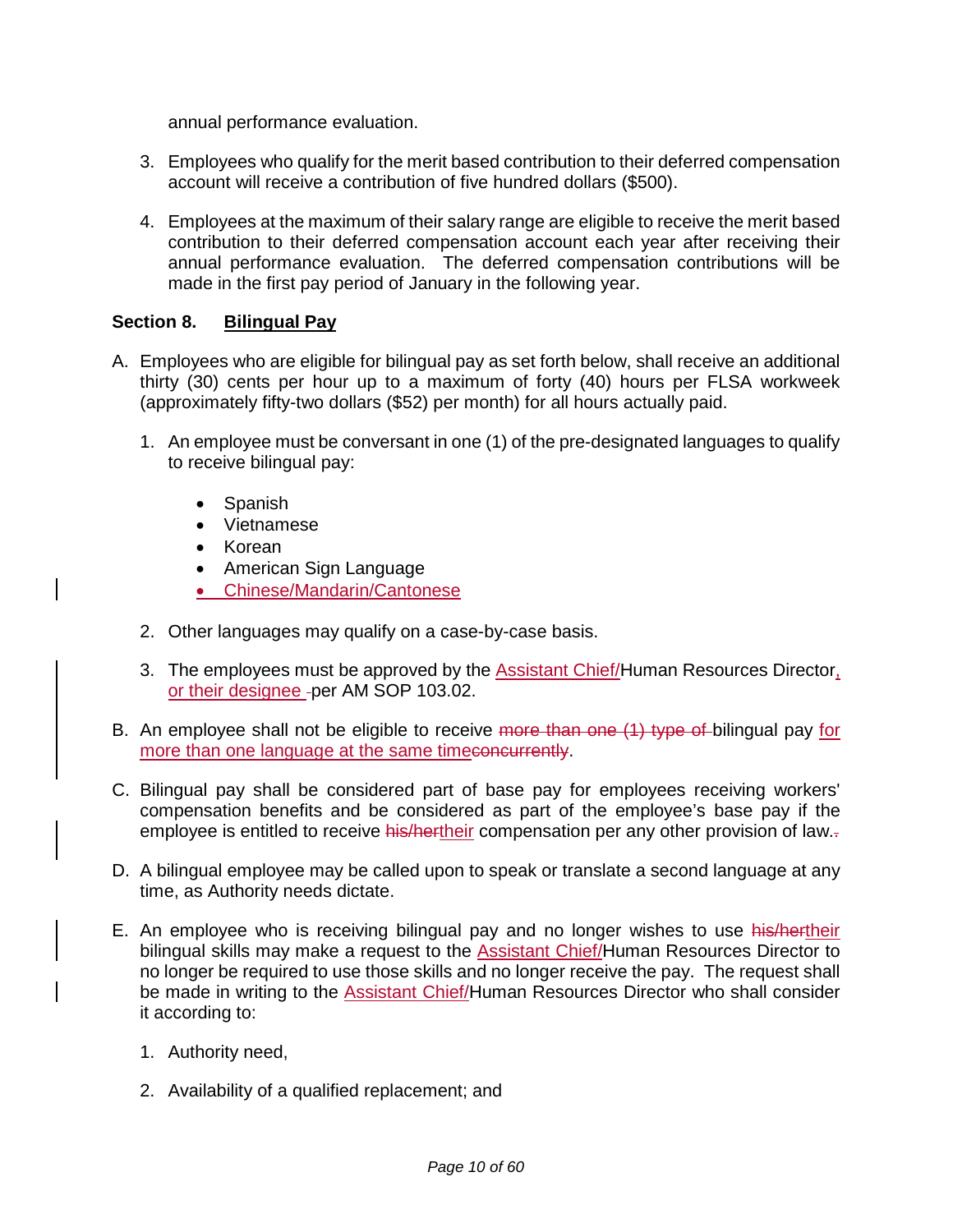annual performance evaluation.

3. Employees who qualify for the merit based contribution to their deferred compensation account will receive a contribution of five hundred dollars ($500).

4. Employees at the maximum of their salary range are eligible to receive the merit based contribution to their deferred compensation account each year after receiving their annual performance evaluation. The deferred compensation contributions will be made in the first pay period of January in the following year.

**Section 8. Bilingual Pay**

A. Employees who are eligible for bilingual pay as set forth below, shall receive an additional thirty (30) cents per hour up to a maximum of forty (40) hours per FLSA workweek (approximately fifty-two dollars ($52) per month) for all hours actually paid.

   1. An employee must be conversant in one (1) of the pre-designated languages to qualify to receive bilingual pay:

      - Spanish
      - Vietnamese
      - Korean
      - American Sign Language
      - Chinese/Mandarin/Cantonese

   2. Other languages may qualify on a case-by-case basis.

   3. The employees must be approved by the Assistant Chief/Human Resources Director, or their designee ~~ ~~per AM SOP 103.02.

B. An employee shall not be eligible to receive ~~more than one (1) type of~~ bilingual pay for more than one language at the same time~~concurrently~~.

C. Bilingual pay shall be considered part of base pay for employees receiving workers' compensation benefits and be considered as part of the employee's base pay if the employee is entitled to receive ~~his/her~~their compensation per any other provision of law.~~.~~

D. A bilingual employee may be called upon to speak or translate a second language at any time, as Authority needs dictate.

E. An employee who is receiving bilingual pay and no longer wishes to use ~~his/her~~their bilingual skills may make a request to the Assistant Chief/Human Resources Director to no longer be required to use those skills and no longer receive the pay. The request shall be made in writing to the Assistant Chief/Human Resources Director who shall consider it according to:

   1. Authority need,

   2. Availability of a qualified replacement; and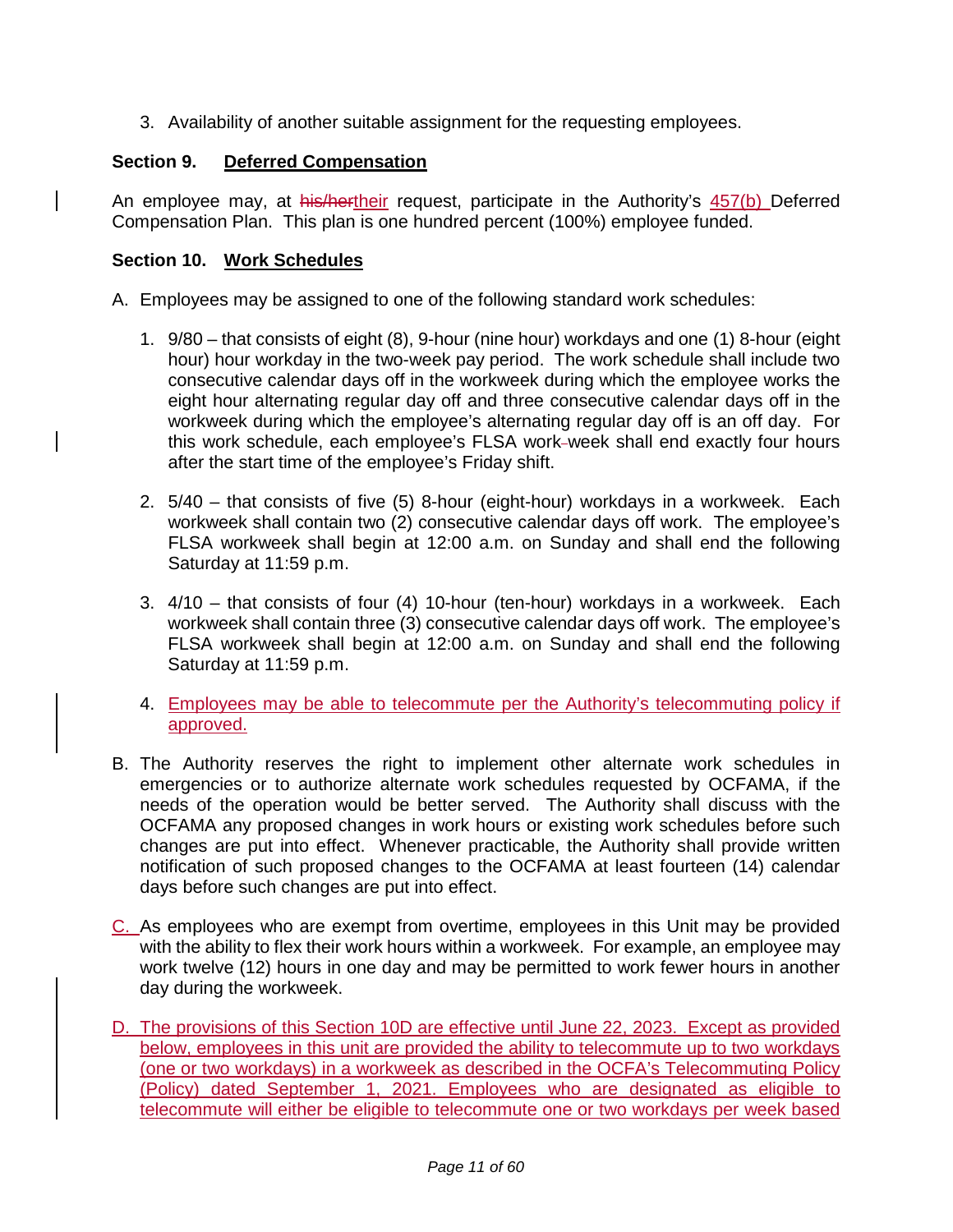3. Availability of another suitable assignment for the requesting employees.

**Section 9. Deferred Compensation**

An employee may, at ~~his/her~~their request, participate in the Authority's 457(b) Deferred Compensation Plan. This plan is one hundred percent (100%) employee funded.

**Section 10. Work Schedules**

A. Employees may be assigned to one of the following standard work schedules:

1. 9/80 – that consists of eight (8), 9-hour (nine hour) workdays and one (1) 8-hour (eight hour) hour workday in the two-week pay period. The work schedule shall include two consecutive calendar days off in the workweek during which the employee works the eight hour alternating regular day off and three consecutive calendar days off in the workweek during which the employee's alternating regular day off is an off day. For this work schedule, each employee's FLSA work week shall end exactly four hours after the start time of the employee's Friday shift.

2. 5/40 – that consists of five (5) 8-hour (eight-hour) workdays in a workweek. Each workweek shall contain two (2) consecutive calendar days off work. The employee's FLSA workweek shall begin at 12:00 a.m. on Sunday and shall end the following Saturday at 11:59 p.m.

3. 4/10 – that consists of four (4) 10-hour (ten-hour) workdays in a workweek. Each workweek shall contain three (3) consecutive calendar days off work. The employee's FLSA workweek shall begin at 12:00 a.m. on Sunday and shall end the following Saturday at 11:59 p.m.

4. Employees may be able to telecommute per the Authority's telecommuting policy if approved.

B. The Authority reserves the right to implement other alternate work schedules in emergencies or to authorize alternate work schedules requested by OCFAMA, if the needs of the operation would be better served. The Authority shall discuss with the OCFAMA any proposed changes in work hours or existing work schedules before such changes are put into effect. Whenever practicable, the Authority shall provide written notification of such proposed changes to the OCFAMA at least fourteen (14) calendar days before such changes are put into effect.

C. As employees who are exempt from overtime, employees in this Unit may be provided with the ability to flex their work hours within a workweek. For example, an employee may work twelve (12) hours in one day and may be permitted to work fewer hours in another day during the workweek.

D. The provisions of this Section 10D are effective until June 22, 2023. Except as provided below, employees in this unit are provided the ability to telecommute up to two workdays (one or two workdays) in a workweek as described in the OCFA's Telecommuting Policy (Policy) dated September 1, 2021. Employees who are designated as eligible to telecommute will either be eligible to telecommute one or two workdays per week based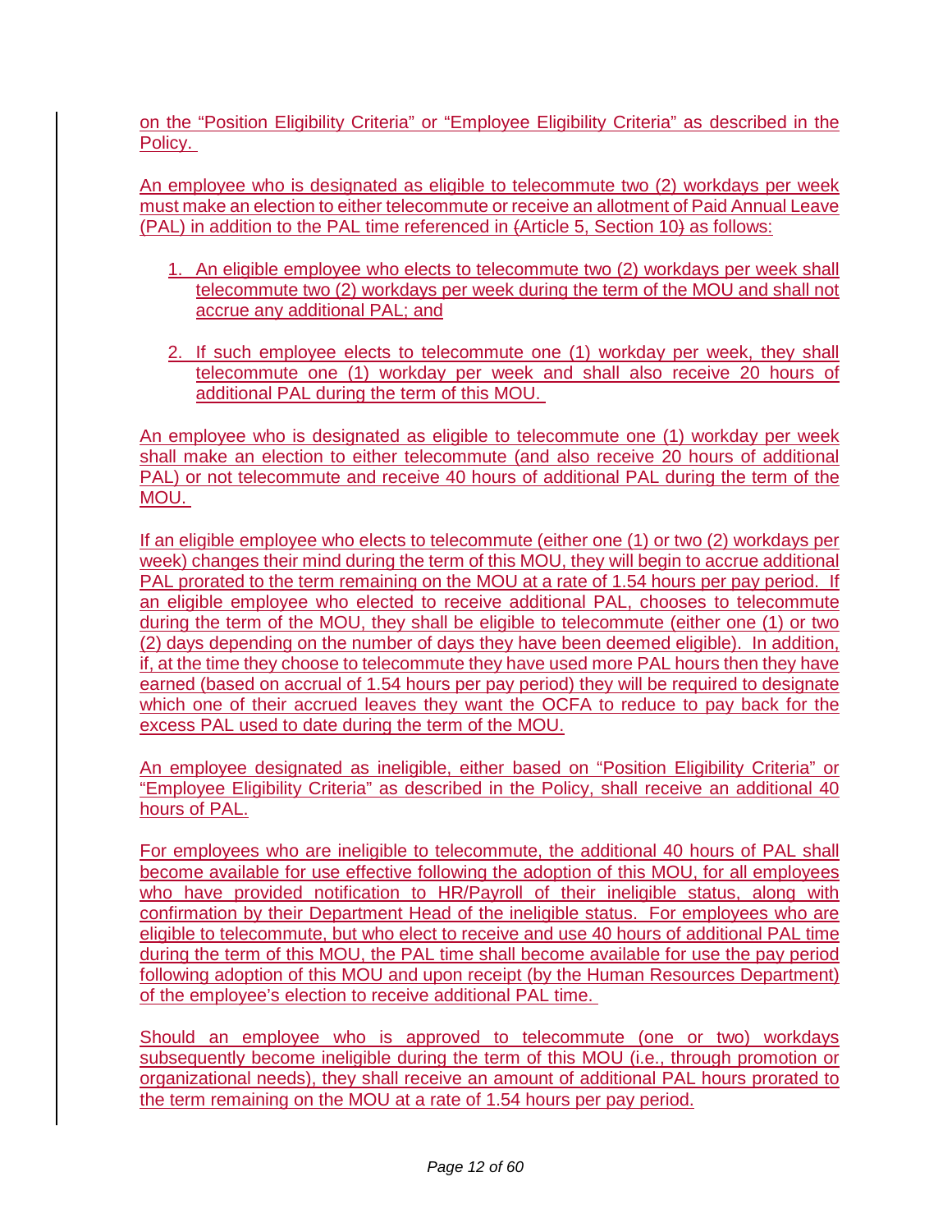on the "Position Eligibility Criteria" or "Employee Eligibility Criteria" as described in the Policy.

An employee who is designated as eligible to telecommute two (2) workdays per week must make an election to either telecommute or receive an allotment of Paid Annual Leave (PAL) in addition to the PAL time referenced in (Article 5, Section 10) as follows:

1. An eligible employee who elects to telecommute two (2) workdays per week shall telecommute two (2) workdays per week during the term of the MOU and shall not accrue any additional PAL; and

2. If such employee elects to telecommute one (1) workday per week, they shall telecommute one (1) workday per week and shall also receive 20 hours of additional PAL during the term of this MOU.

An employee who is designated as eligible to telecommute one (1) workday per week shall make an election to either telecommute (and also receive 20 hours of additional PAL) or not telecommute and receive 40 hours of additional PAL during the term of the MOU.

If an eligible employee who elects to telecommute (either one (1) or two (2) workdays per week) changes their mind during the term of this MOU, they will begin to accrue additional PAL prorated to the term remaining on the MOU at a rate of 1.54 hours per pay period. If an eligible employee who elected to receive additional PAL, chooses to telecommute during the term of the MOU, they shall be eligible to telecommute (either one (1) or two (2) days depending on the number of days they have been deemed eligible). In addition, if, at the time they choose to telecommute they have used more PAL hours then they have earned (based on accrual of 1.54 hours per pay period) they will be required to designate which one of their accrued leaves they want the OCFA to reduce to pay back for the excess PAL used to date during the term of the MOU.

An employee designated as ineligible, either based on "Position Eligibility Criteria" or "Employee Eligibility Criteria" as described in the Policy, shall receive an additional 40 hours of PAL.

For employees who are ineligible to telecommute, the additional 40 hours of PAL shall become available for use effective following the adoption of this MOU, for all employees who have provided notification to HR/Payroll of their ineligible status, along with confirmation by their Department Head of the ineligible status. For employees who are eligible to telecommute, but who elect to receive and use 40 hours of additional PAL time during the term of this MOU, the PAL time shall become available for use the pay period following adoption of this MOU and upon receipt (by the Human Resources Department) of the employee's election to receive additional PAL time.

Should an employee who is approved to telecommute (one or two) workdays subsequently become ineligible during the term of this MOU (i.e., through promotion or organizational needs), they shall receive an amount of additional PAL hours prorated to the term remaining on the MOU at a rate of 1.54 hours per pay period.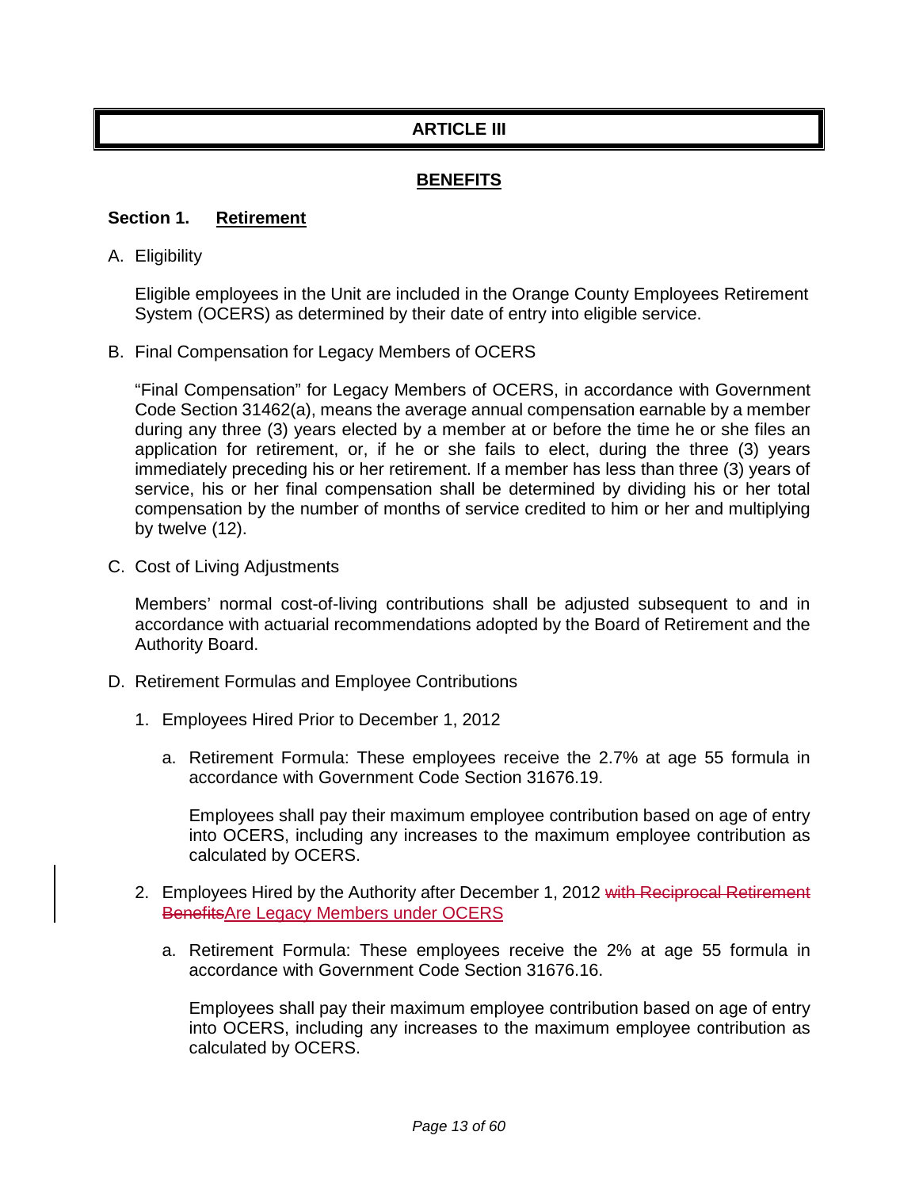# ARTICLE III

## BENEFITS

### Section 1. Retirement

A. Eligibility

Eligible employees in the Unit are included in the Orange County Employees Retirement System (OCERS) as determined by their date of entry into eligible service.

B. Final Compensation for Legacy Members of OCERS

"Final Compensation" for Legacy Members of OCERS, in accordance with Government Code Section 31462(a), means the average annual compensation earnable by a member during any three (3) years elected by a member at or before the time he or she files an application for retirement, or, if he or she fails to elect, during the three (3) years immediately preceding his or her retirement. If a member has less than three (3) years of service, his or her final compensation shall be determined by dividing his or her total compensation by the number of months of service credited to him or her and multiplying by twelve (12).

C. Cost of Living Adjustments

Members' normal cost-of-living contributions shall be adjusted subsequent to and in accordance with actuarial recommendations adopted by the Board of Retirement and the Authority Board.

D. Retirement Formulas and Employee Contributions

1. Employees Hired Prior to December 1, 2012

   a. Retirement Formula: These employees receive the 2.7% at age 55 formula in accordance with Government Code Section 31676.19.

      Employees shall pay their maximum employee contribution based on age of entry into OCERS, including any increases to the maximum employee contribution as calculated by OCERS.

2. Employees Hired by the Authority after December 1, 2012 ~~with Reciprocal Retirement Benefits~~Are Legacy Members under OCERS

   a. Retirement Formula: These employees receive the 2% at age 55 formula in accordance with Government Code Section 31676.16.

      Employees shall pay their maximum employee contribution based on age of entry into OCERS, including any increases to the maximum employee contribution as calculated by OCERS.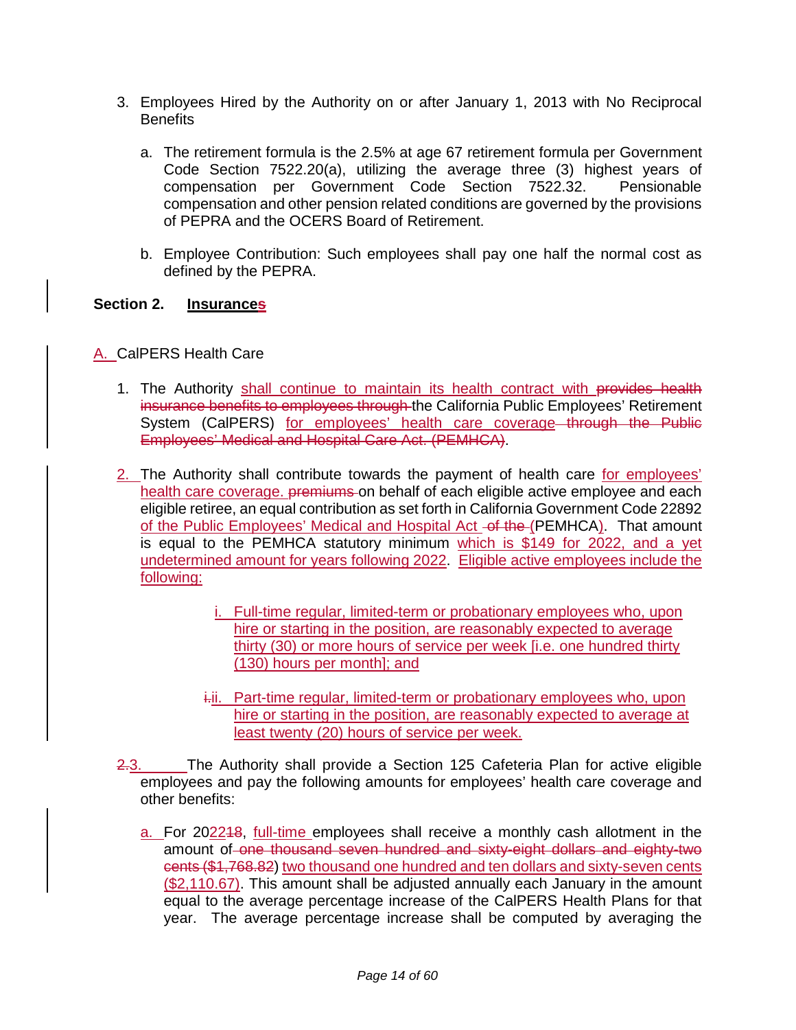3. Employees Hired by the Authority on or after January 1, 2013 with No Reciprocal Benefits

   a. The retirement formula is the 2.5% at age 67 retirement formula per Government Code Section 7522.20(a), utilizing the average three (3) highest years of compensation per Government Code Section 7522.32. Pensionable compensation and other pension related conditions are governed by the provisions of PEPRA and the OCERS Board of Retirement.

   b. Employee Contribution: Such employees shall pay one half the normal cost as defined by the PEPRA.

## Section 2. Insurance~~s~~

### A. CalPERS Health Care

1. The Authority shall continue to maintain its health contract with ~~provides health insurance benefits to employees through~~ the California Public Employees' Retirement System (CalPERS) for employees' health care coverage ~~through the Public Employees' Medical and Hospital Care Act. (PEMHCA)~~.

2. The Authority shall contribute towards the payment of health care for employees' health care coverage. ~~premiums~~ on behalf of each eligible active employee and each eligible retiree, an equal contribution as set forth in California Government Code 22892 of the Public Employees' Medical and Hospital Act ~~of the~~ (PEMHCA). That amount is equal to the PEMHCA statutory minimum which is $149 for 2022, and a yet undetermined amount for years following 2022. Eligible active employees include the following:

   i. Full-time regular, limited-term or probationary employees who, upon hire or starting in the position, are reasonably expected to average thirty (30) or more hours of service per week [i.e. one hundred thirty (130) hours per month]; and

   ~~i.~~ii. Part-time regular, limited-term or probationary employees who, upon hire or starting in the position, are reasonably expected to average at least twenty (20) hours of service per week.

~~2.~~3. The Authority shall provide a Section 125 Cafeteria Plan for active eligible employees and pay the following amounts for employees' health care coverage and other benefits:

   a. For 20~~18~~22, full-time employees shall receive a monthly cash allotment in the amount of ~~one thousand seven hundred and sixty-eight dollars and eighty-two cents ($1,768.82~~) two thousand one hundred and ten dollars and sixty-seven cents ($2,110.67). This amount shall be adjusted annually each January in the amount equal to the average percentage increase of the CalPERS Health Plans for that year. The average percentage increase shall be computed by averaging the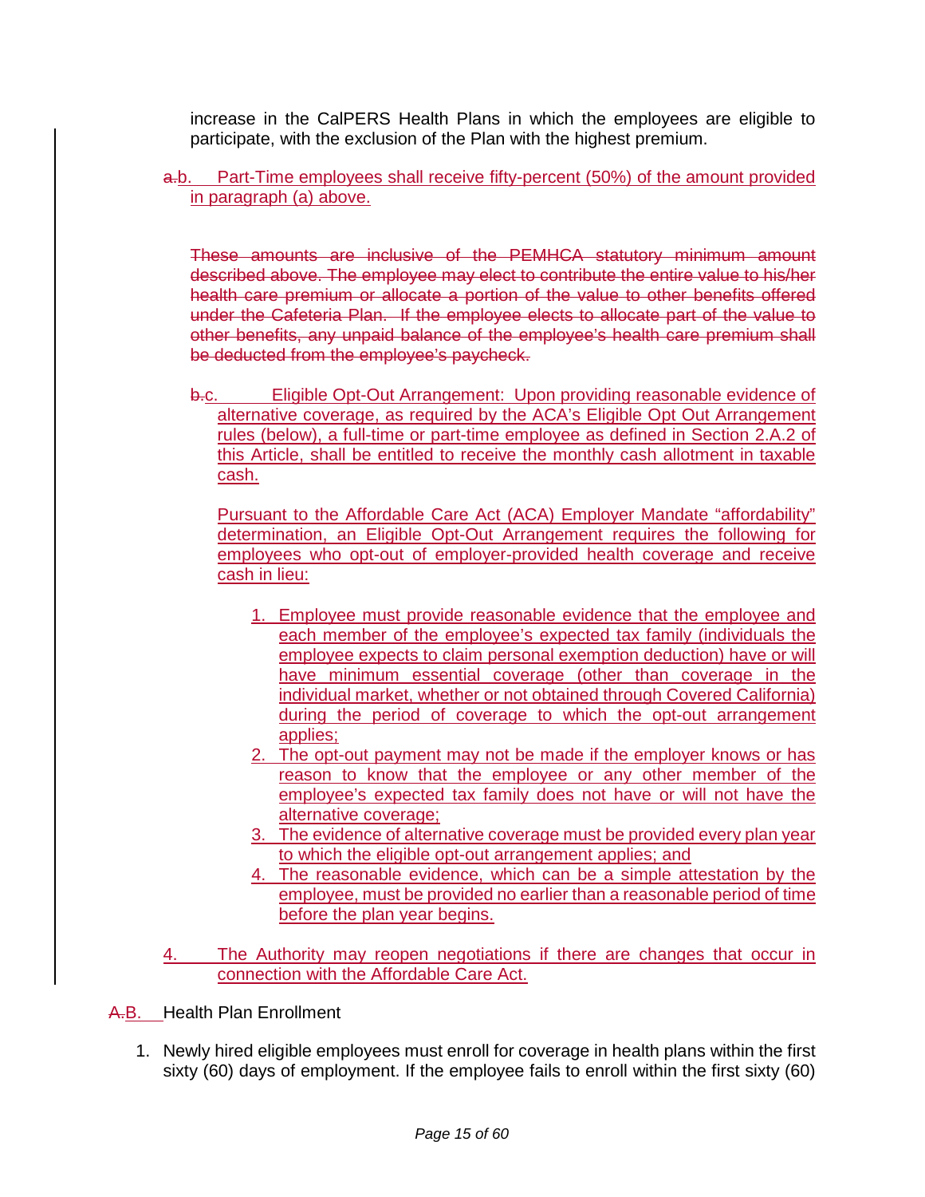increase in the CalPERS Health Plans in which the employees are eligible to participate, with the exclusion of the Plan with the highest premium.

~~a.~~b. Part-Time employees shall receive fifty-percent (50%) of the amount provided in paragraph (a) above.

~~These amounts are inclusive of the PEMHCA statutory minimum amount described above. The employee may elect to contribute the entire value to his/her health care premium or allocate a portion of the value to other benefits offered under the Cafeteria Plan. If the employee elects to allocate part of the value to other benefits, any unpaid balance of the employee's health care premium shall be deducted from the employee's paycheck.~~

~~b.~~c. Eligible Opt-Out Arrangement: Upon providing reasonable evidence of alternative coverage, as required by the ACA's Eligible Opt Out Arrangement rules (below), a full-time or part-time employee as defined in Section 2.A.2 of this Article, shall be entitled to receive the monthly cash allotment in taxable cash.

Pursuant to the Affordable Care Act (ACA) Employer Mandate "affordability" determination, an Eligible Opt-Out Arrangement requires the following for employees who opt-out of employer-provided health coverage and receive cash in lieu:

1. Employee must provide reasonable evidence that the employee and each member of the employee's expected tax family (individuals the employee expects to claim personal exemption deduction) have or will have minimum essential coverage (other than coverage in the individual market, whether or not obtained through Covered California) during the period of coverage to which the opt-out arrangement applies;
2. The opt-out payment may not be made if the employer knows or has reason to know that the employee or any other member of the employee's expected tax family does not have or will not have the alternative coverage;
3. The evidence of alternative coverage must be provided every plan year to which the eligible opt-out arrangement applies; and
4. The reasonable evidence, which can be a simple attestation by the employee, must be provided no earlier than a reasonable period of time before the plan year begins.

4. The Authority may reopen negotiations if there are changes that occur in connection with the Affordable Care Act.

~~A.~~B. Health Plan Enrollment

1. Newly hired eligible employees must enroll for coverage in health plans within the first sixty (60) days of employment. If the employee fails to enroll within the first sixty (60)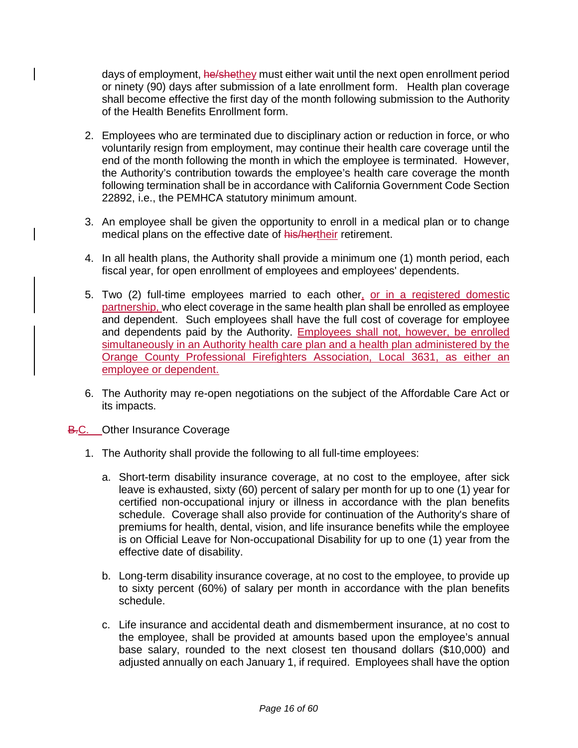days of employment, ~~he/she~~they must either wait until the next open enrollment period or ninety (90) days after submission of a late enrollment form. Health plan coverage shall become effective the first day of the month following submission to the Authority of the Health Benefits Enrollment form.

2. Employees who are terminated due to disciplinary action or reduction in force, or who voluntarily resign from employment, may continue their health care coverage until the end of the month following the month in which the employee is terminated. However, the Authority's contribution towards the employee's health care coverage the month following termination shall be in accordance with California Government Code Section 22892, i.e., the PEMHCA statutory minimum amount.

3. An employee shall be given the opportunity to enroll in a medical plan or to change medical plans on the effective date of ~~his/her~~their retirement.

4. In all health plans, the Authority shall provide a minimum one (1) month period, each fiscal year, for open enrollment of employees and employees' dependents.

5. Two (2) full-time employees married to each other, or in a registered domestic partnership, who elect coverage in the same health plan shall be enrolled as employee and dependent. Such employees shall have the full cost of coverage for employee and dependents paid by the Authority. Employees shall not, however, be enrolled simultaneously in an Authority health care plan and a health plan administered by the Orange County Professional Firefighters Association, Local 3631, as either an employee or dependent.

6. The Authority may re-open negotiations on the subject of the Affordable Care Act or its impacts.

~~B.~~C. Other Insurance Coverage

1. The Authority shall provide the following to all full-time employees:

   a. Short-term disability insurance coverage, at no cost to the employee, after sick leave is exhausted, sixty (60) percent of salary per month for up to one (1) year for certified non-occupational injury or illness in accordance with the plan benefits schedule. Coverage shall also provide for continuation of the Authority's share of premiums for health, dental, vision, and life insurance benefits while the employee is on Official Leave for Non-occupational Disability for up to one (1) year from the effective date of disability.

   b. Long-term disability insurance coverage, at no cost to the employee, to provide up to sixty percent (60%) of salary per month in accordance with the plan benefits schedule.

   c. Life insurance and accidental death and dismemberment insurance, at no cost to the employee, shall be provided at amounts based upon the employee's annual base salary, rounded to the next closest ten thousand dollars ($10,000) and adjusted annually on each January 1, if required. Employees shall have the option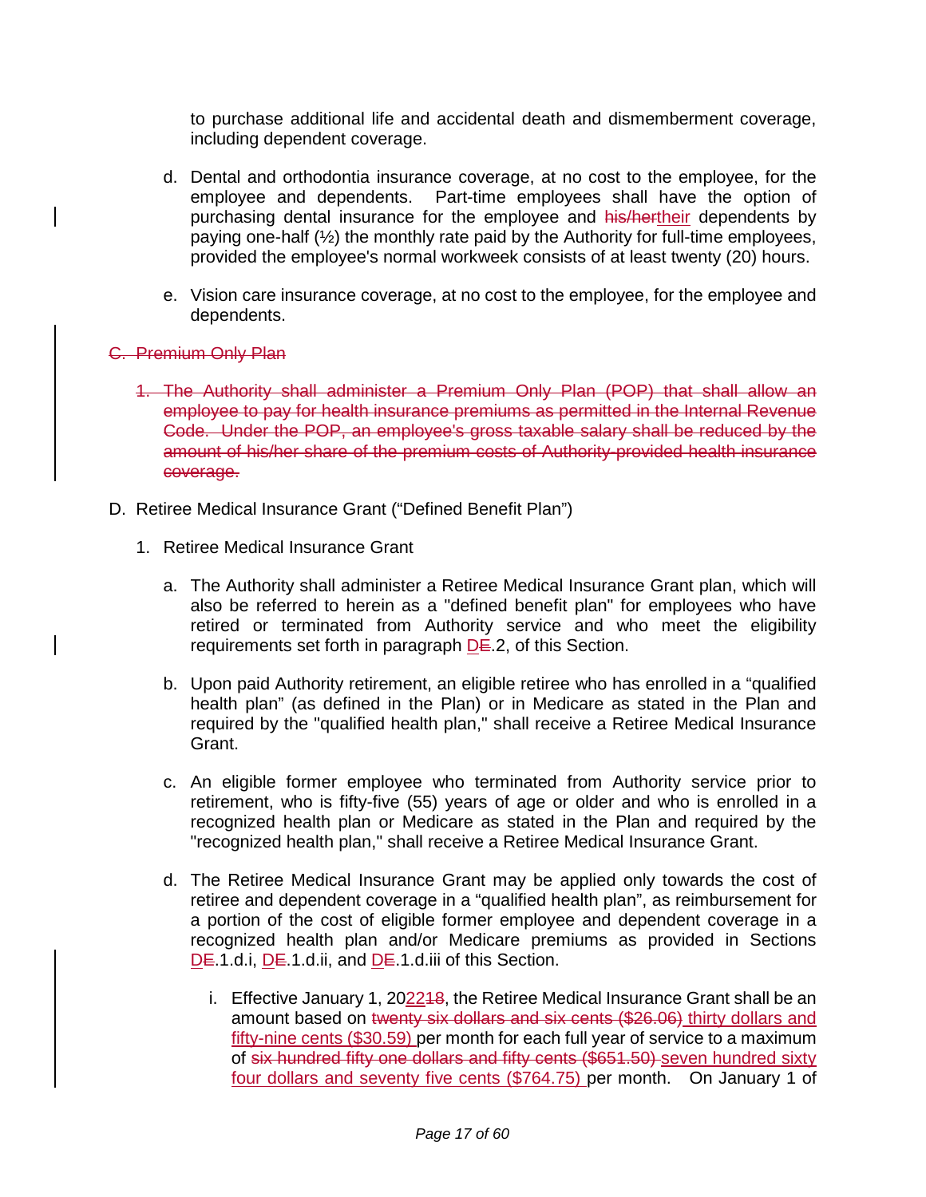to purchase additional life and accidental death and dismemberment coverage, including dependent coverage.

d. Dental and orthodontia insurance coverage, at no cost to the employee, for the employee and dependents. Part-time employees shall have the option of purchasing dental insurance for the employee and ~~his/her~~their dependents by paying one-half (½) the monthly rate paid by the Authority for full-time employees, provided the employee's normal workweek consists of at least twenty (20) hours.

e. Vision care insurance coverage, at no cost to the employee, for the employee and dependents.

~~C. Premium Only Plan~~

~~1. The Authority shall administer a Premium Only Plan (POP) that shall allow an employee to pay for health insurance premiums as permitted in the Internal Revenue Code. Under the POP, an employee's gross taxable salary shall be reduced by the amount of his/her share of the premium costs of Authority-provided health insurance coverage.~~

D. Retiree Medical Insurance Grant ("Defined Benefit Plan")

1. Retiree Medical Insurance Grant

   a. The Authority shall administer a Retiree Medical Insurance Grant plan, which will also be referred to herein as a "defined benefit plan" for employees who have retired or terminated from Authority service and who meet the eligibility requirements set forth in paragraph D~~E~~.2, of this Section.

   b. Upon paid Authority retirement, an eligible retiree who has enrolled in a "qualified health plan" (as defined in the Plan) or in Medicare as stated in the Plan and required by the "qualified health plan," shall receive a Retiree Medical Insurance Grant.

   c. An eligible former employee who terminated from Authority service prior to retirement, who is fifty-five (55) years of age or older and who is enrolled in a recognized health plan or Medicare as stated in the Plan and required by the "recognized health plan," shall receive a Retiree Medical Insurance Grant.

   d. The Retiree Medical Insurance Grant may be applied only towards the cost of retiree and dependent coverage in a "qualified health plan", as reimbursement for a portion of the cost of eligible former employee and dependent coverage in a recognized health plan and/or Medicare premiums as provided in Sections D~~E~~.1.d.i, D~~E~~.1.d.ii, and D~~E~~.1.d.iii of this Section.

      i. Effective January 1, 2022~~18~~, the Retiree Medical Insurance Grant shall be an amount based on ~~twenty six dollars and six cents ($26.06)~~ thirty dollars and fifty-nine cents ($30.59) per month for each full year of service to a maximum of ~~six hundred fifty one dollars and fifty cents ($651.50)~~ seven hundred sixty four dollars and seventy five cents ($764.75) per month. On January 1 of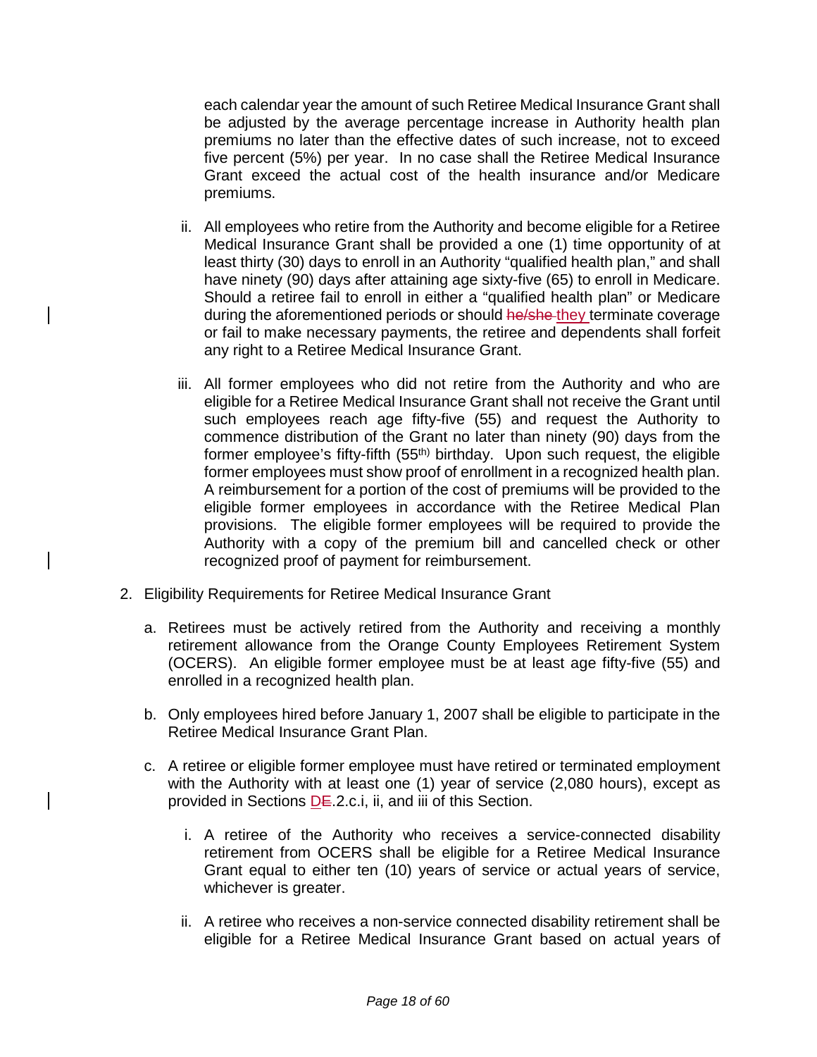each calendar year the amount of such Retiree Medical Insurance Grant shall be adjusted by the average percentage increase in Authority health plan premiums no later than the effective dates of such increase, not to exceed five percent (5%) per year. In no case shall the Retiree Medical Insurance Grant exceed the actual cost of the health insurance and/or Medicare premiums.

ii. All employees who retire from the Authority and become eligible for a Retiree Medical Insurance Grant shall be provided a one (1) time opportunity of at least thirty (30) days to enroll in an Authority "qualified health plan," and shall have ninety (90) days after attaining age sixty-five (65) to enroll in Medicare. Should a retiree fail to enroll in either a "qualified health plan" or Medicare during the aforementioned periods or should ~~he/she~~ they terminate coverage or fail to make necessary payments, the retiree and dependents shall forfeit any right to a Retiree Medical Insurance Grant.

iii. All former employees who did not retire from the Authority and who are eligible for a Retiree Medical Insurance Grant shall not receive the Grant until such employees reach age fifty-five (55) and request the Authority to commence distribution of the Grant no later than ninety (90) days from the former employee's fifty-fifth (55th) birthday. Upon such request, the eligible former employees must show proof of enrollment in a recognized health plan. A reimbursement for a portion of the cost of premiums will be provided to the eligible former employees in accordance with the Retiree Medical Plan provisions. The eligible former employees will be required to provide the Authority with a copy of the premium bill and cancelled check or other recognized proof of payment for reimbursement.

2. Eligibility Requirements for Retiree Medical Insurance Grant

   a. Retirees must be actively retired from the Authority and receiving a monthly retirement allowance from the Orange County Employees Retirement System (OCERS). An eligible former employee must be at least age fifty-five (55) and enrolled in a recognized health plan.

   b. Only employees hired before January 1, 2007 shall be eligible to participate in the Retiree Medical Insurance Grant Plan.

   c. A retiree or eligible former employee must have retired or terminated employment with the Authority with at least one (1) year of service (2,080 hours), except as provided in Sections D~~E~~.2.c.i, ii, and iii of this Section.

      i. A retiree of the Authority who receives a service-connected disability retirement from OCERS shall be eligible for a Retiree Medical Insurance Grant equal to either ten (10) years of service or actual years of service, whichever is greater.

      ii. A retiree who receives a non-service connected disability retirement shall be eligible for a Retiree Medical Insurance Grant based on actual years of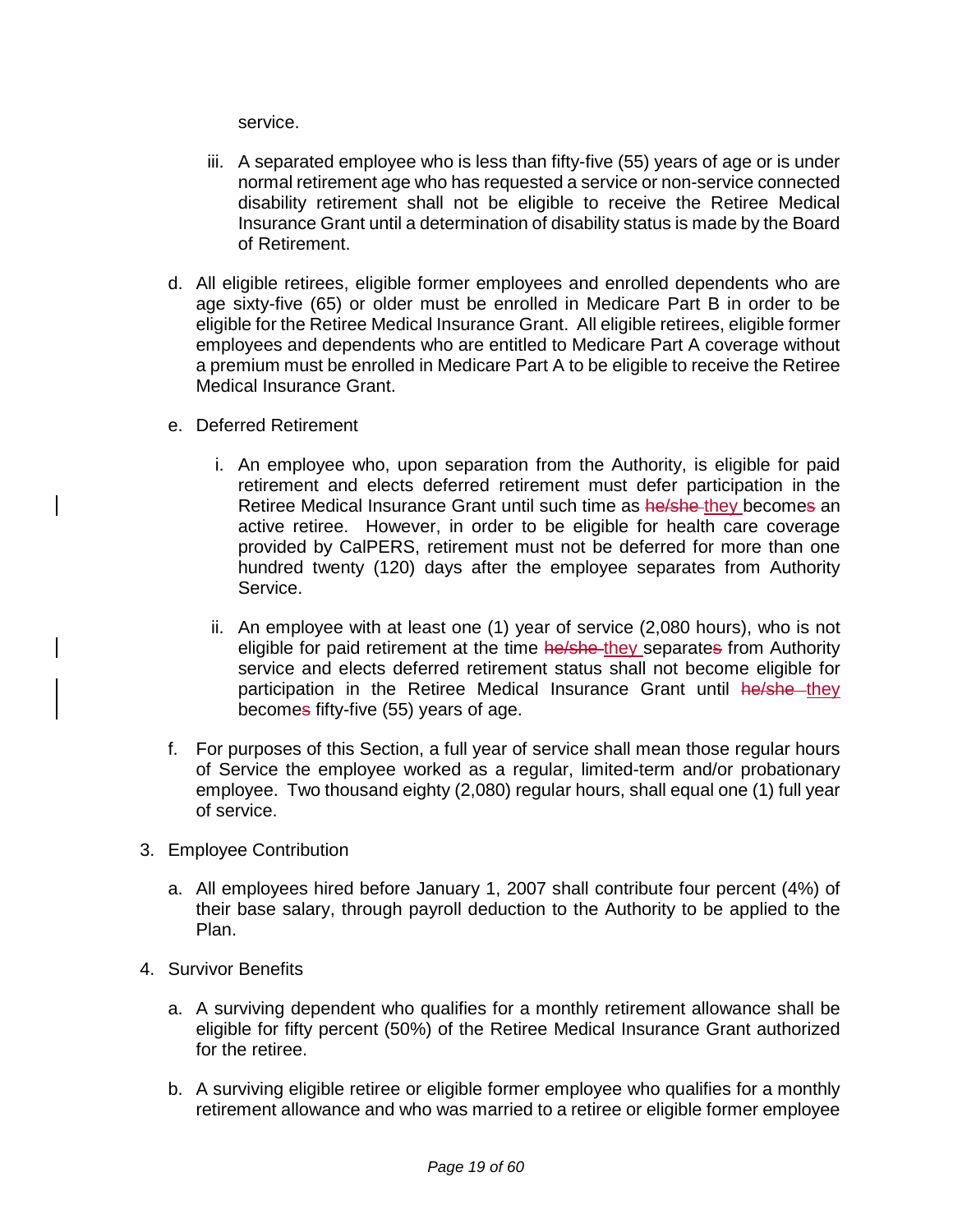service.

   iii. A separated employee who is less than fifty-five (55) years of age or is under normal retirement age who has requested a service or non-service connected disability retirement shall not be eligible to receive the Retiree Medical Insurance Grant until a determination of disability status is made by the Board of Retirement.

d. All eligible retirees, eligible former employees and enrolled dependents who are age sixty-five (65) or older must be enrolled in Medicare Part B in order to be eligible for the Retiree Medical Insurance Grant. All eligible retirees, eligible former employees and dependents who are entitled to Medicare Part A coverage without a premium must be enrolled in Medicare Part A to be eligible to receive the Retiree Medical Insurance Grant.

e. Deferred Retirement

   i. An employee who, upon separation from the Authority, is eligible for paid retirement and elects deferred retirement must defer participation in the Retiree Medical Insurance Grant until such time as ~~he/she~~ they become~~s~~ an active retiree. However, in order to be eligible for health care coverage provided by CalPERS, retirement must not be deferred for more than one hundred twenty (120) days after the employee separates from Authority Service.

   ii. An employee with at least one (1) year of service (2,080 hours), who is not eligible for paid retirement at the time ~~he/she~~ they separate~~s~~ from Authority service and elects deferred retirement status shall not become eligible for participation in the Retiree Medical Insurance Grant until ~~he/she~~ they become~~s~~ fifty-five (55) years of age.

f. For purposes of this Section, a full year of service shall mean those regular hours of Service the employee worked as a regular, limited-term and/or probationary employee. Two thousand eighty (2,080) regular hours, shall equal one (1) full year of service.

3. Employee Contribution

   a. All employees hired before January 1, 2007 shall contribute four percent (4%) of their base salary, through payroll deduction to the Authority to be applied to the Plan.

4. Survivor Benefits

   a. A surviving dependent who qualifies for a monthly retirement allowance shall be eligible for fifty percent (50%) of the Retiree Medical Insurance Grant authorized for the retiree.

   b. A surviving eligible retiree or eligible former employee who qualifies for a monthly retirement allowance and who was married to a retiree or eligible former employee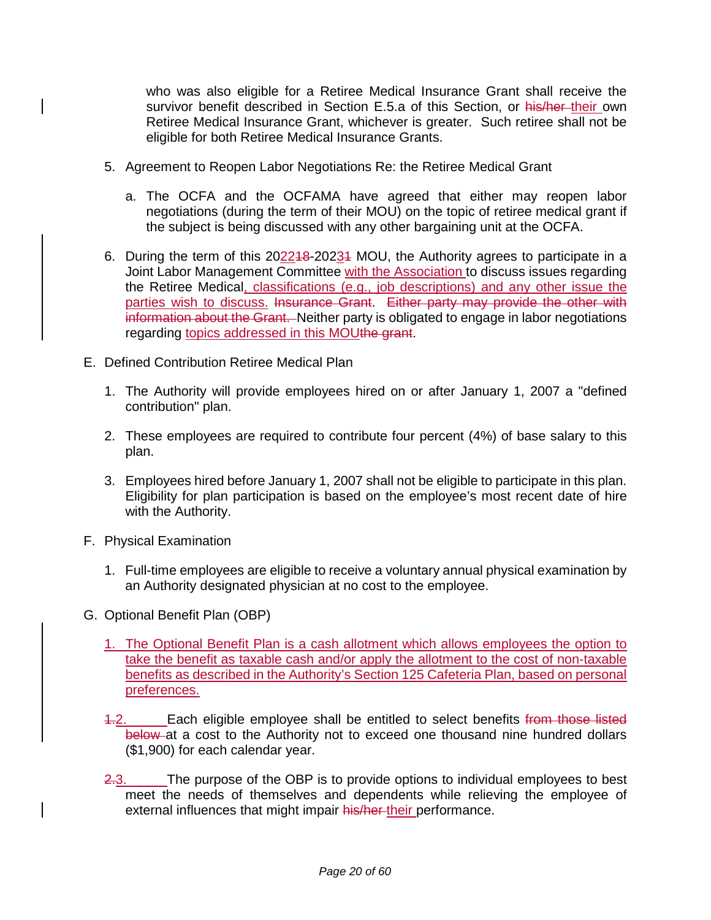who was also eligible for a Retiree Medical Insurance Grant shall receive the survivor benefit described in Section E.5.a of this Section, or ~~his/her~~ their own Retiree Medical Insurance Grant, whichever is greater. Such retiree shall not be eligible for both Retiree Medical Insurance Grants.

5. Agreement to Reopen Labor Negotiations Re: the Retiree Medical Grant

   a. The OCFA and the OCFAMA have agreed that either may reopen labor negotiations (during the term of their MOU) on the topic of retiree medical grant if the subject is being discussed with any other bargaining unit at the OCFA.

6. During the term of this 20~~18~~22-20~~21~~23 MOU, the Authority agrees to participate in a Joint Labor Management Committee with the Association to discuss issues regarding the Retiree Medical, classifications (e.g., job descriptions) and any other issue the parties wish to discuss. ~~Insurance Grant~~. ~~Either party may provide the other with information about the Grant.~~ Neither party is obligated to engage in labor negotiations regarding topics addressed in this MOU~~the grant~~.

E. Defined Contribution Retiree Medical Plan

1. The Authority will provide employees hired on or after January 1, 2007 a "defined contribution" plan.

2. These employees are required to contribute four percent (4%) of base salary to this plan.

3. Employees hired before January 1, 2007 shall not be eligible to participate in this plan. Eligibility for plan participation is based on the employee's most recent date of hire with the Authority.

F. Physical Examination

1. Full-time employees are eligible to receive a voluntary annual physical examination by an Authority designated physician at no cost to the employee.

G. Optional Benefit Plan (OBP)

1. The Optional Benefit Plan is a cash allotment which allows employees the option to take the benefit as taxable cash and/or apply the allotment to the cost of non-taxable benefits as described in the Authority's Section 125 Cafeteria Plan, based on personal preferences.

~~1.~~2. Each eligible employee shall be entitled to select benefits ~~from those listed below~~ at a cost to the Authority not to exceed one thousand nine hundred dollars ($1,900) for each calendar year.

~~2.~~3. The purpose of the OBP is to provide options to individual employees to best meet the needs of themselves and dependents while relieving the employee of external influences that might impair ~~his/her~~ their performance.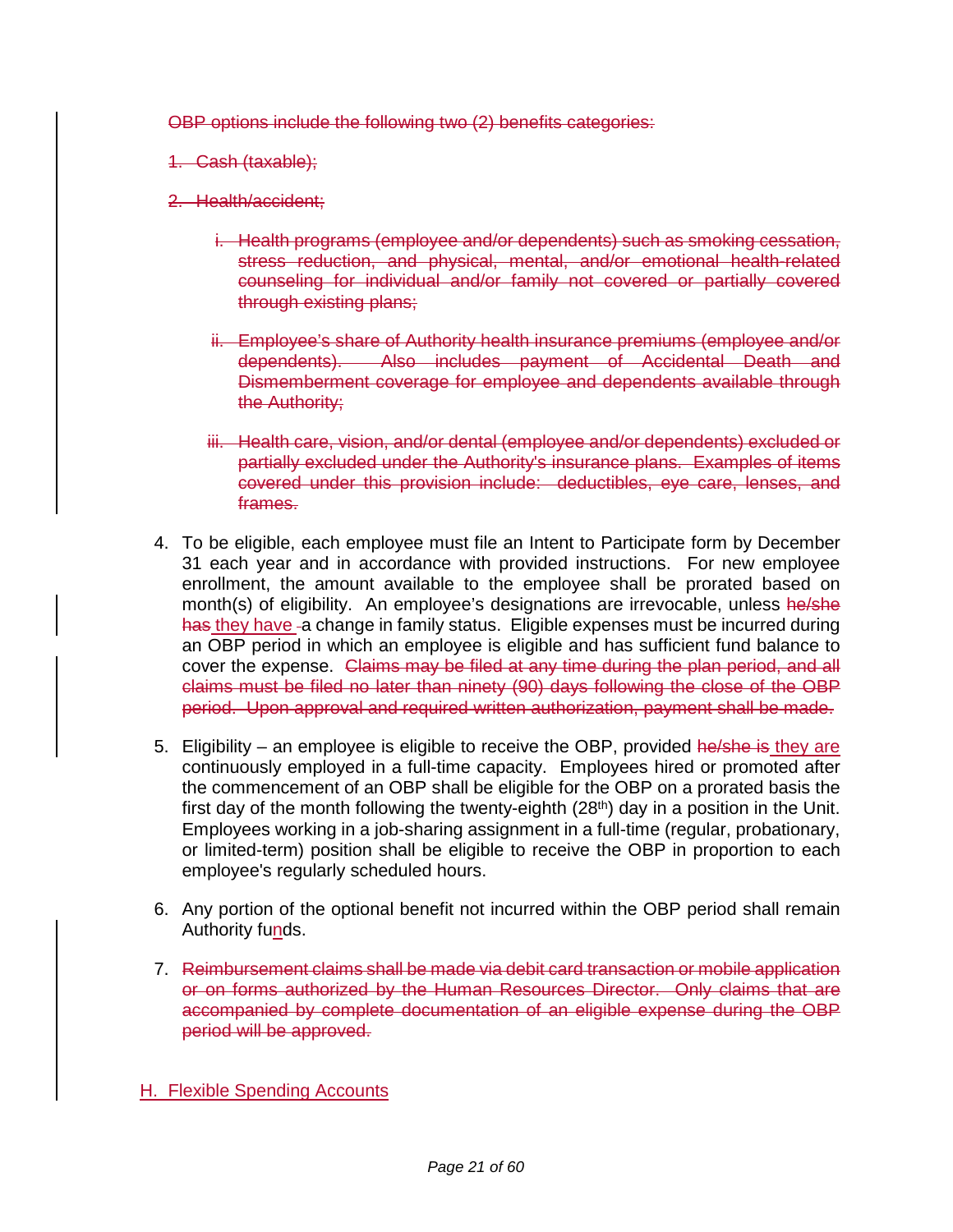~~OBP options include the following two (2) benefits categories:~~

~~1. Cash (taxable);~~

~~2. Health/accident;~~

~~i. Health programs (employee and/or dependents) such as smoking cessation, stress reduction, and physical, mental, and/or emotional health-related counseling for individual and/or family not covered or partially covered through existing plans;~~

~~ii. Employee's share of Authority health insurance premiums (employee and/or dependents). Also includes payment of Accidental Death and Dismemberment coverage for employee and dependents available through the Authority;~~

~~iii. Health care, vision, and/or dental (employee and/or dependents) excluded or partially excluded under the Authority's insurance plans. Examples of items covered under this provision include: deductibles, eye care, lenses, and frames.~~

4. To be eligible, each employee must file an Intent to Participate form by December 31 each year and in accordance with provided instructions. For new employee enrollment, the amount available to the employee shall be prorated based on month(s) of eligibility. An employee's designations are irrevocable, unless ~~he/she has~~ <u>they have</u> a change in family status. Eligible expenses must be incurred during an OBP period in which an employee is eligible and has sufficient fund balance to cover the expense. ~~Claims may be filed at any time during the plan period, and all claims must be filed no later than ninety (90) days following the close of the OBP period. Upon approval and required written authorization, payment shall be made.~~

5. Eligibility – an employee is eligible to receive the OBP, provided ~~he/she is~~ <u>they are</u> continuously employed in a full-time capacity. Employees hired or promoted after the commencement of an OBP shall be eligible for the OBP on a prorated basis the first day of the month following the twenty-eighth (28th) day in a position in the Unit. Employees working in a job-sharing assignment in a full-time (regular, probationary, or limited-term) position shall be eligible to receive the OBP in proportion to each employee's regularly scheduled hours.

6. Any portion of the optional benefit not incurred within the OBP period shall remain Authority fu<u>n</u>ds.

7. ~~Reimbursement claims shall be made via debit card transaction or mobile application or on forms authorized by the Human Resources Director. Only claims that are accompanied by complete documentation of an eligible expense during the OBP period will be approved.~~

<u>H. Flexible Spending Accounts</u>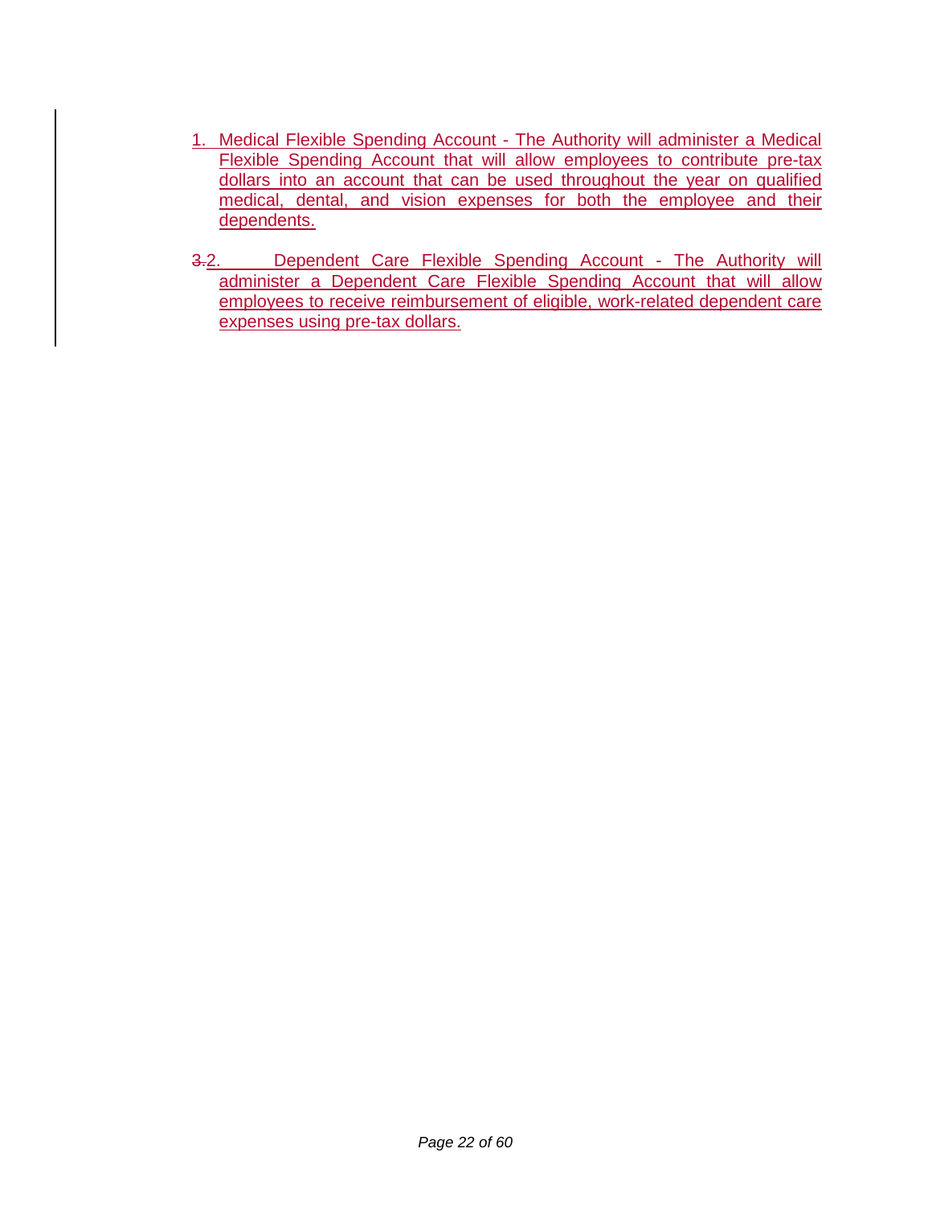1. Medical Flexible Spending Account - The Authority will administer a Medical Flexible Spending Account that will allow employees to contribute pre-tax dollars into an account that can be used throughout the year on qualified medical, dental, and vision expenses for both the employee and their dependents.

2. Dependent Care Flexible Spending Account - The Authority will administer a Dependent Care Flexible Spending Account that will allow employees to receive reimbursement of eligible, work-related dependent care expenses using pre-tax dollars.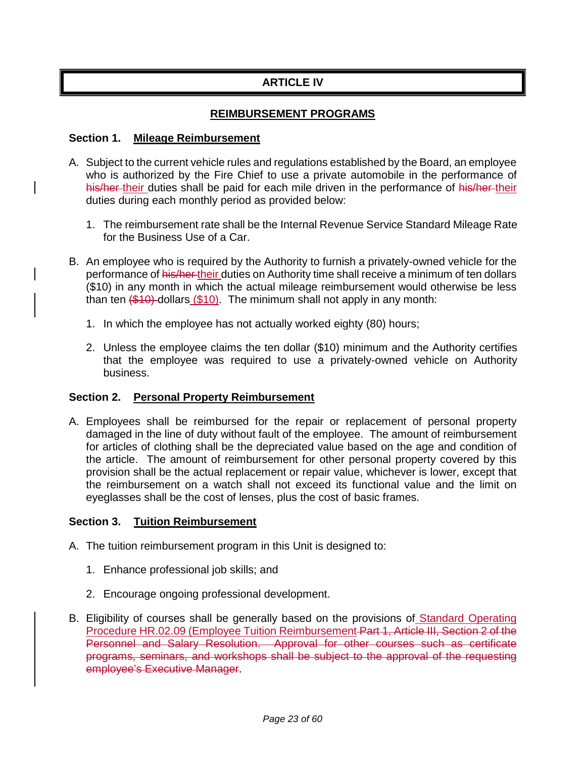# ARTICLE IV

## REIMBURSEMENT PROGRAMS

### Section 1. Mileage Reimbursement

A. Subject to the current vehicle rules and regulations established by the Board, an employee who is authorized by the Fire Chief to use a private automobile in the performance of ~~his/her~~ their duties shall be paid for each mile driven in the performance of ~~his/her~~ their duties during each monthly period as provided below:

   1. The reimbursement rate shall be the Internal Revenue Service Standard Mileage Rate for the Business Use of a Car.

B. An employee who is required by the Authority to furnish a privately-owned vehicle for the performance of ~~his/her~~ their duties on Authority time shall receive a minimum of ten dollars ($10) in any month in which the actual mileage reimbursement would otherwise be less than ten ~~($10)~~ dollars ($10). The minimum shall not apply in any month:

   1. In which the employee has not actually worked eighty (80) hours;

   2. Unless the employee claims the ten dollar ($10) minimum and the Authority certifies that the employee was required to use a privately-owned vehicle on Authority business.

### Section 2. Personal Property Reimbursement

A. Employees shall be reimbursed for the repair or replacement of personal property damaged in the line of duty without fault of the employee. The amount of reimbursement for articles of clothing shall be the depreciated value based on the age and condition of the article. The amount of reimbursement for other personal property covered by this provision shall be the actual replacement or repair value, whichever is lower, except that the reimbursement on a watch shall not exceed its functional value and the limit on eyeglasses shall be the cost of lenses, plus the cost of basic frames.

### Section 3. Tuition Reimbursement

A. The tuition reimbursement program in this Unit is designed to:

   1. Enhance professional job skills; and

   2. Encourage ongoing professional development.

B. Eligibility of courses shall be generally based on the provisions of Standard Operating Procedure HR.02.09 (Employee Tuition Reimbursement ~~Part 1, Article III, Section 2 of the Personnel and Salary Resolution. Approval for other courses such as certificate programs, seminars, and workshops shall be subject to the approval of the requesting employee's Executive Manager~~.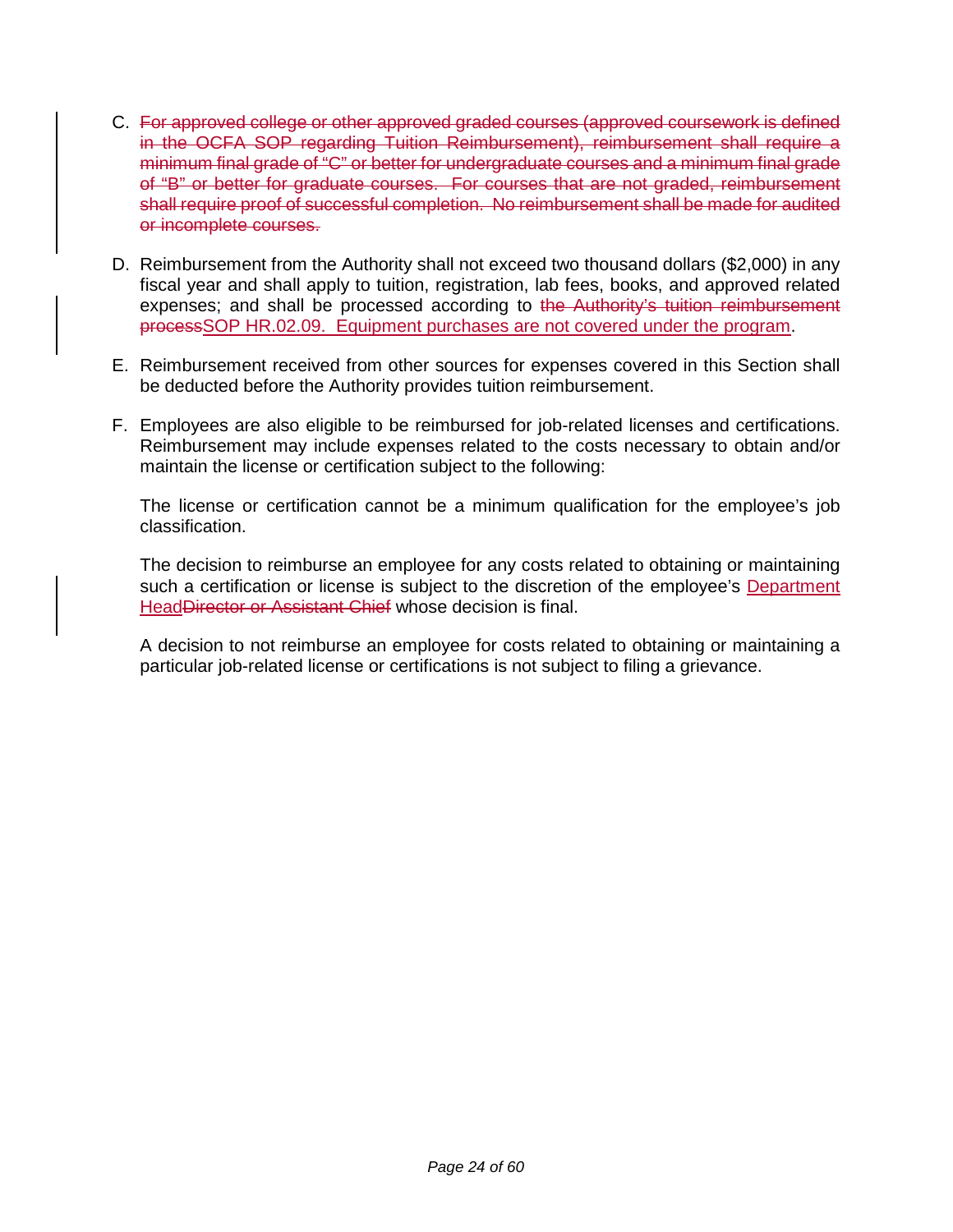C. ~~For approved college or other approved graded courses (approved coursework is defined in the OCFA SOP regarding Tuition Reimbursement), reimbursement shall require a minimum final grade of "C" or better for undergraduate courses and a minimum final grade of "B" or better for graduate courses. For courses that are not graded, reimbursement shall require proof of successful completion. No reimbursement shall be made for audited or incomplete courses.~~

D. Reimbursement from the Authority shall not exceed two thousand dollars ($2,000) in any fiscal year and shall apply to tuition, registration, lab fees, books, and approved related expenses; and shall be processed according to ~~the Authority's tuition reimbursement process~~SOP HR.02.09. Equipment purchases are not covered under the program.

E. Reimbursement received from other sources for expenses covered in this Section shall be deducted before the Authority provides tuition reimbursement.

F. Employees are also eligible to be reimbursed for job-related licenses and certifications. Reimbursement may include expenses related to the costs necessary to obtain and/or maintain the license or certification subject to the following:

   The license or certification cannot be a minimum qualification for the employee's job classification.

   The decision to reimburse an employee for any costs related to obtaining or maintaining such a certification or license is subject to the discretion of the employee's Department Head~~Director or Assistant Chief~~ whose decision is final.

   A decision to not reimburse an employee for costs related to obtaining or maintaining a particular job-related license or certifications is not subject to filing a grievance.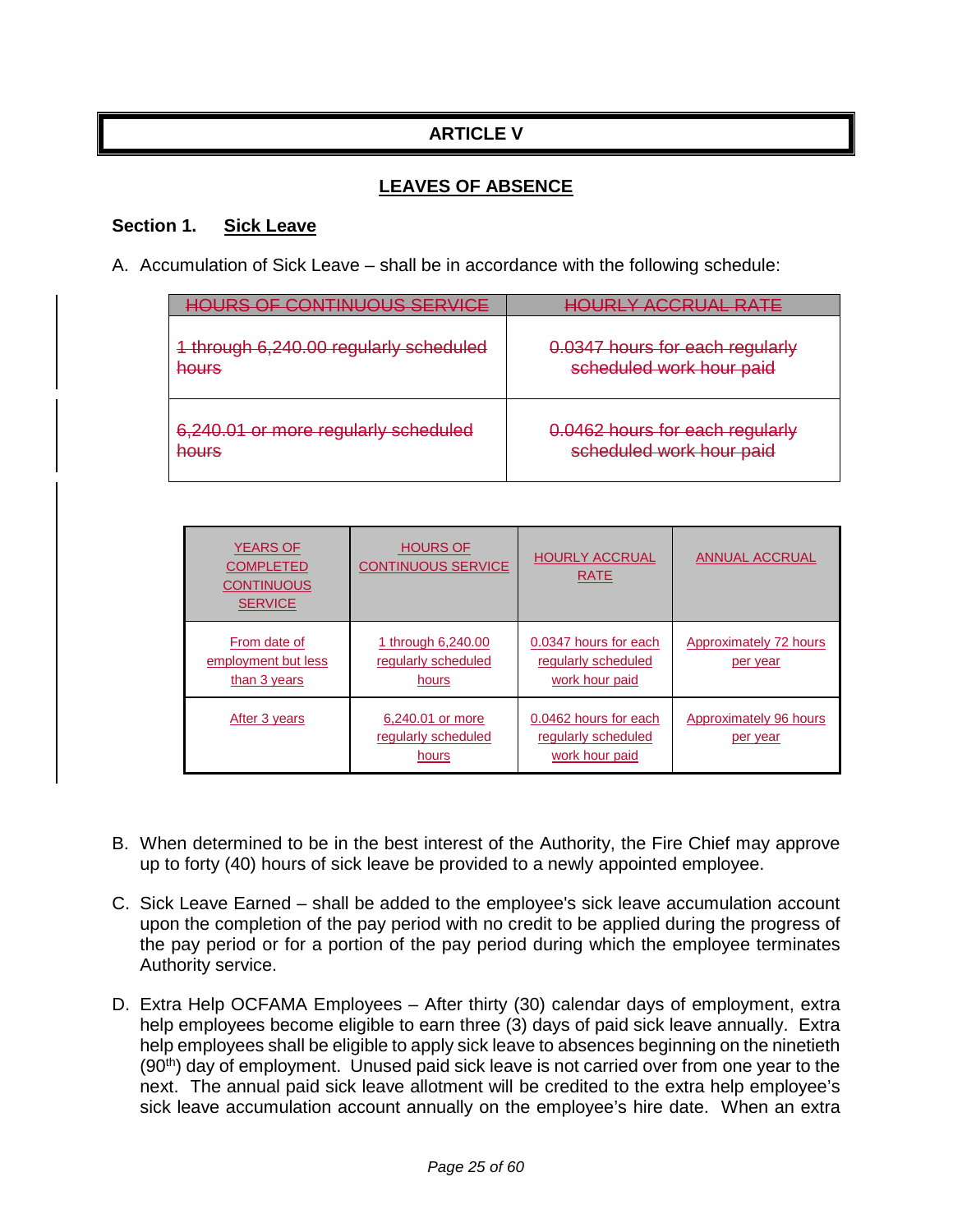## ARTICLE V

## LEAVES OF ABSENCE

**Section 1. Sick Leave**

A. Accumulation of Sick Leave – shall be in accordance with the following schedule:

| ~~HOURS OF CONTINUOUS SERVICE~~ | ~~HOURLY ACCRUAL RATE~~ |
|---|---|
| ~~1 through 6,240.00 regularly scheduled hours~~ | ~~0.0347 hours for each regularly scheduled work hour paid~~ |
| ~~6,240.01 or more regularly scheduled hours~~ | ~~0.0462 hours for each regularly scheduled work hour paid~~ |

| YEARS OF COMPLETED CONTINUOUS SERVICE | HOURS OF CONTINUOUS SERVICE | HOURLY ACCRUAL RATE | ANNUAL ACCRUAL |
|---|---|---|---|
| From date of employment but less than 3 years | 1 through 6,240.00 regularly scheduled hours | 0.0347 hours for each regularly scheduled work hour paid | Approximately 72 hours per year |
| After 3 years | 6,240.01 or more regularly scheduled hours | 0.0462 hours for each regularly scheduled work hour paid | Approximately 96 hours per year |

B. When determined to be in the best interest of the Authority, the Fire Chief may approve up to forty (40) hours of sick leave be provided to a newly appointed employee.

C. Sick Leave Earned – shall be added to the employee's sick leave accumulation account upon the completion of the pay period with no credit to be applied during the progress of the pay period or for a portion of the pay period during which the employee terminates Authority service.

D. Extra Help OCFAMA Employees – After thirty (30) calendar days of employment, extra help employees become eligible to earn three (3) days of paid sick leave annually. Extra help employees shall be eligible to apply sick leave to absences beginning on the ninetieth (90th) day of employment. Unused paid sick leave is not carried over from one year to the next. The annual paid sick leave allotment will be credited to the extra help employee's sick leave accumulation account annually on the employee's hire date. When an extra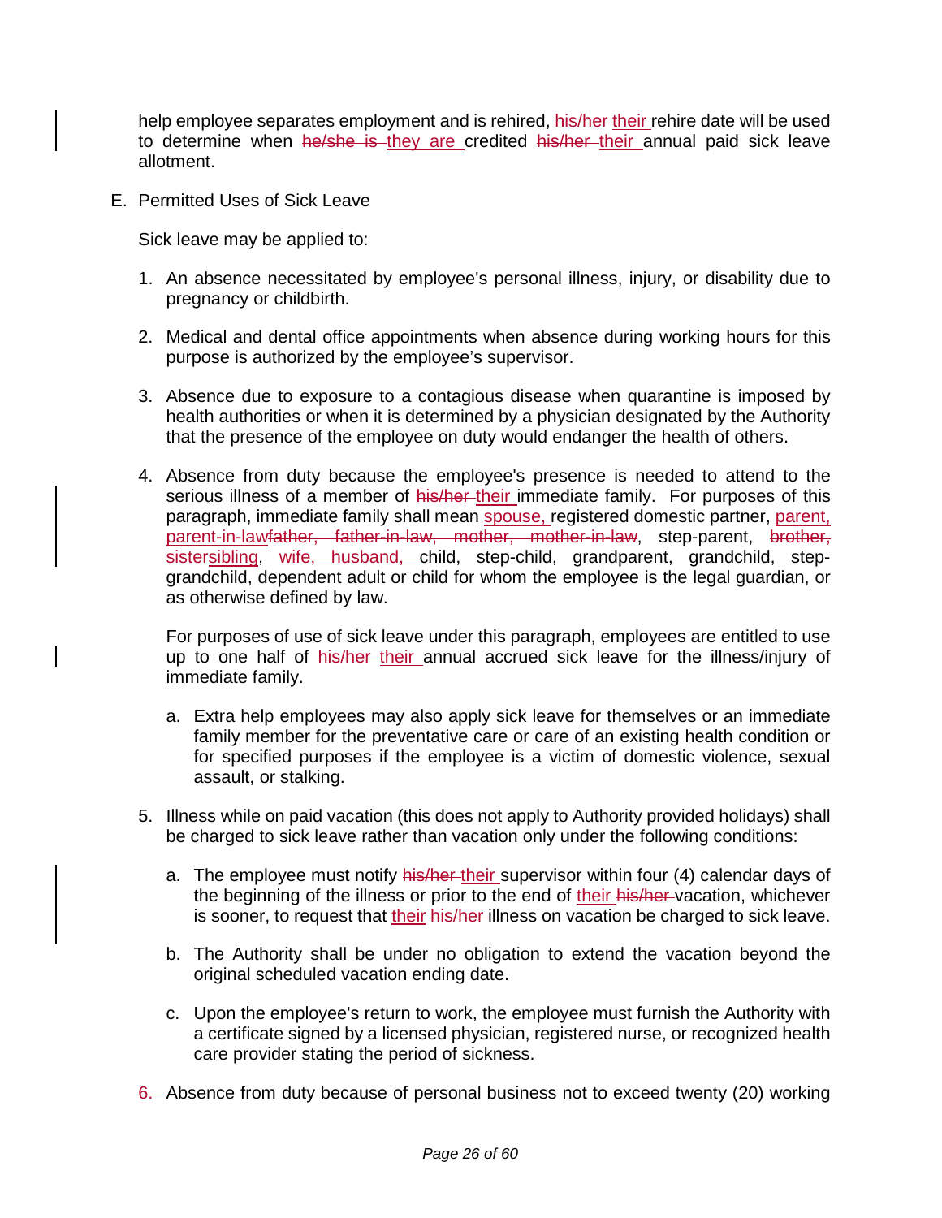help employee separates employment and is rehired, ~~his/her~~ their rehire date will be used to determine when ~~he/she is~~ they are credited ~~his/her~~ their annual paid sick leave allotment.

E. Permitted Uses of Sick Leave

Sick leave may be applied to:

1. An absence necessitated by employee's personal illness, injury, or disability due to pregnancy or childbirth.

2. Medical and dental office appointments when absence during working hours for this purpose is authorized by the employee's supervisor.

3. Absence due to exposure to a contagious disease when quarantine is imposed by health authorities or when it is determined by a physician designated by the Authority that the presence of the employee on duty would endanger the health of others.

4. Absence from duty because the employee's presence is needed to attend to the serious illness of a member of ~~his/her~~ their immediate family. For purposes of this paragraph, immediate family shall mean spouse, registered domestic partner, parent, parent-in-law~~father, father-in-law, mother, mother-in-law~~, step-parent, ~~brother, sister~~sibling, ~~wife, husband,~~ child, step-child, grandparent, grandchild, step-grandchild, dependent adult or child for whom the employee is the legal guardian, or as otherwise defined by law.

   For purposes of use of sick leave under this paragraph, employees are entitled to use up to one half of ~~his/her~~ their annual accrued sick leave for the illness/injury of immediate family.

   a. Extra help employees may also apply sick leave for themselves or an immediate family member for the preventative care or care of an existing health condition or for specified purposes if the employee is a victim of domestic violence, sexual assault, or stalking.

5. Illness while on paid vacation (this does not apply to Authority provided holidays) shall be charged to sick leave rather than vacation only under the following conditions:

   a. The employee must notify ~~his/her~~ their supervisor within four (4) calendar days of the beginning of the illness or prior to the end of their ~~his/her~~ vacation, whichever is sooner, to request that their ~~his/her~~ illness on vacation be charged to sick leave.

   b. The Authority shall be under no obligation to extend the vacation beyond the original scheduled vacation ending date.

   c. Upon the employee's return to work, the employee must furnish the Authority with a certificate signed by a licensed physician, registered nurse, or recognized health care provider stating the period of sickness.

~~6.~~ Absence from duty because of personal business not to exceed twenty (20) working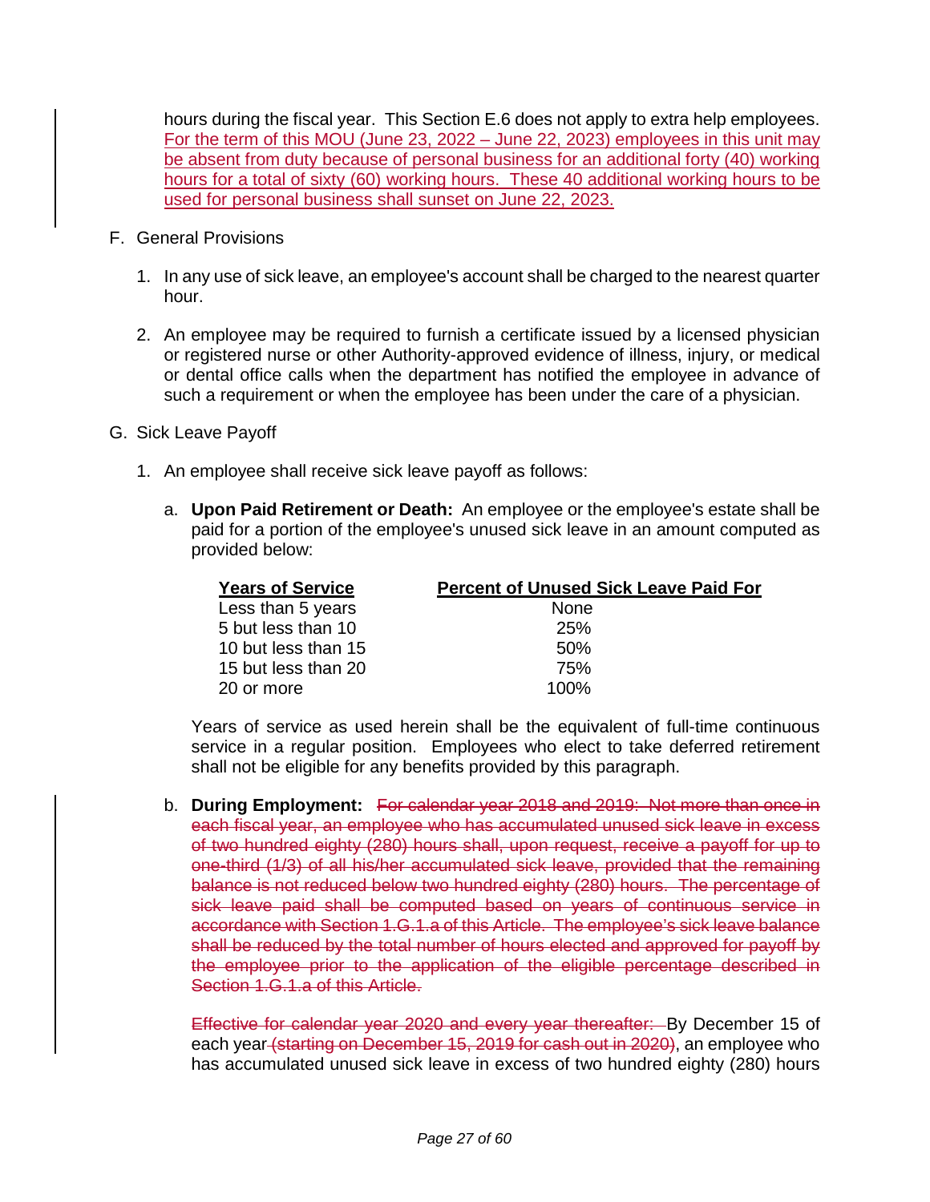hours during the fiscal year. This Section E.6 does not apply to extra help employees. <u>For the term of this MOU (June 23, 2022 – June 22, 2023) employees in this unit may be absent from duty because of personal business for an additional forty (40) working hours for a total of sixty (60) working hours. These 40 additional working hours to be used for personal business shall sunset on June 22, 2023.</u>

F. General Provisions

1. In any use of sick leave, an employee's account shall be charged to the nearest quarter hour.

2. An employee may be required to furnish a certificate issued by a licensed physician or registered nurse or other Authority-approved evidence of illness, injury, or medical or dental office calls when the department has notified the employee in advance of such a requirement or when the employee has been under the care of a physician.

G. Sick Leave Payoff

1. An employee shall receive sick leave payoff as follows:

   a. **Upon Paid Retirement or Death:** An employee or the employee's estate shall be paid for a portion of the employee's unused sick leave in an amount computed as provided below:

| Years of Service | Percent of Unused Sick Leave Paid For |
|---|---|
| Less than 5 years | None |
| 5 but less than 10 | 25% |
| 10 but less than 15 | 50% |
| 15 but less than 20 | 75% |
| 20 or more | 100% |

   Years of service as used herein shall be the equivalent of full-time continuous service in a regular position. Employees who elect to take deferred retirement shall not be eligible for any benefits provided by this paragraph.

   b. **During Employment:** ~~For calendar year 2018 and 2019: Not more than once in each fiscal year, an employee who has accumulated unused sick leave in excess of two hundred eighty (280) hours shall, upon request, receive a payoff for up to one-third (1/3) of all his/her accumulated sick leave, provided that the remaining balance is not reduced below two hundred eighty (280) hours. The percentage of sick leave paid shall be computed based on years of continuous service in accordance with Section 1.G.1.a of this Article. The employee's sick leave balance shall be reduced by the total number of hours elected and approved for payoff by the employee prior to the application of the eligible percentage described in Section 1.G.1.a of this Article.~~

   ~~Effective for calendar year 2020 and every year thereafter:~~ By December 15 of each year ~~(starting on December 15, 2019 for cash out in 2020)~~, an employee who has accumulated unused sick leave in excess of two hundred eighty (280) hours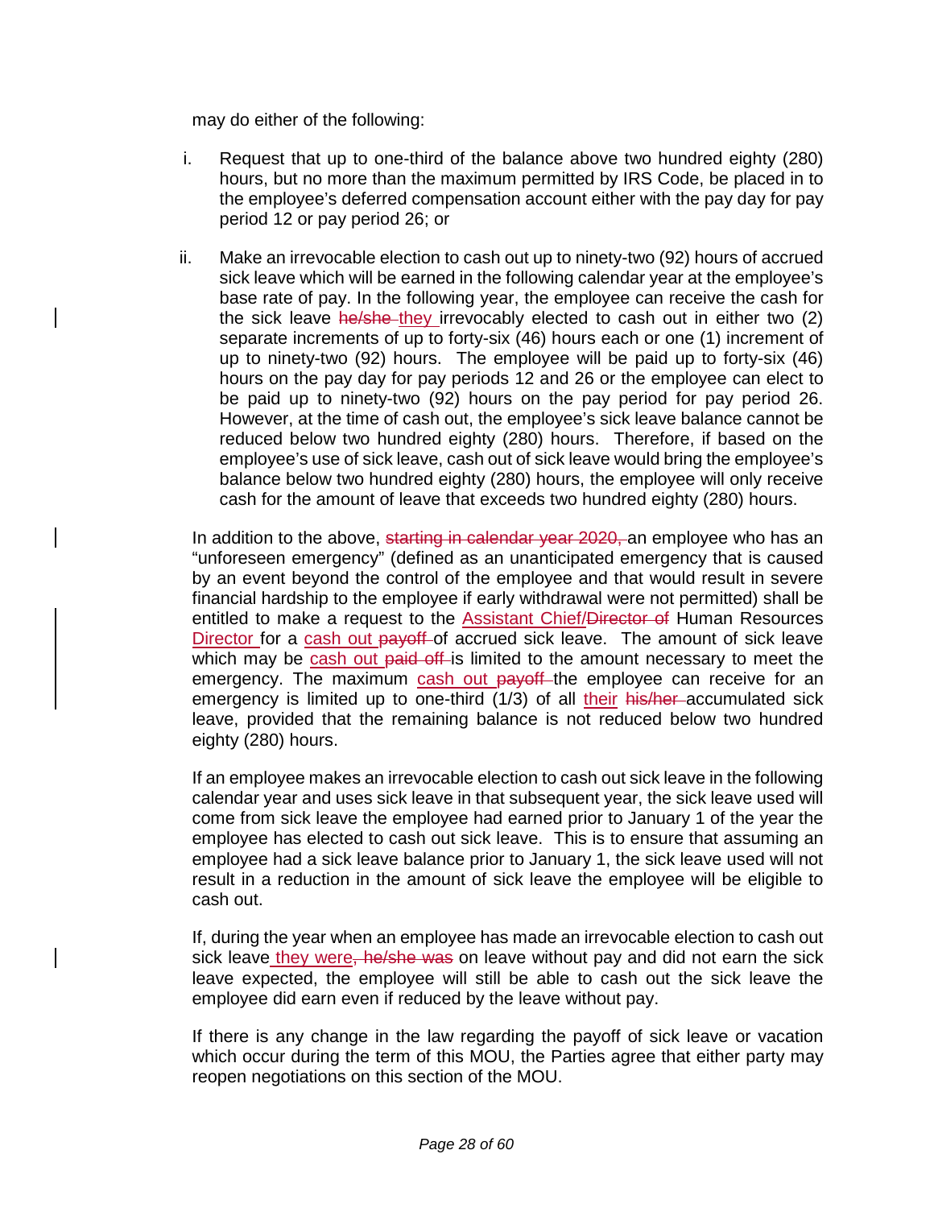may do either of the following:

i. Request that up to one-third of the balance above two hundred eighty (280) hours, but no more than the maximum permitted by IRS Code, be placed in to the employee's deferred compensation account either with the pay day for pay period 12 or pay period 26; or

ii. Make an irrevocable election to cash out up to ninety-two (92) hours of accrued sick leave which will be earned in the following calendar year at the employee's base rate of pay. In the following year, the employee can receive the cash for the sick leave ~~he/she~~ they irrevocably elected to cash out in either two (2) separate increments of up to forty-six (46) hours each or one (1) increment of up to ninety-two (92) hours. The employee will be paid up to forty-six (46) hours on the pay day for pay periods 12 and 26 or the employee can elect to be paid up to ninety-two (92) hours on the pay period for pay period 26. However, at the time of cash out, the employee's sick leave balance cannot be reduced below two hundred eighty (280) hours. Therefore, if based on the employee's use of sick leave, cash out of sick leave would bring the employee's balance below two hundred eighty (280) hours, the employee will only receive cash for the amount of leave that exceeds two hundred eighty (280) hours.

In addition to the above, ~~starting in calendar year 2020,~~ an employee who has an "unforeseen emergency" (defined as an unanticipated emergency that is caused by an event beyond the control of the employee and that would result in severe financial hardship to the employee if early withdrawal were not permitted) shall be entitled to make a request to the Assistant Chief/~~Director of~~ Human Resources Director for a cash out ~~payoff~~ of accrued sick leave. The amount of sick leave which may be cash out ~~paid off~~ is limited to the amount necessary to meet the emergency. The maximum cash out ~~payoff~~ the employee can receive for an emergency is limited up to one-third (1/3) of all their ~~his/her~~ accumulated sick leave, provided that the remaining balance is not reduced below two hundred eighty (280) hours.

If an employee makes an irrevocable election to cash out sick leave in the following calendar year and uses sick leave in that subsequent year, the sick leave used will come from sick leave the employee had earned prior to January 1 of the year the employee has elected to cash out sick leave. This is to ensure that assuming an employee had a sick leave balance prior to January 1, the sick leave used will not result in a reduction in the amount of sick leave the employee will be eligible to cash out.

If, during the year when an employee has made an irrevocable election to cash out sick leave they were~~, he/she was~~ on leave without pay and did not earn the sick leave expected, the employee will still be able to cash out the sick leave the employee did earn even if reduced by the leave without pay.

If there is any change in the law regarding the payoff of sick leave or vacation which occur during the term of this MOU, the Parties agree that either party may reopen negotiations on this section of the MOU.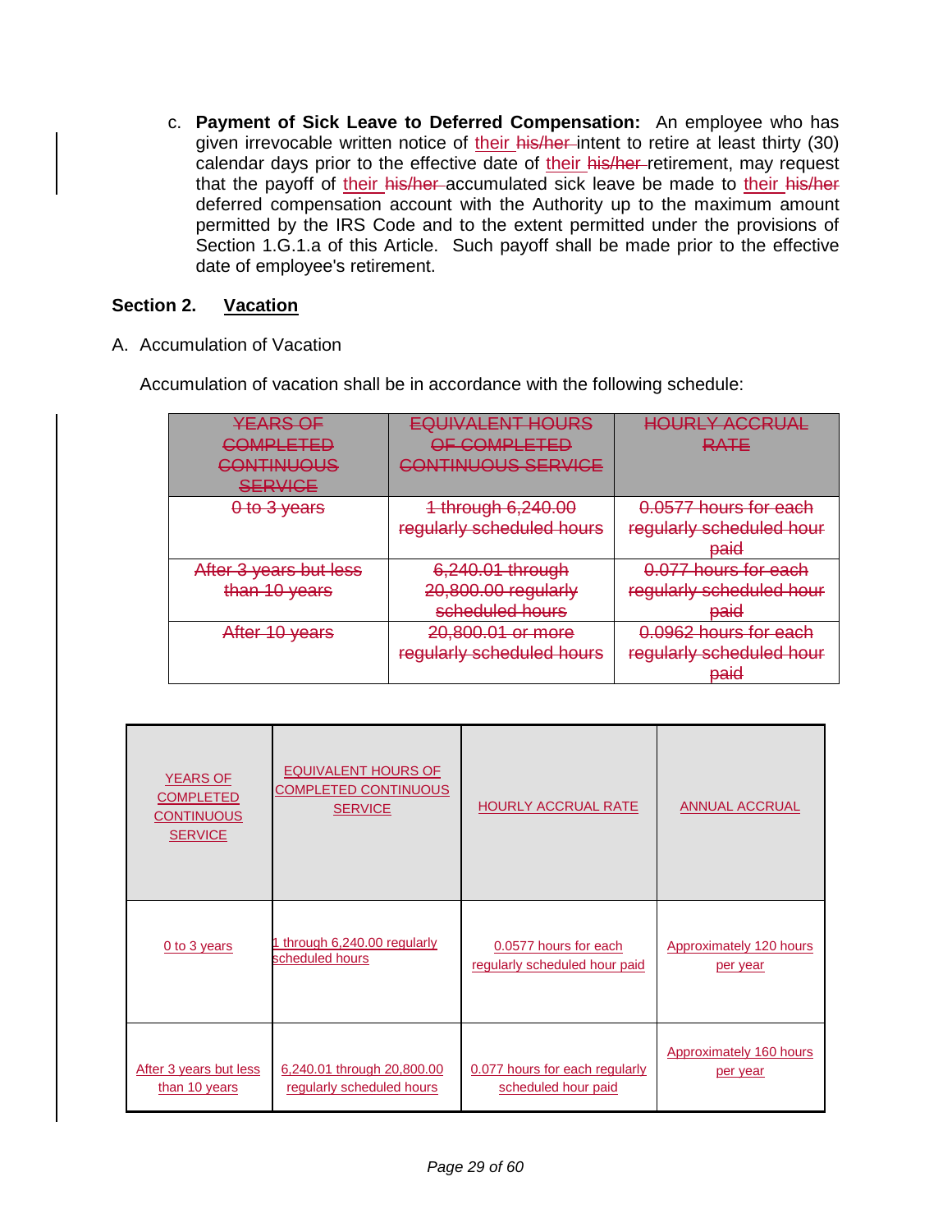c. **Payment of Sick Leave to Deferred Compensation:** An employee who has given irrevocable written notice of their ~~his/her~~ intent to retire at least thirty (30) calendar days prior to the effective date of their ~~his/her~~ retirement, may request that the payoff of their ~~his/her~~ accumulated sick leave be made to their ~~his/her~~ deferred compensation account with the Authority up to the maximum amount permitted by the IRS Code and to the extent permitted under the provisions of Section 1.G.1.a of this Article. Such payoff shall be made prior to the effective date of employee's retirement.

## Section 2. Vacation

A. Accumulation of Vacation

Accumulation of vacation shall be in accordance with the following schedule:

| ~~YEARS OF COMPLETED CONTINUOUS SERVICE~~ | ~~EQUIVALENT HOURS OF COMPLETED CONTINUOUS SERVICE~~ | ~~HOURLY ACCRUAL RATE~~ |
|---|---|---|
| ~~0 to 3 years~~ | ~~1 through 6,240.00 regularly scheduled hours~~ | ~~0.0577 hours for each regularly scheduled hour paid~~ |
| ~~After 3 years but less than 10 years~~ | ~~6,240.01 through 20,800.00 regularly scheduled hours~~ | ~~0.077 hours for each regularly scheduled hour paid~~ |
| ~~After 10 years~~ | ~~20,800.01 or more regularly scheduled hours~~ | ~~0.0962 hours for each regularly scheduled hour paid~~ |

| YEARS OF COMPLETED CONTINUOUS SERVICE | EQUIVALENT HOURS OF COMPLETED CONTINUOUS SERVICE | HOURLY ACCRUAL RATE | ANNUAL ACCRUAL |
|---|---|---|---|
| 0 to 3 years | 1 through 6,240.00 regularly scheduled hours | 0.0577 hours for each regularly scheduled hour paid | Approximately 120 hours per year |
| After 3 years but less than 10 years | 6,240.01 through 20,800.00 regularly scheduled hours | 0.077 hours for each regularly scheduled hour paid | Approximately 160 hours per year |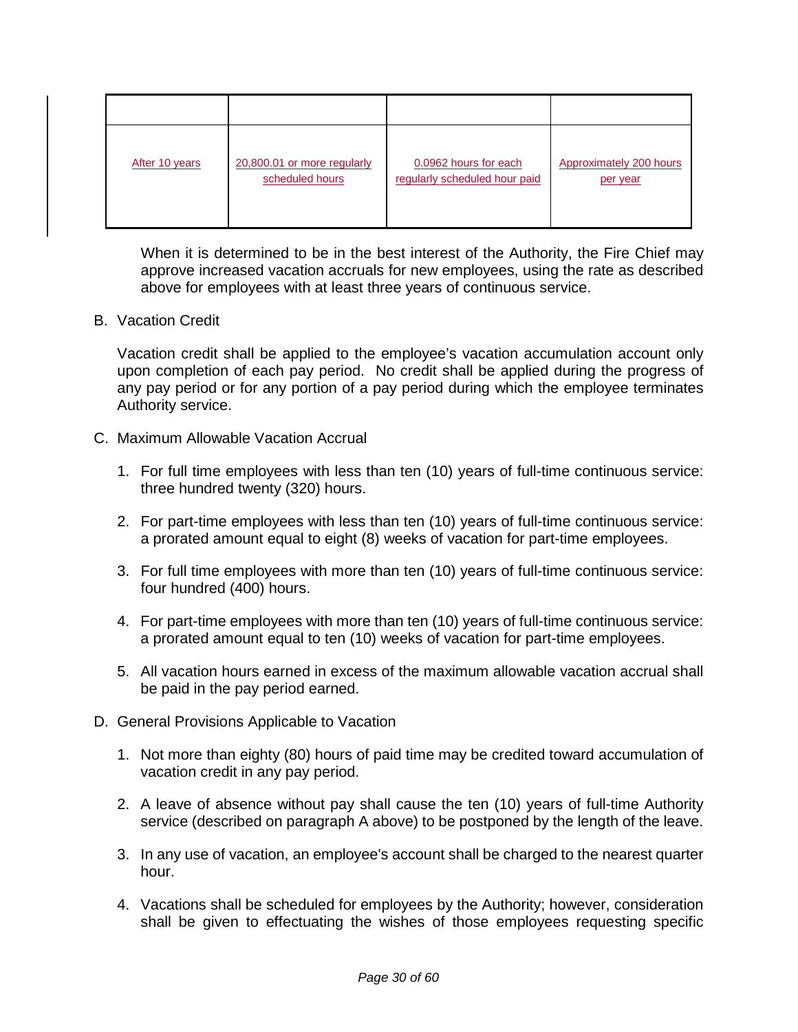| | | | |
|---|---|---|---|
| After 10 years | 20,800.01 or more regularly scheduled hours | 0.0962 hours for each regularly scheduled hour paid | Approximately 200 hours per year |

When it is determined to be in the best interest of the Authority, the Fire Chief may approve increased vacation accruals for new employees, using the rate as described above for employees with at least three years of continuous service.

B. Vacation Credit

Vacation credit shall be applied to the employee's vacation accumulation account only upon completion of each pay period. No credit shall be applied during the progress of any pay period or for any portion of a pay period during which the employee terminates Authority service.

C. Maximum Allowable Vacation Accrual

1. For full time employees with less than ten (10) years of full-time continuous service: three hundred twenty (320) hours.

2. For part-time employees with less than ten (10) years of full-time continuous service: a prorated amount equal to eight (8) weeks of vacation for part-time employees.

3. For full time employees with more than ten (10) years of full-time continuous service: four hundred (400) hours.

4. For part-time employees with more than ten (10) years of full-time continuous service: a prorated amount equal to ten (10) weeks of vacation for part-time employees.

5. All vacation hours earned in excess of the maximum allowable vacation accrual shall be paid in the pay period earned.

D. General Provisions Applicable to Vacation

1. Not more than eighty (80) hours of paid time may be credited toward accumulation of vacation credit in any pay period.

2. A leave of absence without pay shall cause the ten (10) years of full-time Authority service (described on paragraph A above) to be postponed by the length of the leave.

3. In any use of vacation, an employee's account shall be charged to the nearest quarter hour.

4. Vacations shall be scheduled for employees by the Authority; however, consideration shall be given to effectuating the wishes of those employees requesting specific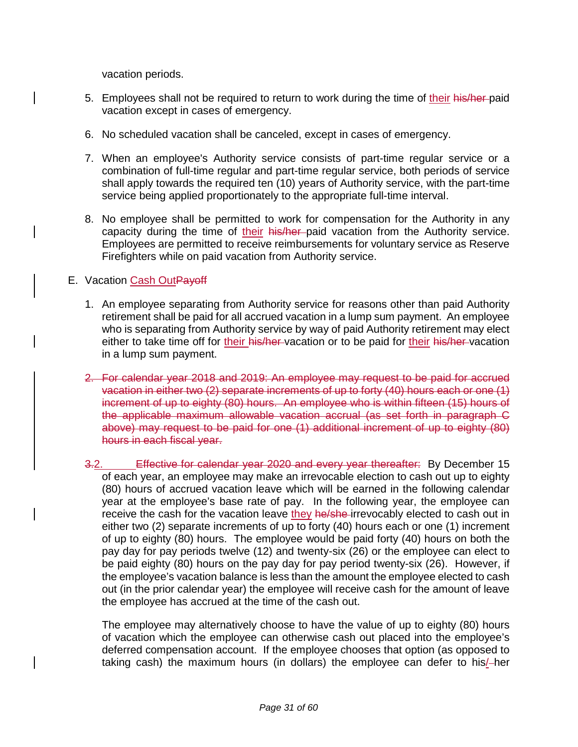vacation periods.

5. Employees shall not be required to return to work during the time of their his/her paid vacation except in cases of emergency.

6. No scheduled vacation shall be canceled, except in cases of emergency.

7. When an employee's Authority service consists of part-time regular service or a combination of full-time regular and part-time regular service, both periods of service shall apply towards the required ten (10) years of Authority service, with the part-time service being applied proportionately to the appropriate full-time interval.

8. No employee shall be permitted to work for compensation for the Authority in any capacity during the time of their his/her paid vacation from the Authority service. Employees are permitted to receive reimbursements for voluntary service as Reserve Firefighters while on paid vacation from Authority service.

E. Vacation Cash OutPayoff

1. An employee separating from Authority service for reasons other than paid Authority retirement shall be paid for all accrued vacation in a lump sum payment. An employee who is separating from Authority service by way of paid Authority retirement may elect either to take time off for their his/her vacation or to be paid for their his/her vacation in a lump sum payment.

2. ~~For calendar year 2018 and 2019: An employee may request to be paid for accrued vacation in either two (2) separate increments of up to forty (40) hours each or one (1) increment of up to eighty (80) hours. An employee who is within fifteen (15) hours of the applicable maximum allowable vacation accrual (as set forth in paragraph C above) may request to be paid for one (1) additional increment of up to eighty (80) hours in each fiscal year.~~

~~3.~~2. ~~Effective for calendar year 2020 and every year thereafter:~~ By December 15 of each year, an employee may make an irrevocable election to cash out up to eighty (80) hours of accrued vacation leave which will be earned in the following calendar year at the employee's base rate of pay. In the following year, the employee can receive the cash for the vacation leave they he/she irrevocably elected to cash out in either two (2) separate increments of up to forty (40) hours each or one (1) increment of up to eighty (80) hours. The employee would be paid forty (40) hours on both the pay day for pay periods twelve (12) and twenty-six (26) or the employee can elect to be paid eighty (80) hours on the pay day for pay period twenty-six (26). However, if the employee's vacation balance is less than the amount the employee elected to cash out (in the prior calendar year) the employee will receive cash for the amount of leave the employee has accrued at the time of the cash out.

The employee may alternatively choose to have the value of up to eighty (80) hours of vacation which the employee can otherwise cash out placed into the employee's deferred compensation account. If the employee chooses that option (as opposed to taking cash) the maximum hours (in dollars) the employee can defer to his/her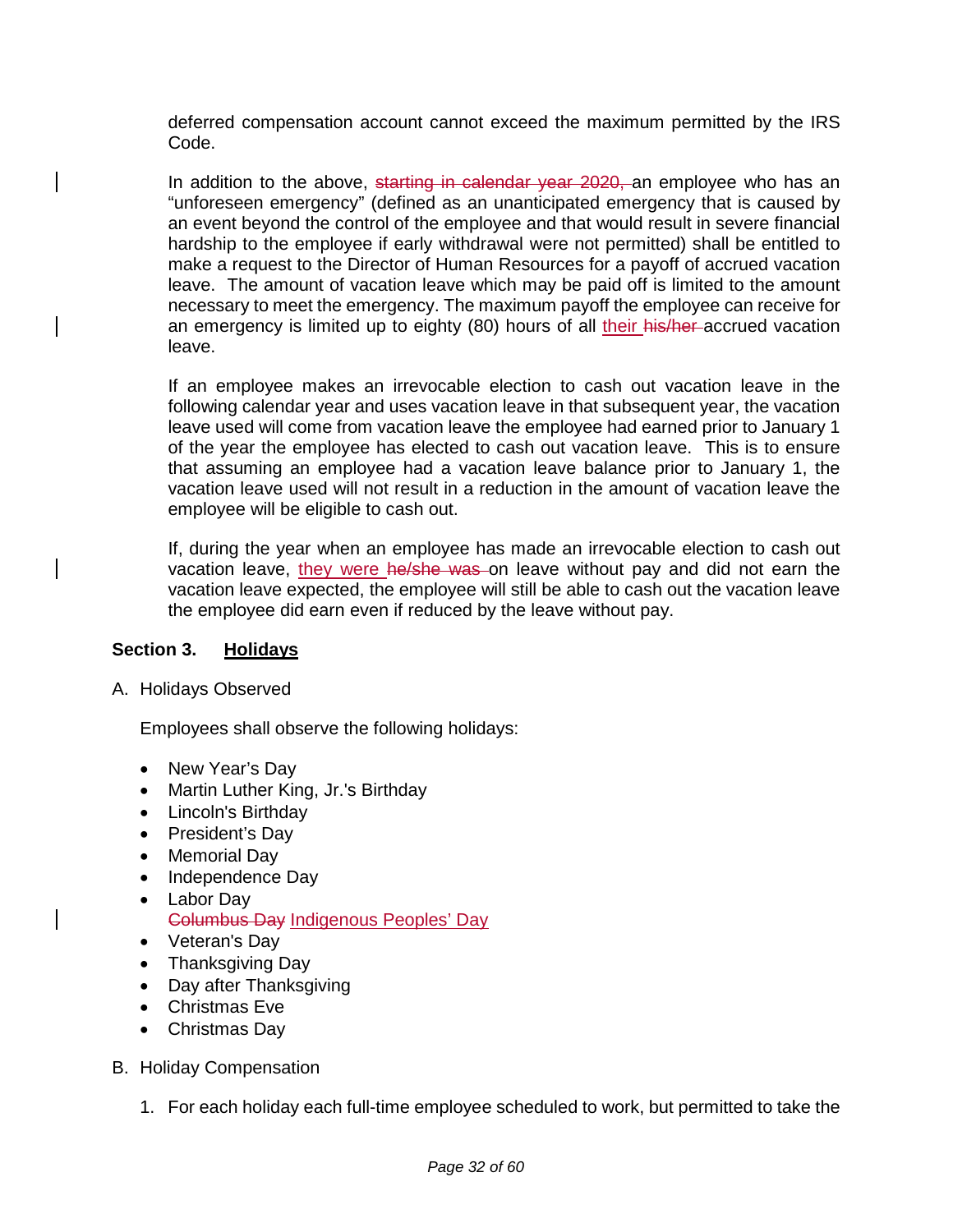deferred compensation account cannot exceed the maximum permitted by the IRS Code.

In addition to the above, ~~starting in calendar year 2020,~~ an employee who has an "unforeseen emergency" (defined as an unanticipated emergency that is caused by an event beyond the control of the employee and that would result in severe financial hardship to the employee if early withdrawal were not permitted) shall be entitled to make a request to the Director of Human Resources for a payoff of accrued vacation leave. The amount of vacation leave which may be paid off is limited to the amount necessary to meet the emergency. The maximum payoff the employee can receive for an emergency is limited up to eighty (80) hours of all their ~~his/her~~ accrued vacation leave.

If an employee makes an irrevocable election to cash out vacation leave in the following calendar year and uses vacation leave in that subsequent year, the vacation leave used will come from vacation leave the employee had earned prior to January 1 of the year the employee has elected to cash out vacation leave. This is to ensure that assuming an employee had a vacation leave balance prior to January 1, the vacation leave used will not result in a reduction in the amount of vacation leave the employee will be eligible to cash out.

If, during the year when an employee has made an irrevocable election to cash out vacation leave, they were ~~he/she was~~ on leave without pay and did not earn the vacation leave expected, the employee will still be able to cash out the vacation leave the employee did earn even if reduced by the leave without pay.

## Section 3. Holidays

A. Holidays Observed

Employees shall observe the following holidays:

- New Year's Day
- Martin Luther King, Jr.'s Birthday
- Lincoln's Birthday
- President's Day
- Memorial Day
- Independence Day
- Labor Day
- ~~Columbus Day~~ Indigenous Peoples' Day
- Veteran's Day
- Thanksgiving Day
- Day after Thanksgiving
- Christmas Eve
- Christmas Day

B. Holiday Compensation

1. For each holiday each full-time employee scheduled to work, but permitted to take the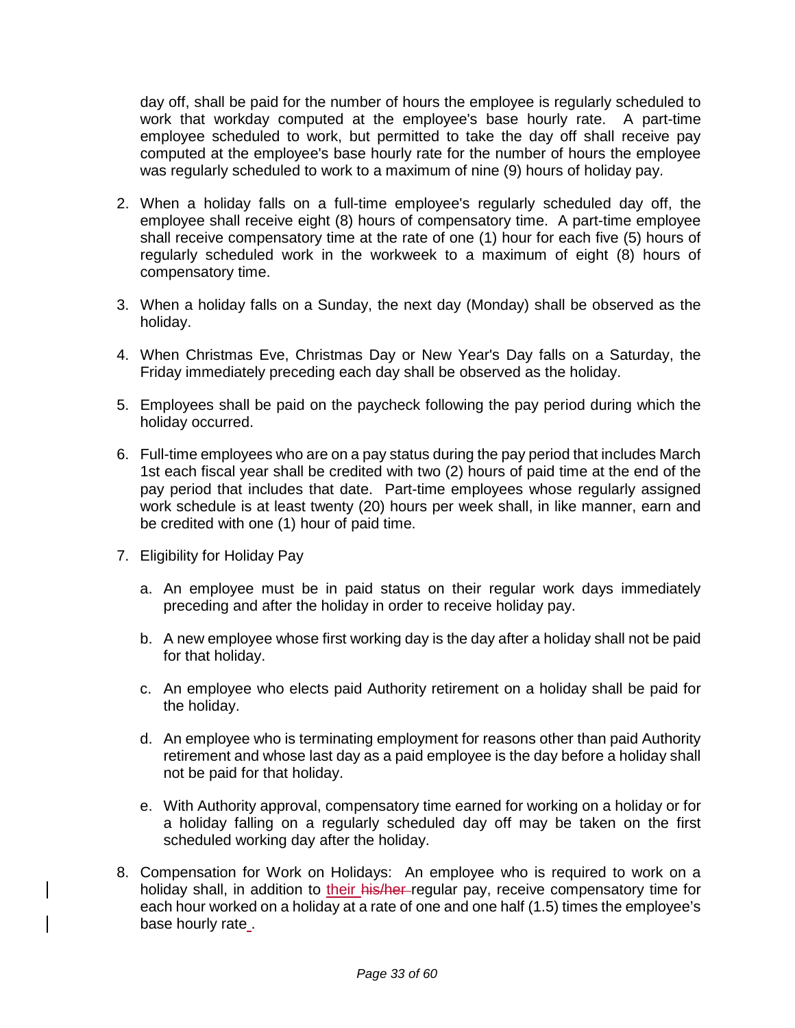day off, shall be paid for the number of hours the employee is regularly scheduled to work that workday computed at the employee's base hourly rate. A part-time employee scheduled to work, but permitted to take the day off shall receive pay computed at the employee's base hourly rate for the number of hours the employee was regularly scheduled to work to a maximum of nine (9) hours of holiday pay.

2. When a holiday falls on a full-time employee's regularly scheduled day off, the employee shall receive eight (8) hours of compensatory time. A part-time employee shall receive compensatory time at the rate of one (1) hour for each five (5) hours of regularly scheduled work in the workweek to a maximum of eight (8) hours of compensatory time.

3. When a holiday falls on a Sunday, the next day (Monday) shall be observed as the holiday.

4. When Christmas Eve, Christmas Day or New Year's Day falls on a Saturday, the Friday immediately preceding each day shall be observed as the holiday.

5. Employees shall be paid on the paycheck following the pay period during which the holiday occurred.

6. Full-time employees who are on a pay status during the pay period that includes March 1st each fiscal year shall be credited with two (2) hours of paid time at the end of the pay period that includes that date. Part-time employees whose regularly assigned work schedule is at least twenty (20) hours per week shall, in like manner, earn and be credited with one (1) hour of paid time.

7. Eligibility for Holiday Pay

   a. An employee must be in paid status on their regular work days immediately preceding and after the holiday in order to receive holiday pay.

   b. A new employee whose first working day is the day after a holiday shall not be paid for that holiday.

   c. An employee who elects paid Authority retirement on a holiday shall be paid for the holiday.

   d. An employee who is terminating employment for reasons other than paid Authority retirement and whose last day as a paid employee is the day before a holiday shall not be paid for that holiday.

   e. With Authority approval, compensatory time earned for working on a holiday or for a holiday falling on a regularly scheduled day off may be taken on the first scheduled working day after the holiday.

8. Compensation for Work on Holidays: An employee who is required to work on a holiday shall, in addition to their ~~his/her~~ regular pay, receive compensatory time for each hour worked on a holiday at a rate of one and one half (1.5) times the employee's base hourly rate.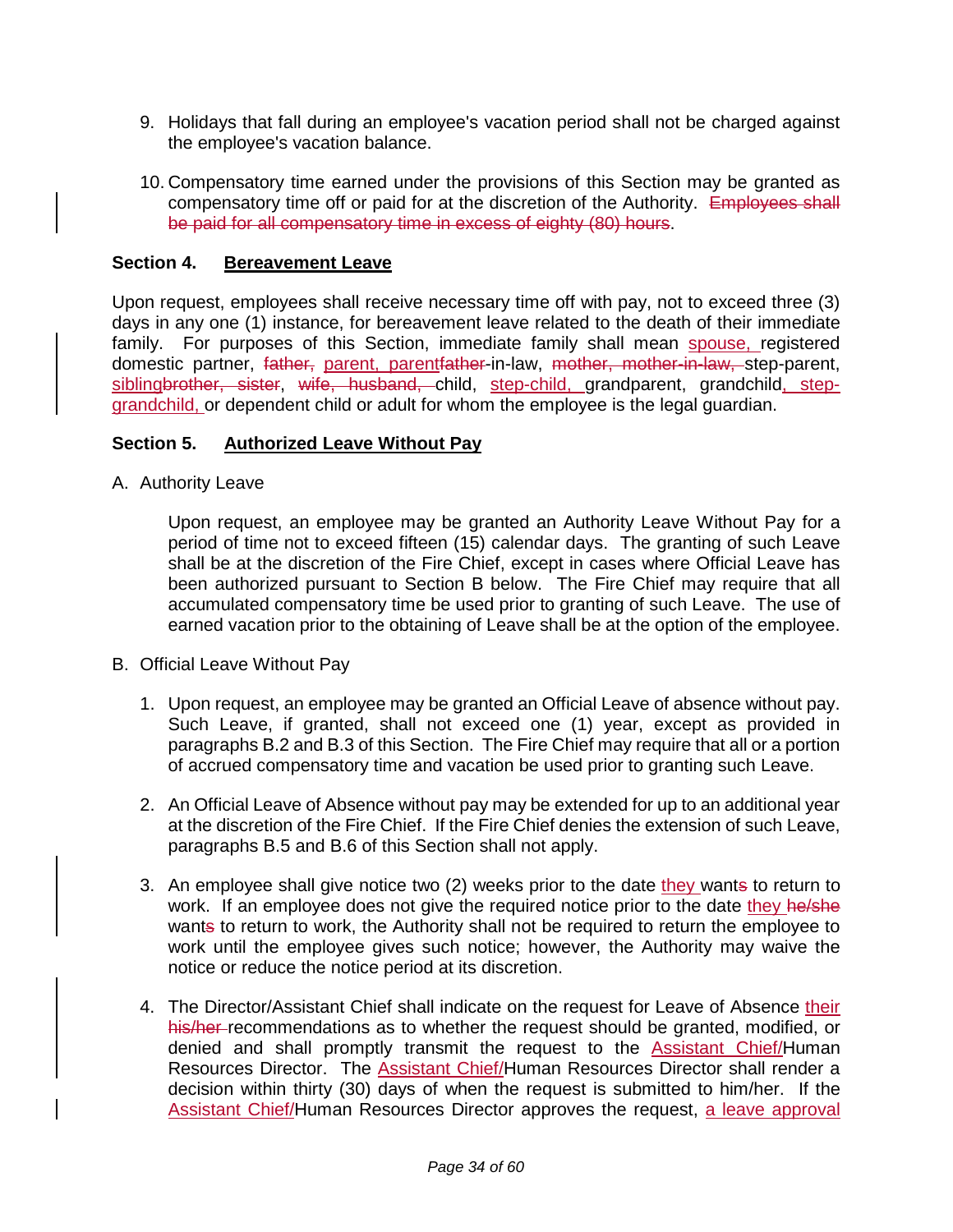9. Holidays that fall during an employee's vacation period shall not be charged against the employee's vacation balance.

10. Compensatory time earned under the provisions of this Section may be granted as compensatory time off or paid for at the discretion of the Authority. ~~Employees shall be paid for all compensatory time in excess of eighty (80) hours~~.

### **Section 4. Bereavement Leave**

Upon request, employees shall receive necessary time off with pay, not to exceed three (3) days in any one (1) instance, for bereavement leave related to the death of their immediate family. For purposes of this Section, immediate family shall mean <u>spouse,</u> registered domestic partner, ~~father,~~ <u>parent, parent</u>~~father~~-in-law, ~~mother, mother-in-law,~~ step-parent, <u>sibling</u>~~brother, sister~~, ~~wife, husband,~~ child, <u>step-child,</u> grandparent, grandchild<u>, step-grandchild,</u> or dependent child or adult for whom the employee is the legal guardian.

### **Section 5. Authorized Leave Without Pay**

A. Authority Leave

Upon request, an employee may be granted an Authority Leave Without Pay for a period of time not to exceed fifteen (15) calendar days. The granting of such Leave shall be at the discretion of the Fire Chief, except in cases where Official Leave has been authorized pursuant to Section B below. The Fire Chief may require that all accumulated compensatory time be used prior to granting of such Leave. The use of earned vacation prior to the obtaining of Leave shall be at the option of the employee.

B. Official Leave Without Pay

1. Upon request, an employee may be granted an Official Leave of absence without pay. Such Leave, if granted, shall not exceed one (1) year, except as provided in paragraphs B.2 and B.3 of this Section. The Fire Chief may require that all or a portion of accrued compensatory time and vacation be used prior to granting such Leave.

2. An Official Leave of Absence without pay may be extended for up to an additional year at the discretion of the Fire Chief. If the Fire Chief denies the extension of such Leave, paragraphs B.5 and B.6 of this Section shall not apply.

3. An employee shall give notice two (2) weeks prior to the date <u>they</u> want~~s~~ to return to work. If an employee does not give the required notice prior to the date <u>they</u> ~~he/she~~ want~~s~~ to return to work, the Authority shall not be required to return the employee to work until the employee gives such notice; however, the Authority may waive the notice or reduce the notice period at its discretion.

4. The Director/Assistant Chief shall indicate on the request for Leave of Absence <u>their</u> ~~his/her~~ recommendations as to whether the request should be granted, modified, or denied and shall promptly transmit the request to the <u>Assistant Chief/</u>Human Resources Director. The <u>Assistant Chief/</u>Human Resources Director shall render a decision within thirty (30) days of when the request is submitted to him/her. If the <u>Assistant Chief/</u>Human Resources Director approves the request, <u>a leave approval</u>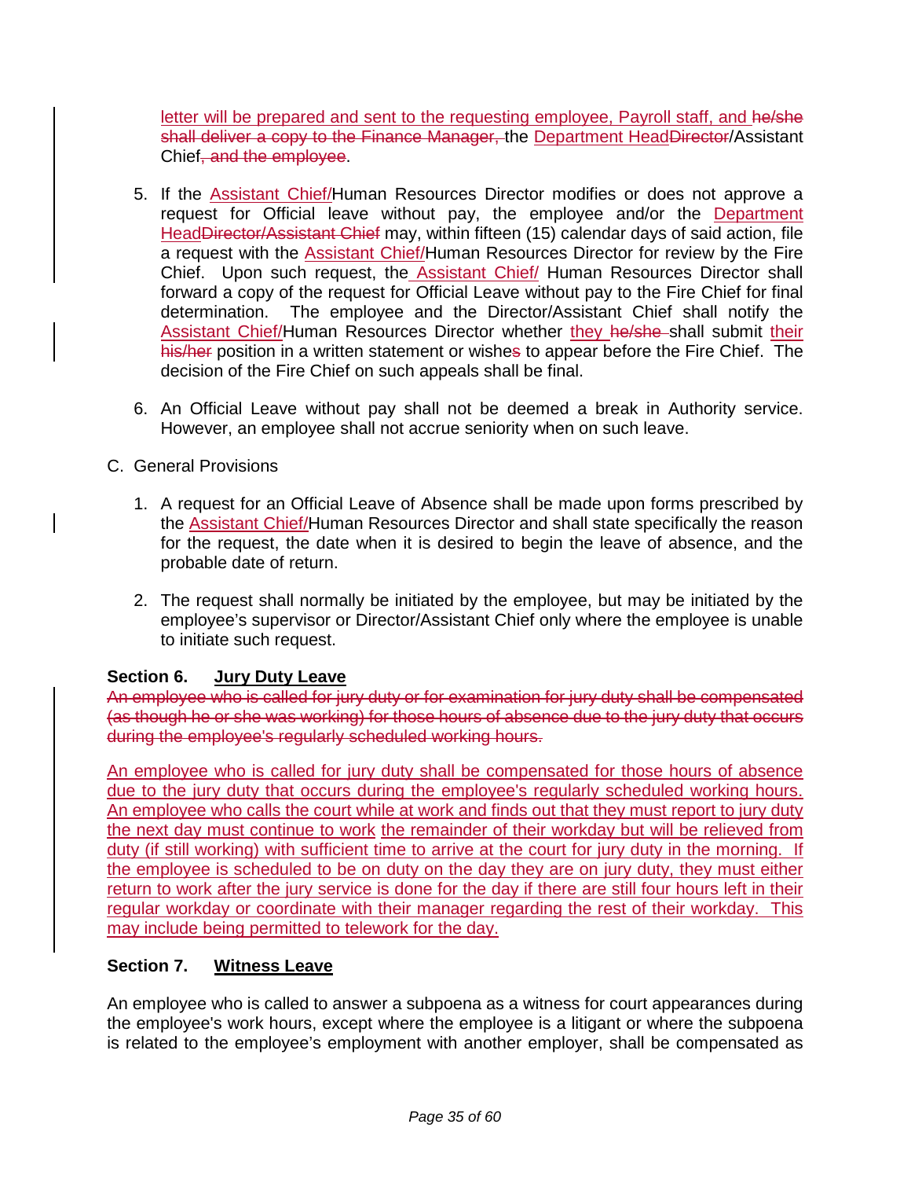letter will be prepared and sent to the requesting employee, Payroll staff, and he/she shall deliver a copy to the Finance Manager, the Department HeadDirector/Assistant Chief, and the employee.

5. If the Assistant Chief/Human Resources Director modifies or does not approve a request for Official leave without pay, the employee and/or the Department HeadDirector/Assistant Chief may, within fifteen (15) calendar days of said action, file a request with the Assistant Chief/Human Resources Director for review by the Fire Chief. Upon such request, the Assistant Chief/ Human Resources Director shall forward a copy of the request for Official Leave without pay to the Fire Chief for final determination. The employee and the Director/Assistant Chief shall notify the Assistant Chief/Human Resources Director whether they he/she shall submit their his/her position in a written statement or wishes to appear before the Fire Chief. The decision of the Fire Chief on such appeals shall be final.

6. An Official Leave without pay shall not be deemed a break in Authority service. However, an employee shall not accrue seniority when on such leave.

C. General Provisions

1. A request for an Official Leave of Absence shall be made upon forms prescribed by the Assistant Chief/Human Resources Director and shall state specifically the reason for the request, the date when it is desired to begin the leave of absence, and the probable date of return.

2. The request shall normally be initiated by the employee, but may be initiated by the employee's supervisor or Director/Assistant Chief only where the employee is unable to initiate such request.

**Section 6. Jury Duty Leave**

An employee who is called for jury duty or for examination for jury duty shall be compensated (as though he or she was working) for those hours of absence due to the jury duty that occurs during the employee's regularly scheduled working hours.

An employee who is called for jury duty shall be compensated for those hours of absence due to the jury duty that occurs during the employee's regularly scheduled working hours. An employee who calls the court while at work and finds out that they must report to jury duty the next day must continue to work the remainder of their workday but will be relieved from duty (if still working) with sufficient time to arrive at the court for jury duty in the morning. If the employee is scheduled to be on duty on the day they are on jury duty, they must either return to work after the jury service is done for the day if there are still four hours left in their regular workday or coordinate with their manager regarding the rest of their workday. This may include being permitted to telework for the day.

**Section 7. Witness Leave**

An employee who is called to answer a subpoena as a witness for court appearances during the employee's work hours, except where the employee is a litigant or where the subpoena is related to the employee's employment with another employer, shall be compensated as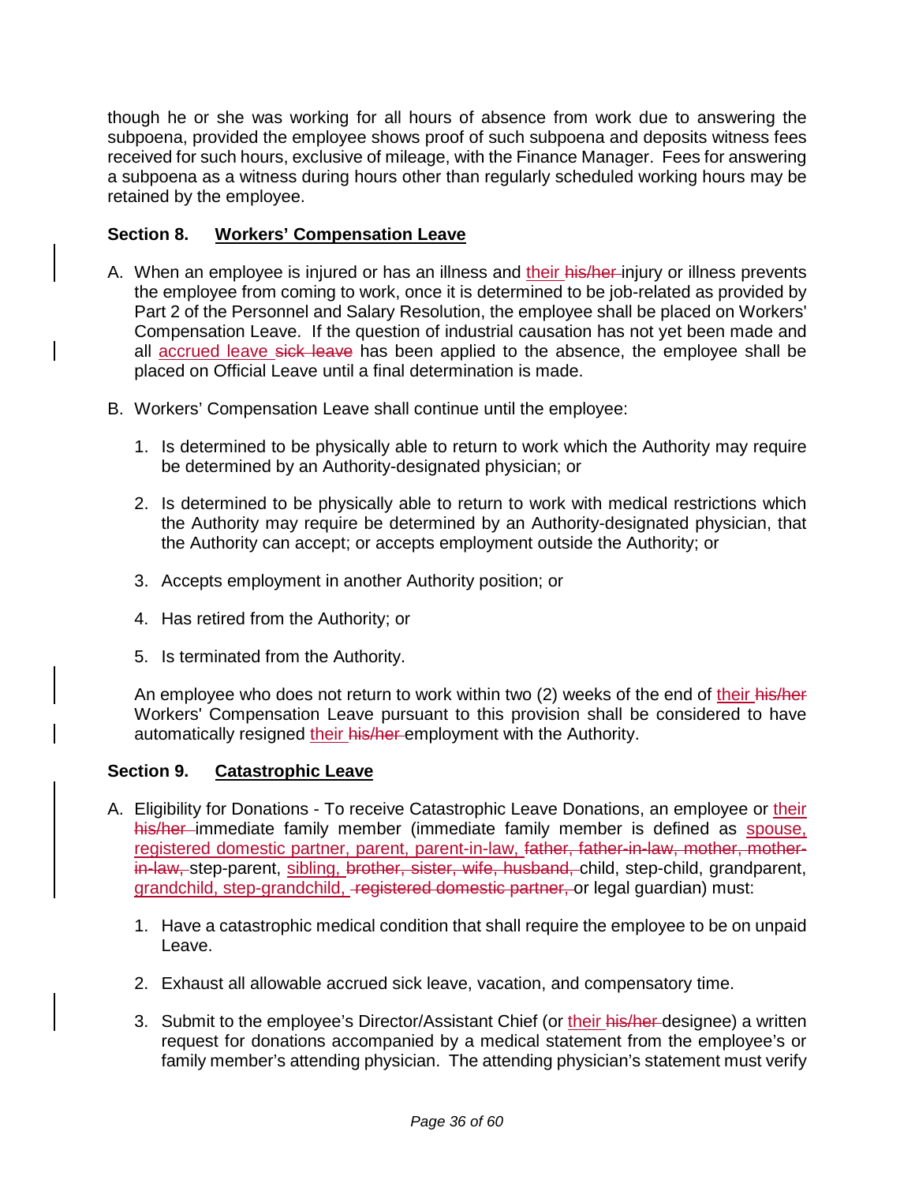though he or she was working for all hours of absence from work due to answering the subpoena, provided the employee shows proof of such subpoena and deposits witness fees received for such hours, exclusive of mileage, with the Finance Manager. Fees for answering a subpoena as a witness during hours other than regularly scheduled working hours may be retained by the employee.

### Section 8. Workers' Compensation Leave

A. When an employee is injured or has an illness and their ~~his/her~~ injury or illness prevents the employee from coming to work, once it is determined to be job-related as provided by Part 2 of the Personnel and Salary Resolution, the employee shall be placed on Workers' Compensation Leave. If the question of industrial causation has not yet been made and all accrued leave ~~sick leave~~ has been applied to the absence, the employee shall be placed on Official Leave until a final determination is made.

B. Workers' Compensation Leave shall continue until the employee:

   1. Is determined to be physically able to return to work which the Authority may require be determined by an Authority-designated physician; or

   2. Is determined to be physically able to return to work with medical restrictions which the Authority may require be determined by an Authority-designated physician, that the Authority can accept; or accepts employment outside the Authority; or

   3. Accepts employment in another Authority position; or

   4. Has retired from the Authority; or

   5. Is terminated from the Authority.

   An employee who does not return to work within two (2) weeks of the end of their ~~his/her~~ Workers' Compensation Leave pursuant to this provision shall be considered to have automatically resigned their ~~his/her~~ employment with the Authority.

### Section 9. Catastrophic Leave

A. Eligibility for Donations - To receive Catastrophic Leave Donations, an employee or their ~~his/her~~ immediate family member (immediate family member is defined as spouse, registered domestic partner, parent, parent-in-law, ~~father, father-in-law, mother, mother-in-law,~~ step-parent, sibling, ~~brother, sister, wife, husband,~~ child, step-child, grandparent, grandchild, step-grandchild, ~~registered domestic partner,~~ or legal guardian) must:

   1. Have a catastrophic medical condition that shall require the employee to be on unpaid Leave.

   2. Exhaust all allowable accrued sick leave, vacation, and compensatory time.

   3. Submit to the employee's Director/Assistant Chief (or their ~~his/her~~ designee) a written request for donations accompanied by a medical statement from the employee's or family member's attending physician. The attending physician's statement must verify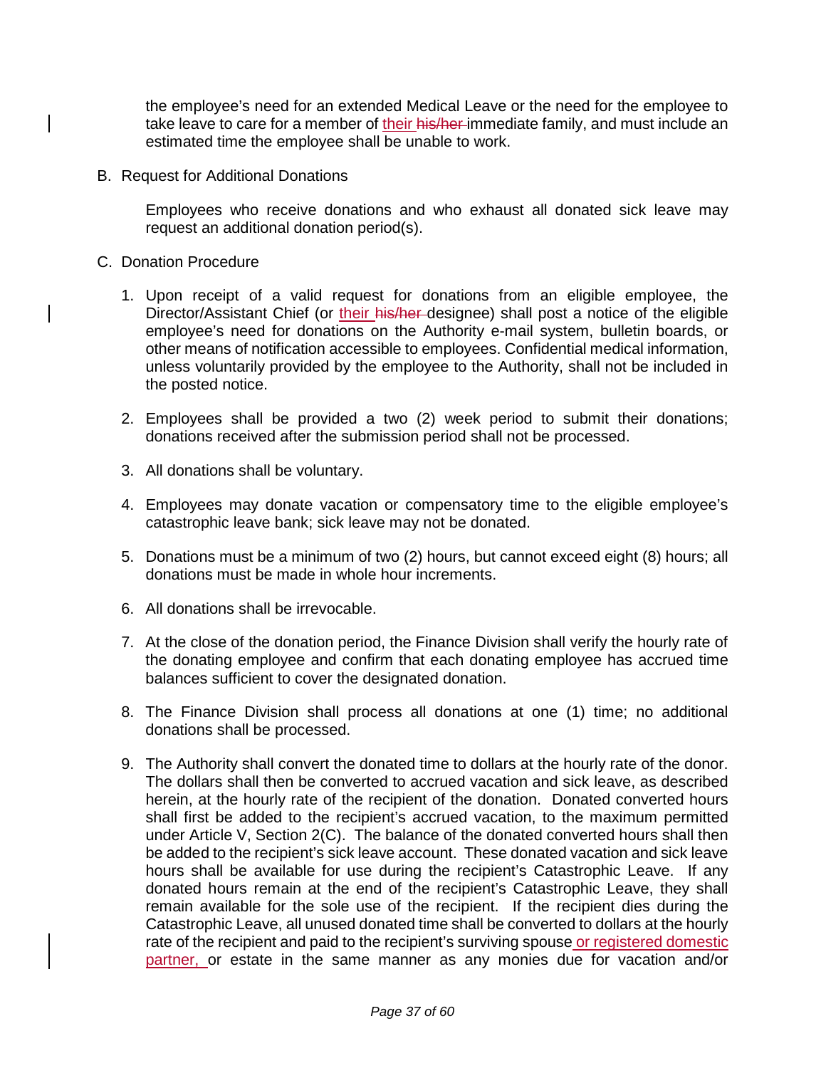the employee's need for an extended Medical Leave or the need for the employee to take leave to care for a member of their ~~his/her~~ immediate family, and must include an estimated time the employee shall be unable to work.

B. Request for Additional Donations

   Employees who receive donations and who exhaust all donated sick leave may request an additional donation period(s).

C. Donation Procedure

   1. Upon receipt of a valid request for donations from an eligible employee, the Director/Assistant Chief (or their ~~his/her~~ designee) shall post a notice of the eligible employee's need for donations on the Authority e-mail system, bulletin boards, or other means of notification accessible to employees. Confidential medical information, unless voluntarily provided by the employee to the Authority, shall not be included in the posted notice.

   2. Employees shall be provided a two (2) week period to submit their donations; donations received after the submission period shall not be processed.

   3. All donations shall be voluntary.

   4. Employees may donate vacation or compensatory time to the eligible employee's catastrophic leave bank; sick leave may not be donated.

   5. Donations must be a minimum of two (2) hours, but cannot exceed eight (8) hours; all donations must be made in whole hour increments.

   6. All donations shall be irrevocable.

   7. At the close of the donation period, the Finance Division shall verify the hourly rate of the donating employee and confirm that each donating employee has accrued time balances sufficient to cover the designated donation.

   8. The Finance Division shall process all donations at one (1) time; no additional donations shall be processed.

   9. The Authority shall convert the donated time to dollars at the hourly rate of the donor. The dollars shall then be converted to accrued vacation and sick leave, as described herein, at the hourly rate of the recipient of the donation. Donated converted hours shall first be added to the recipient's accrued vacation, to the maximum permitted under Article V, Section 2(C). The balance of the donated converted hours shall then be added to the recipient's sick leave account. These donated vacation and sick leave hours shall be available for use during the recipient's Catastrophic Leave. If any donated hours remain at the end of the recipient's Catastrophic Leave, they shall remain available for the sole use of the recipient. If the recipient dies during the Catastrophic Leave, all unused donated time shall be converted to dollars at the hourly rate of the recipient and paid to the recipient's surviving spouse or registered domestic partner, or estate in the same manner as any monies due for vacation and/or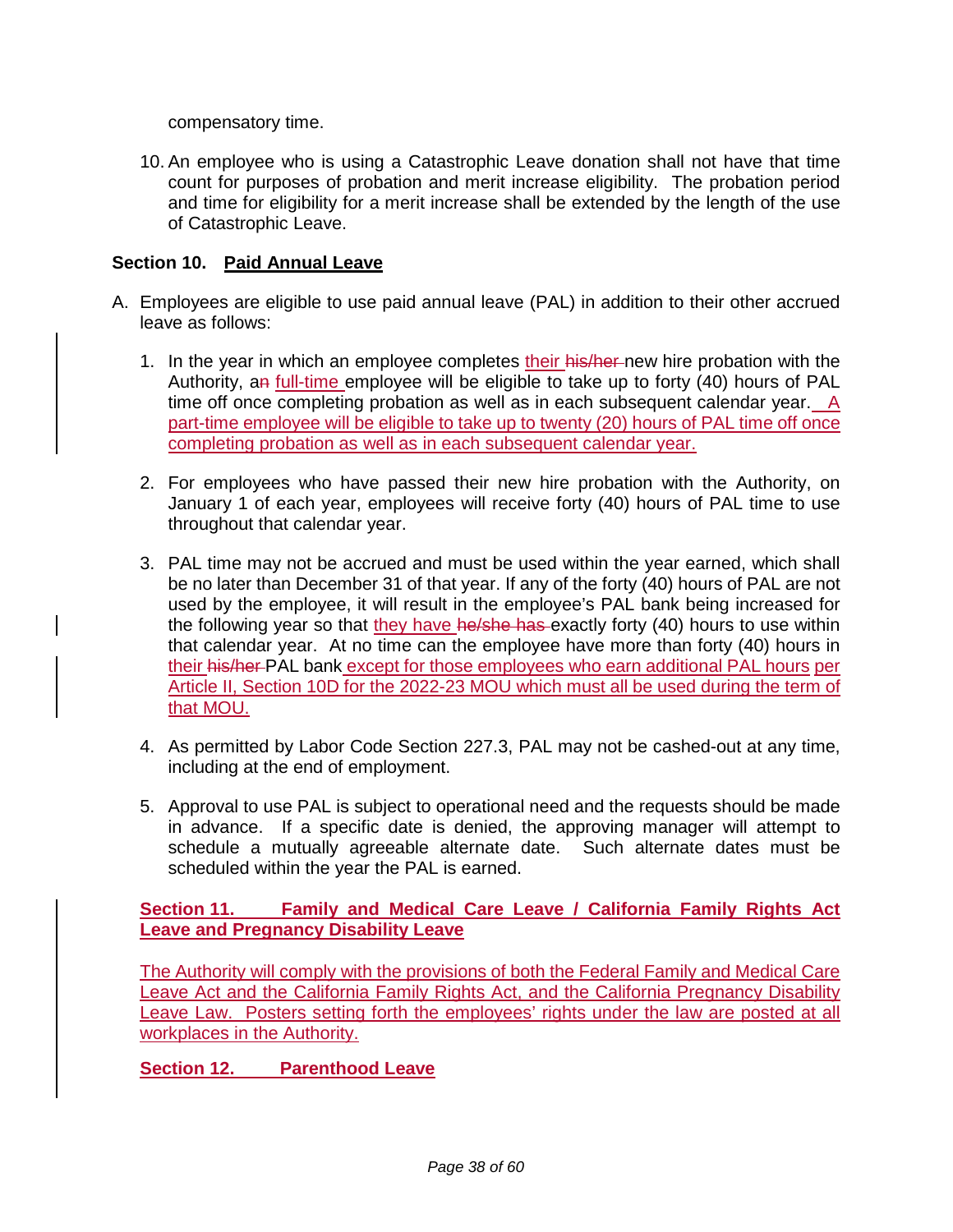compensatory time.

10. An employee who is using a Catastrophic Leave donation shall not have that time count for purposes of probation and merit increase eligibility. The probation period and time for eligibility for a merit increase shall be extended by the length of the use of Catastrophic Leave.

### Section 10. Paid Annual Leave

A. Employees are eligible to use paid annual leave (PAL) in addition to their other accrued leave as follows:

   1. In the year in which an employee completes their ~~his/her~~ new hire probation with the Authority, a~~n~~ full-time employee will be eligible to take up to forty (40) hours of PAL time off once completing probation as well as in each subsequent calendar year. A part-time employee will be eligible to take up to twenty (20) hours of PAL time off once completing probation as well as in each subsequent calendar year.

   2. For employees who have passed their new hire probation with the Authority, on January 1 of each year, employees will receive forty (40) hours of PAL time to use throughout that calendar year.

   3. PAL time may not be accrued and must be used within the year earned, which shall be no later than December 31 of that year. If any of the forty (40) hours of PAL are not used by the employee, it will result in the employee's PAL bank being increased for the following year so that they have ~~he/she has~~ exactly forty (40) hours to use within that calendar year. At no time can the employee have more than forty (40) hours in their ~~his/her~~ PAL bank except for those employees who earn additional PAL hours per Article II, Section 10D for the 2022-23 MOU which must all be used during the term of that MOU.

   4. As permitted by Labor Code Section 227.3, PAL may not be cashed-out at any time, including at the end of employment.

   5. Approval to use PAL is subject to operational need and the requests should be made in advance. If a specific date is denied, the approving manager will attempt to schedule a mutually agreeable alternate date. Such alternate dates must be scheduled within the year the PAL is earned.

### Section 11. Family and Medical Care Leave / California Family Rights Act Leave and Pregnancy Disability Leave

The Authority will comply with the provisions of both the Federal Family and Medical Care Leave Act and the California Family Rights Act, and the California Pregnancy Disability Leave Law. Posters setting forth the employees' rights under the law are posted at all workplaces in the Authority.

### Section 12. Parenthood Leave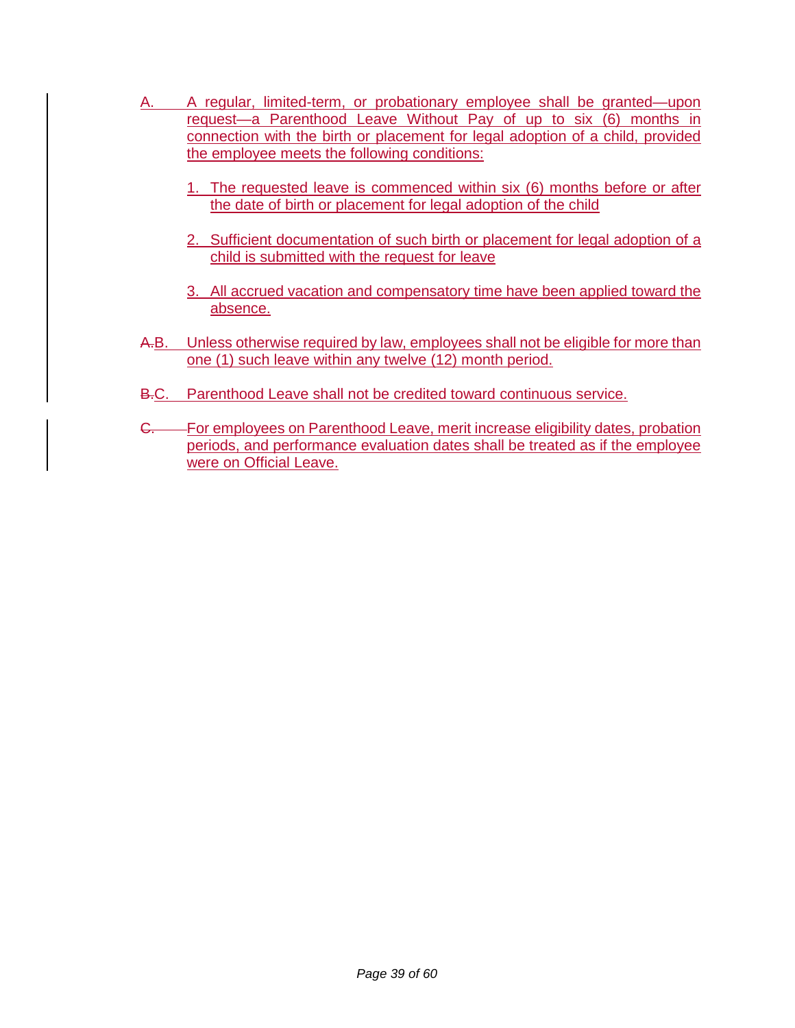A. A regular, limited-term, or probationary employee shall be granted—upon request—a Parenthood Leave Without Pay of up to six (6) months in connection with the birth or placement for legal adoption of a child, provided the employee meets the following conditions:

   1. The requested leave is commenced within six (6) months before or after the date of birth or placement for legal adoption of the child

   2. Sufficient documentation of such birth or placement for legal adoption of a child is submitted with the request for leave

   3. All accrued vacation and compensatory time have been applied toward the absence.

~~A.~~B. Unless otherwise required by law, employees shall not be eligible for more than one (1) such leave within any twelve (12) month period.

~~B.~~C. Parenthood Leave shall not be credited toward continuous service.

~~C.~~ For employees on Parenthood Leave, merit increase eligibility dates, probation periods, and performance evaluation dates shall be treated as if the employee were on Official Leave.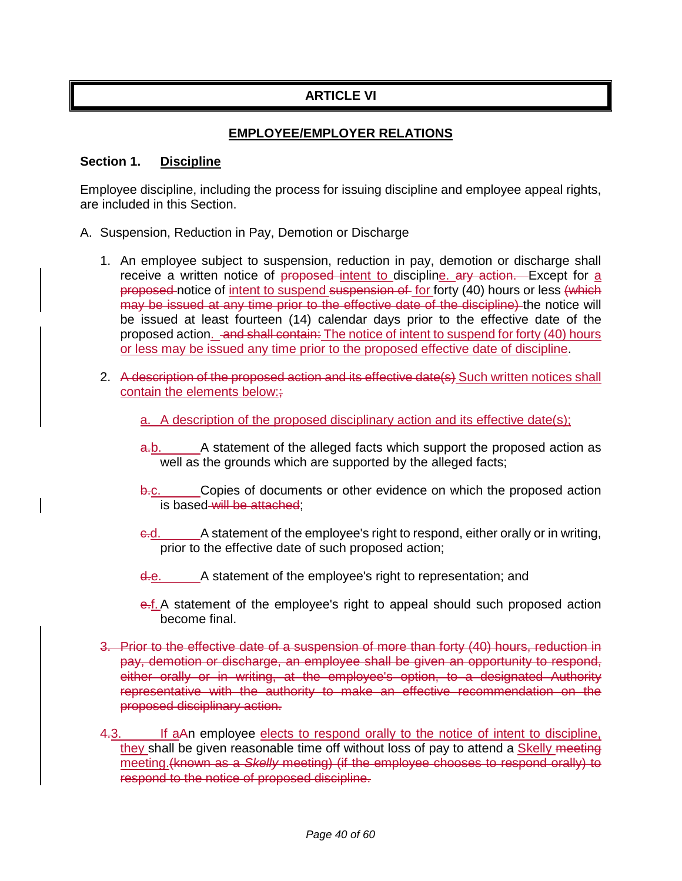# ARTICLE VI

## EMPLOYEE/EMPLOYER RELATIONS

### Section 1. Discipline

Employee discipline, including the process for issuing discipline and employee appeal rights, are included in this Section.

A. Suspension, Reduction in Pay, Demotion or Discharge

1. An employee subject to suspension, reduction in pay, demotion or discharge shall receive a written notice of ~~proposed~~ intent to discipline. ~~ary action.~~ Except for a ~~proposed~~ notice of intent to suspend ~~suspension of~~ for forty (40) hours or less ~~(which may be issued at any time prior to the effective date of the discipline)~~ the notice will be issued at least fourteen (14) calendar days prior to the effective date of the proposed action. ~~and shall contain:~~ The notice of intent to suspend for forty (40) hours or less may be issued any time prior to the proposed effective date of discipline.

2. ~~A description of the proposed action and its effective date(s)~~ Such written notices shall contain the elements below:~~;~~

   a. A description of the proposed disciplinary action and its effective date(s);

   ~~a.~~b. A statement of the alleged facts which support the proposed action as well as the grounds which are supported by the alleged facts;

   ~~b.~~c. Copies of documents or other evidence on which the proposed action is based ~~will be attached~~;

   ~~c.~~d. A statement of the employee's right to respond, either orally or in writing, prior to the effective date of such proposed action;

   ~~d.~~e. A statement of the employee's right to representation; and

   ~~e.~~f. A statement of the employee's right to appeal should such proposed action become final.

~~3. Prior to the effective date of a suspension of more than forty (40) hours, reduction in pay, demotion or discharge, an employee shall be given an opportunity to respond, either orally or in writing, at the employee's option, to a designated Authority representative with the authority to make an effective recommendation on the proposed disciplinary action.~~

~~4.~~3. If a~~A~~n employee elects to respond orally to the notice of intent to discipline, they shall be given reasonable time off without loss of pay to attend a Skelly ~~meeting~~ meeting.~~(known as a *Skelly* meeting) (if the employee chooses to respond orally) to respond to the notice of proposed discipline.~~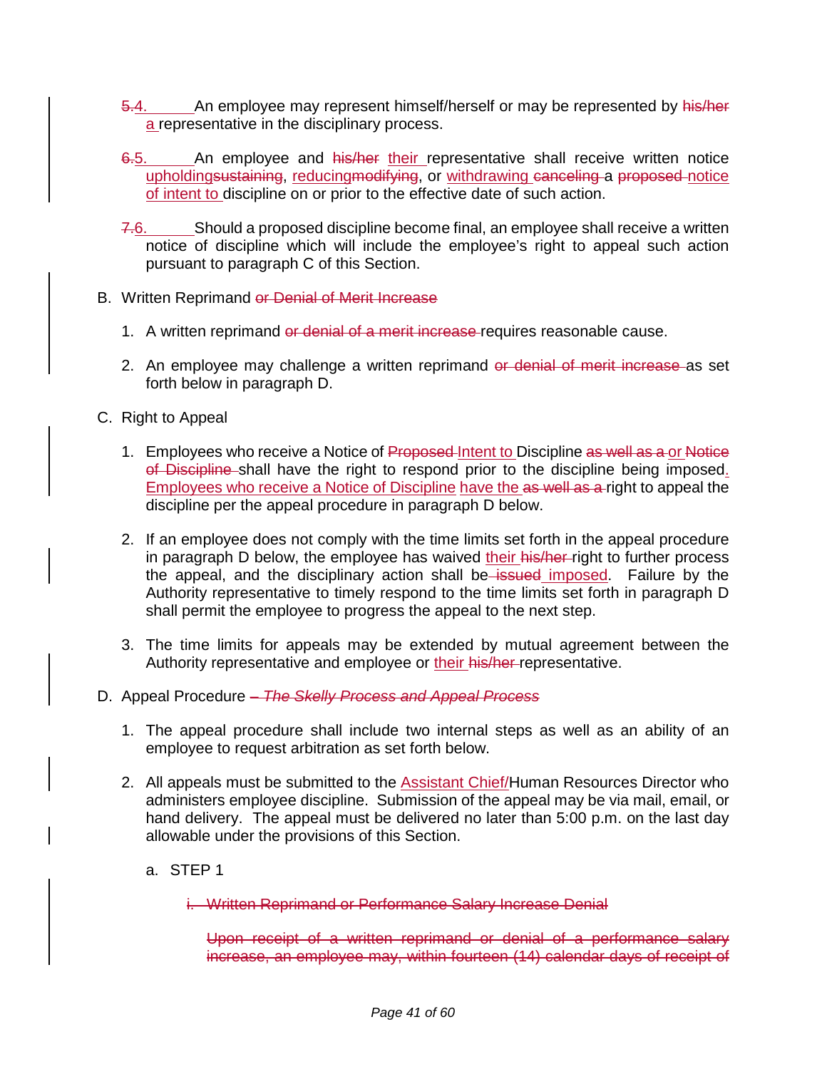~~5.~~4. An employee may represent himself/herself or may be represented by ~~his/her~~ a representative in the disciplinary process.

~~6.~~5. An employee and ~~his/her~~ their representative shall receive written notice upholding~~sustaining~~, reducing~~modifying~~, or withdrawing ~~canceling~~ a ~~proposed~~ notice of intent to discipline on or prior to the effective date of such action.

~~7.~~6. Should a proposed discipline become final, an employee shall receive a written notice of discipline which will include the employee's right to appeal such action pursuant to paragraph C of this Section.

B. Written Reprimand ~~or Denial of Merit Increase~~

1. A written reprimand ~~or denial of a merit increase~~ requires reasonable cause.

2. An employee may challenge a written reprimand ~~or denial of merit increase~~ as set forth below in paragraph D.

C. Right to Appeal

1. Employees who receive a Notice of ~~Proposed~~ Intent to Discipline ~~as well as a~~ or ~~Notice of Discipline~~ shall have the right to respond prior to the discipline being imposed. Employees who receive a Notice of Discipline have the ~~as well as a~~ right to appeal the discipline per the appeal procedure in paragraph D below.

2. If an employee does not comply with the time limits set forth in the appeal procedure in paragraph D below, the employee has waived their ~~his/her~~ right to further process the appeal, and the disciplinary action shall be ~~issued~~ imposed. Failure by the Authority representative to timely respond to the time limits set forth in paragraph D shall permit the employee to progress the appeal to the next step.

3. The time limits for appeals may be extended by mutual agreement between the Authority representative and employee or their ~~his/her~~ representative.

D. Appeal Procedure ~~– *The Skelly Process and Appeal Process*~~

1. The appeal procedure shall include two internal steps as well as an ability of an employee to request arbitration as set forth below.

2. All appeals must be submitted to the Assistant Chief/Human Resources Director who administers employee discipline. Submission of the appeal may be via mail, email, or hand delivery. The appeal must be delivered no later than 5:00 p.m. on the last day allowable under the provisions of this Section.

   a. STEP 1

      ~~i. Written Reprimand or Performance Salary Increase Denial~~

      ~~Upon receipt of a written reprimand or denial of a performance salary increase, an employee may, within fourteen (14) calendar days of receipt of~~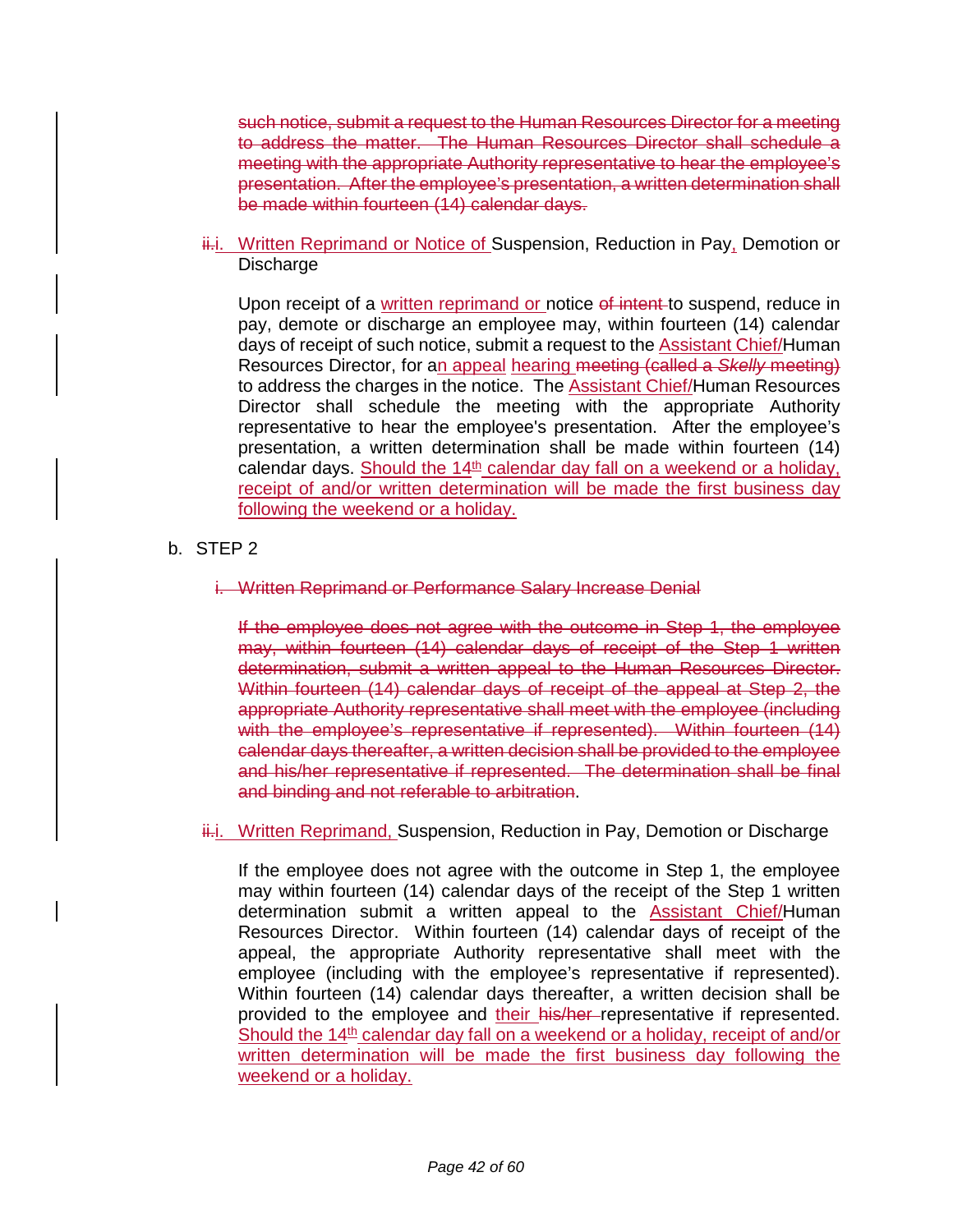~~such notice, submit a request to the Human Resources Director for a meeting to address the matter. The Human Resources Director shall schedule a meeting with the appropriate Authority representative to hear the employee's presentation. After the employee's presentation, a written determination shall be made within fourteen (14) calendar days.~~

~~ii.~~i. Written Reprimand or Notice of Suspension, Reduction in Pay, Demotion or Discharge

Upon receipt of a written reprimand or notice ~~of intent~~ to suspend, reduce in pay, demote or discharge an employee may, within fourteen (14) calendar days of receipt of such notice, submit a request to the Assistant Chief/Human Resources Director, for an appeal hearing ~~meeting (called a *Skelly* meeting)~~ to address the charges in the notice. The Assistant Chief/Human Resources Director shall schedule the meeting with the appropriate Authority representative to hear the employee's presentation. After the employee's presentation, a written determination shall be made within fourteen (14) calendar days. Should the 14th calendar day fall on a weekend or a holiday, receipt of and/or written determination will be made the first business day following the weekend or a holiday.

b. STEP 2

~~i. Written Reprimand or Performance Salary Increase Denial~~

~~If the employee does not agree with the outcome in Step 1, the employee may, within fourteen (14) calendar days of receipt of the Step 1 written determination, submit a written appeal to the Human Resources Director. Within fourteen (14) calendar days of receipt of the appeal at Step 2, the appropriate Authority representative shall meet with the employee (including with the employee's representative if represented). Within fourteen (14) calendar days thereafter, a written decision shall be provided to the employee and his/her representative if represented. The determination shall be final and binding and not referable to arbitration~~.

~~ii.~~i. Written Reprimand, Suspension, Reduction in Pay, Demotion or Discharge

If the employee does not agree with the outcome in Step 1, the employee may within fourteen (14) calendar days of the receipt of the Step 1 written determination submit a written appeal to the Assistant Chief/Human Resources Director. Within fourteen (14) calendar days of receipt of the appeal, the appropriate Authority representative shall meet with the employee (including with the employee's representative if represented). Within fourteen (14) calendar days thereafter, a written decision shall be provided to the employee and their ~~his/her~~ representative if represented. Should the 14th calendar day fall on a weekend or a holiday, receipt of and/or written determination will be made the first business day following the weekend or a holiday.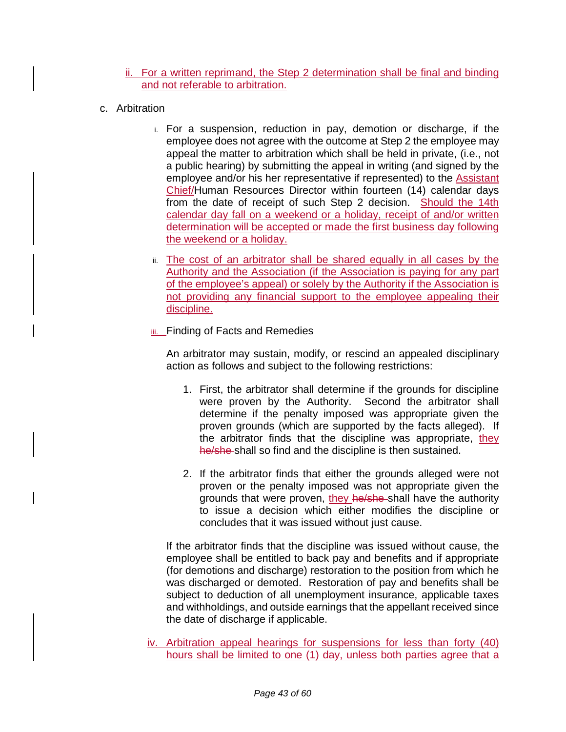ii. For a written reprimand, the Step 2 determination shall be final and binding and not referable to arbitration.

c. Arbitration

i. For a suspension, reduction in pay, demotion or discharge, if the employee does not agree with the outcome at Step 2 the employee may appeal the matter to arbitration which shall be held in private, (i.e., not a public hearing) by submitting the appeal in writing (and signed by the employee and/or his her representative if represented) to the Assistant Chief/Human Resources Director within fourteen (14) calendar days from the date of receipt of such Step 2 decision. Should the 14th calendar day fall on a weekend or a holiday, receipt of and/or written determination will be accepted or made the first business day following the weekend or a holiday.

ii. The cost of an arbitrator shall be shared equally in all cases by the Authority and the Association (if the Association is paying for any part of the employee's appeal) or solely by the Authority if the Association is not providing any financial support to the employee appealing their discipline.

iii. Finding of Facts and Remedies

An arbitrator may sustain, modify, or rescind an appealed disciplinary action as follows and subject to the following restrictions:

1. First, the arbitrator shall determine if the grounds for discipline were proven by the Authority. Second the arbitrator shall determine if the penalty imposed was appropriate given the proven grounds (which are supported by the facts alleged). If the arbitrator finds that the discipline was appropriate, they ~~he/she~~ shall so find and the discipline is then sustained.

2. If the arbitrator finds that either the grounds alleged were not proven or the penalty imposed was not appropriate given the grounds that were proven, they ~~he/she~~ shall have the authority to issue a decision which either modifies the discipline or concludes that it was issued without just cause.

If the arbitrator finds that the discipline was issued without cause, the employee shall be entitled to back pay and benefits and if appropriate (for demotions and discharge) restoration to the position from which he was discharged or demoted. Restoration of pay and benefits shall be subject to deduction of all unemployment insurance, applicable taxes and withholdings, and outside earnings that the appellant received since the date of discharge if applicable.

iv. Arbitration appeal hearings for suspensions for less than forty (40) hours shall be limited to one (1) day, unless both parties agree that a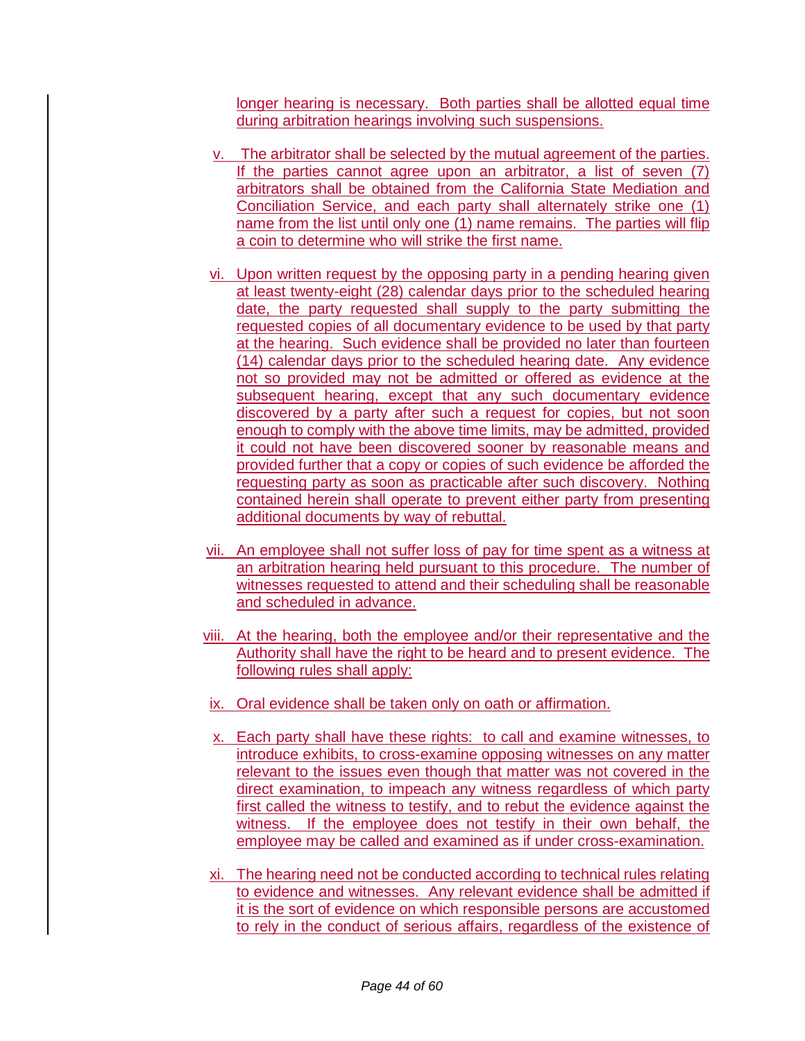longer hearing is necessary. Both parties shall be allotted equal time during arbitration hearings involving such suspensions.

v. The arbitrator shall be selected by the mutual agreement of the parties. If the parties cannot agree upon an arbitrator, a list of seven (7) arbitrators shall be obtained from the California State Mediation and Conciliation Service, and each party shall alternately strike one (1) name from the list until only one (1) name remains. The parties will flip a coin to determine who will strike the first name.

vi. Upon written request by the opposing party in a pending hearing given at least twenty-eight (28) calendar days prior to the scheduled hearing date, the party requested shall supply to the party submitting the requested copies of all documentary evidence to be used by that party at the hearing. Such evidence shall be provided no later than fourteen (14) calendar days prior to the scheduled hearing date. Any evidence not so provided may not be admitted or offered as evidence at the subsequent hearing, except that any such documentary evidence discovered by a party after such a request for copies, but not soon enough to comply with the above time limits, may be admitted, provided it could not have been discovered sooner by reasonable means and provided further that a copy or copies of such evidence be afforded the requesting party as soon as practicable after such discovery. Nothing contained herein shall operate to prevent either party from presenting additional documents by way of rebuttal.

vii. An employee shall not suffer loss of pay for time spent as a witness at an arbitration hearing held pursuant to this procedure. The number of witnesses requested to attend and their scheduling shall be reasonable and scheduled in advance.

viii. At the hearing, both the employee and/or their representative and the Authority shall have the right to be heard and to present evidence. The following rules shall apply:

ix. Oral evidence shall be taken only on oath or affirmation.

x. Each party shall have these rights: to call and examine witnesses, to introduce exhibits, to cross-examine opposing witnesses on any matter relevant to the issues even though that matter was not covered in the direct examination, to impeach any witness regardless of which party first called the witness to testify, and to rebut the evidence against the witness. If the employee does not testify in their own behalf, the employee may be called and examined as if under cross-examination.

xi. The hearing need not be conducted according to technical rules relating to evidence and witnesses. Any relevant evidence shall be admitted if it is the sort of evidence on which responsible persons are accustomed to rely in the conduct of serious affairs, regardless of the existence of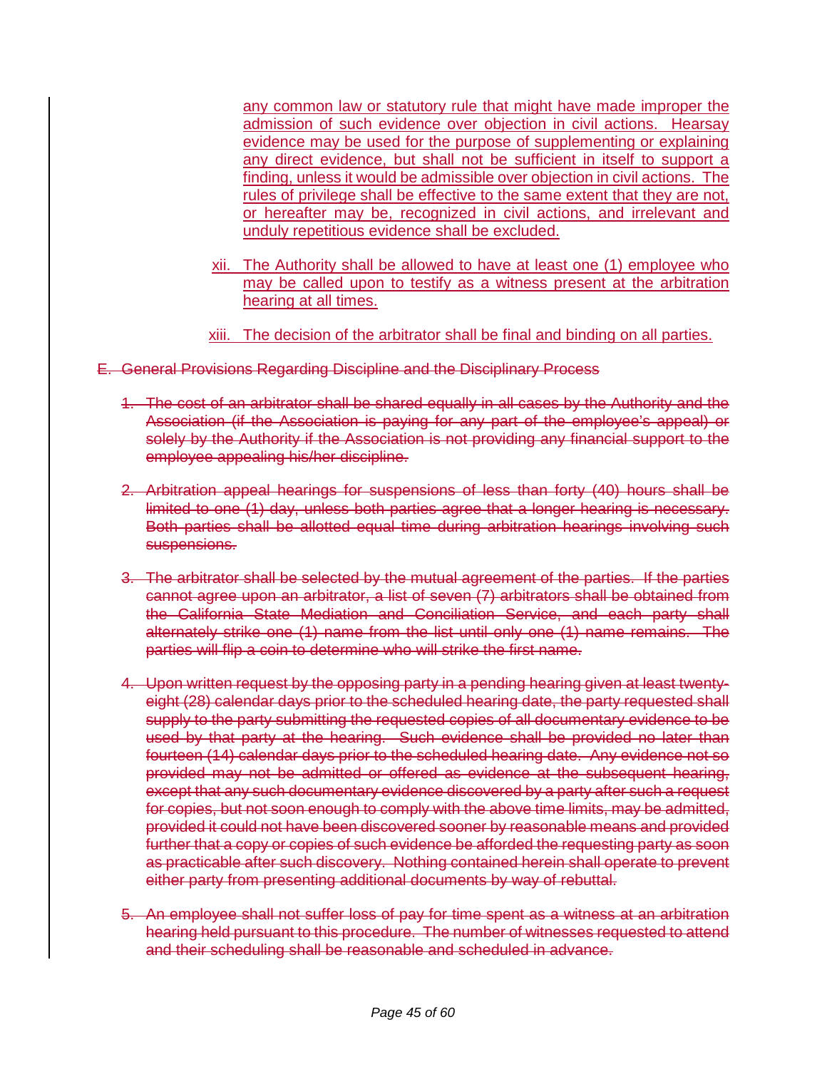any common law or statutory rule that might have made improper the admission of such evidence over objection in civil actions. Hearsay evidence may be used for the purpose of supplementing or explaining any direct evidence, but shall not be sufficient in itself to support a finding, unless it would be admissible over objection in civil actions. The rules of privilege shall be effective to the same extent that they are not, or hereafter may be, recognized in civil actions, and irrelevant and unduly repetitious evidence shall be excluded.

xii. The Authority shall be allowed to have at least one (1) employee who may be called upon to testify as a witness present at the arbitration hearing at all times.

xiii. The decision of the arbitrator shall be final and binding on all parties.

E. ~~General Provisions Regarding Discipline and the Disciplinary Process~~

1. ~~The cost of an arbitrator shall be shared equally in all cases by the Authority and the Association (if the Association is paying for any part of the employee's appeal) or solely by the Authority if the Association is not providing any financial support to the employee appealing his/her discipline.~~

2. ~~Arbitration appeal hearings for suspensions of less than forty (40) hours shall be limited to one (1) day, unless both parties agree that a longer hearing is necessary. Both parties shall be allotted equal time during arbitration hearings involving such suspensions.~~

3. ~~The arbitrator shall be selected by the mutual agreement of the parties. If the parties cannot agree upon an arbitrator, a list of seven (7) arbitrators shall be obtained from the California State Mediation and Conciliation Service, and each party shall alternately strike one (1) name from the list until only one (1) name remains. The parties will flip a coin to determine who will strike the first name.~~

4. ~~Upon written request by the opposing party in a pending hearing given at least twenty-eight (28) calendar days prior to the scheduled hearing date, the party requested shall supply to the party submitting the requested copies of all documentary evidence to be used by that party at the hearing. Such evidence shall be provided no later than fourteen (14) calendar days prior to the scheduled hearing date. Any evidence not so provided may not be admitted or offered as evidence at the subsequent hearing, except that any such documentary evidence discovered by a party after such a request for copies, but not soon enough to comply with the above time limits, may be admitted, provided it could not have been discovered sooner by reasonable means and provided further that a copy or copies of such evidence be afforded the requesting party as soon as practicable after such discovery. Nothing contained herein shall operate to prevent either party from presenting additional documents by way of rebuttal.~~

5. ~~An employee shall not suffer loss of pay for time spent as a witness at an arbitration hearing held pursuant to this procedure. The number of witnesses requested to attend and their scheduling shall be reasonable and scheduled in advance.~~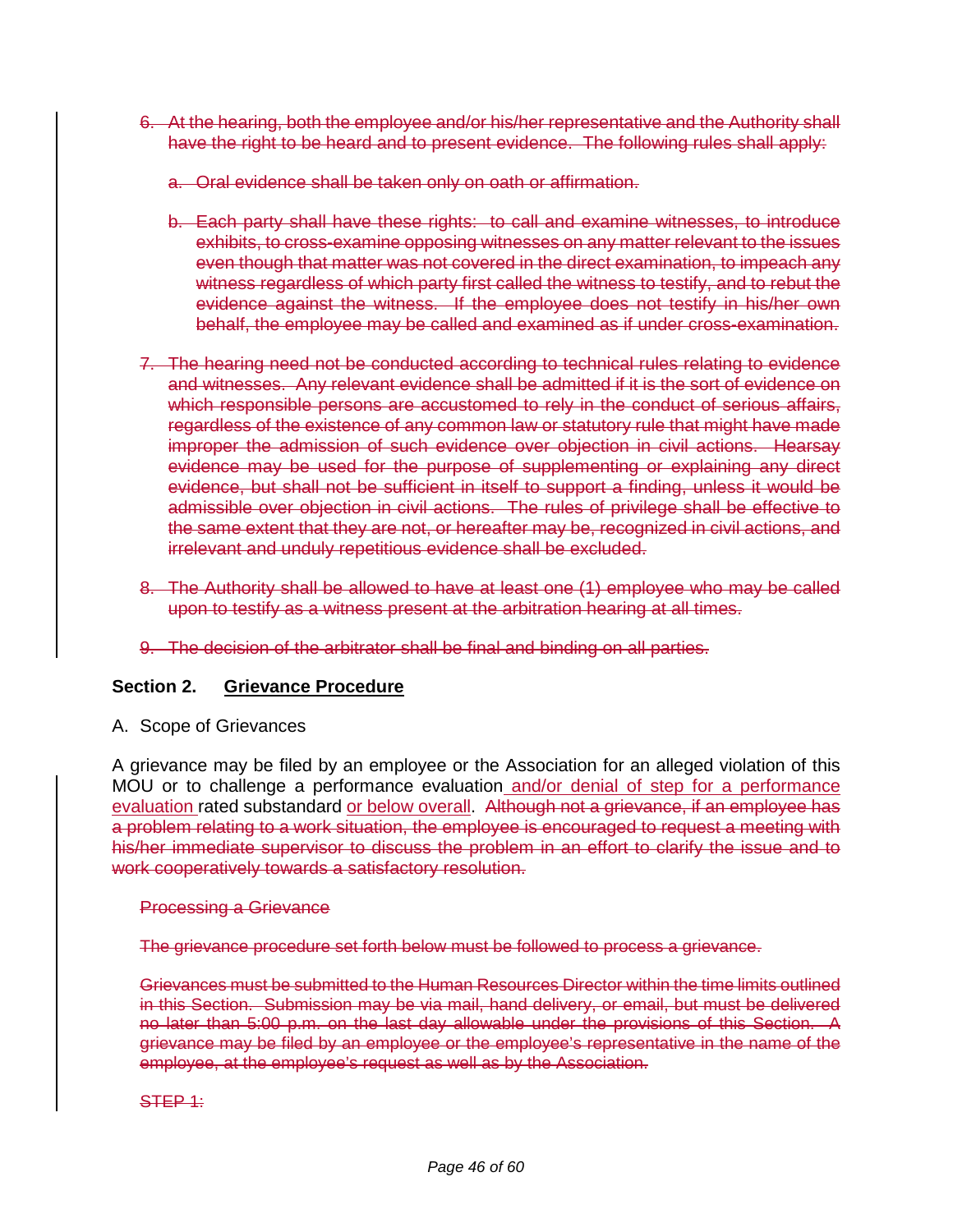6. ~~At the hearing, both the employee and/or his/her representative and the Authority shall have the right to be heard and to present evidence. The following rules shall apply:~~

   a. ~~Oral evidence shall be taken only on oath or affirmation.~~

   b. ~~Each party shall have these rights: to call and examine witnesses, to introduce exhibits, to cross-examine opposing witnesses on any matter relevant to the issues even though that matter was not covered in the direct examination, to impeach any witness regardless of which party first called the witness to testify, and to rebut the evidence against the witness. If the employee does not testify in his/her own behalf, the employee may be called and examined as if under cross-examination.~~

7. ~~The hearing need not be conducted according to technical rules relating to evidence and witnesses. Any relevant evidence shall be admitted if it is the sort of evidence on which responsible persons are accustomed to rely in the conduct of serious affairs, regardless of the existence of any common law or statutory rule that might have made improper the admission of such evidence over objection in civil actions. Hearsay evidence may be used for the purpose of supplementing or explaining any direct evidence, but shall not be sufficient in itself to support a finding, unless it would be admissible over objection in civil actions. The rules of privilege shall be effective to the same extent that they are not, or hereafter may be, recognized in civil actions, and irrelevant and unduly repetitious evidence shall be excluded.~~

8. ~~The Authority shall be allowed to have at least one (1) employee who may be called upon to testify as a witness present at the arbitration hearing at all times.~~

9. ~~The decision of the arbitrator shall be final and binding on all parties.~~

**Section 2. <u>Grievance Procedure</u>**

A. Scope of Grievances

A grievance may be filed by an employee or the Association for an alleged violation of this MOU or to challenge a performance evaluation <u>and/or denial of step for a performance evaluation</u> rated substandard <u>or below overall</u>. ~~Although not a grievance, if an employee has a problem relating to a work situation, the employee is encouraged to request a meeting with his/her immediate supervisor to discuss the problem in an effort to clarify the issue and to work cooperatively towards a satisfactory resolution.~~

~~Processing a Grievance~~

~~The grievance procedure set forth below must be followed to process a grievance.~~

~~Grievances must be submitted to the Human Resources Director within the time limits outlined in this Section. Submission may be via mail, hand delivery, or email, but must be delivered no later than 5:00 p.m. on the last day allowable under the provisions of this Section. A grievance may be filed by an employee or the employee's representative in the name of the employee, at the employee's request as well as by the Association.~~

~~STEP 1:~~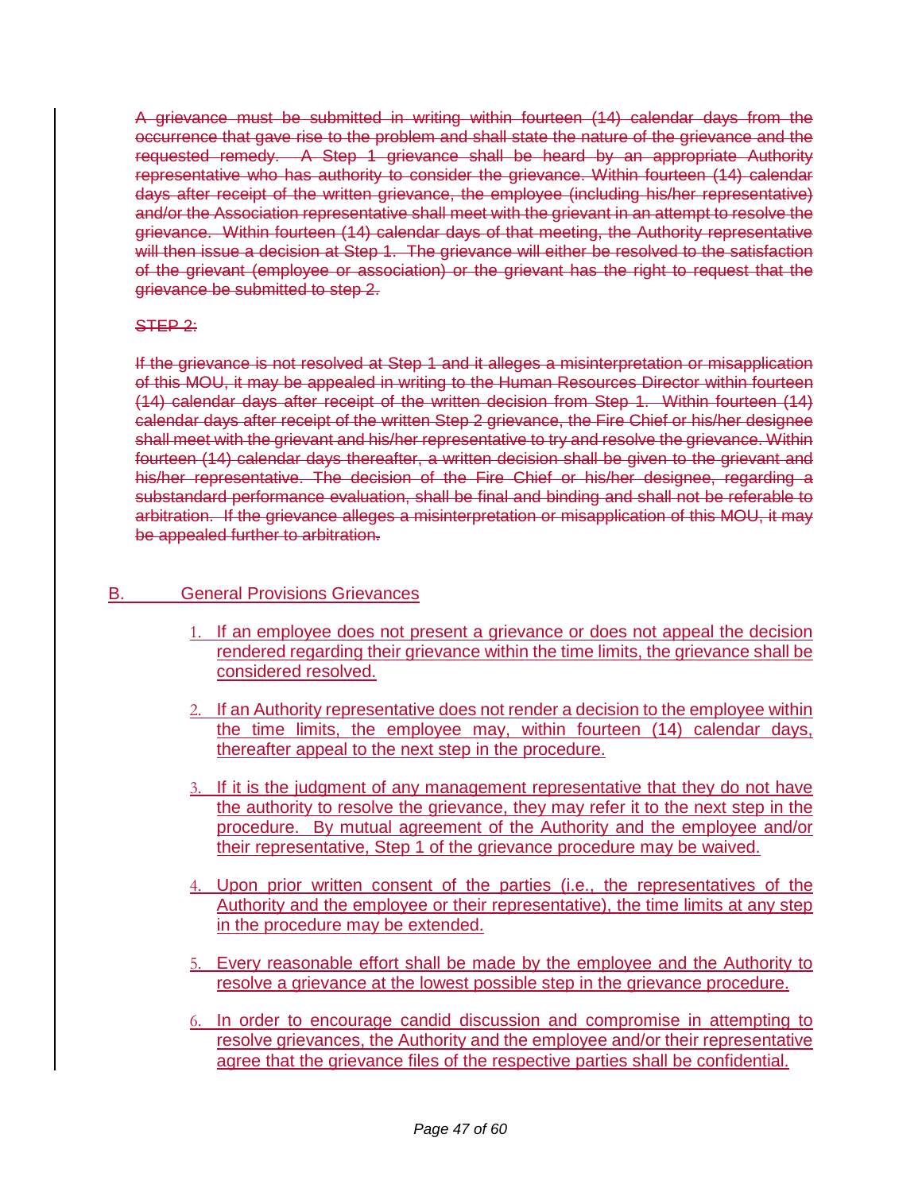~~A grievance must be submitted in writing within fourteen (14) calendar days from the occurrence that gave rise to the problem and shall state the nature of the grievance and the requested remedy. A Step 1 grievance shall be heard by an appropriate Authority representative who has authority to consider the grievance. Within fourteen (14) calendar days after receipt of the written grievance, the employee (including his/her representative) and/or the Association representative shall meet with the grievant in an attempt to resolve the grievance. Within fourteen (14) calendar days of that meeting, the Authority representative will then issue a decision at Step 1. The grievance will either be resolved to the satisfaction of the grievant (employee or association) or the grievant has the right to request that the grievance be submitted to step 2.~~

~~STEP 2:~~

~~If the grievance is not resolved at Step 1 and it alleges a misinterpretation or misapplication of this MOU, it may be appealed in writing to the Human Resources Director within fourteen (14) calendar days after receipt of the written decision from Step 1. Within fourteen (14) calendar days after receipt of the written Step 2 grievance, the Fire Chief or his/her designee shall meet with the grievant and his/her representative to try and resolve the grievance. Within fourteen (14) calendar days thereafter, a written decision shall be given to the grievant and his/her representative. The decision of the Fire Chief or his/her designee, regarding a substandard performance evaluation, shall be final and binding and shall not be referable to arbitration. If the grievance alleges a misinterpretation or misapplication of this MOU, it may be appealed further to arbitration.~~

B. General Provisions Grievances

1. If an employee does not present a grievance or does not appeal the decision rendered regarding their grievance within the time limits, the grievance shall be considered resolved.

2. If an Authority representative does not render a decision to the employee within the time limits, the employee may, within fourteen (14) calendar days, thereafter appeal to the next step in the procedure.

3. If it is the judgment of any management representative that they do not have the authority to resolve the grievance, they may refer it to the next step in the procedure. By mutual agreement of the Authority and the employee and/or their representative, Step 1 of the grievance procedure may be waived.

4. Upon prior written consent of the parties (i.e., the representatives of the Authority and the employee or their representative), the time limits at any step in the procedure may be extended.

5. Every reasonable effort shall be made by the employee and the Authority to resolve a grievance at the lowest possible step in the grievance procedure.

6. In order to encourage candid discussion and compromise in attempting to resolve grievances, the Authority and the employee and/or their representative agree that the grievance files of the respective parties shall be confidential.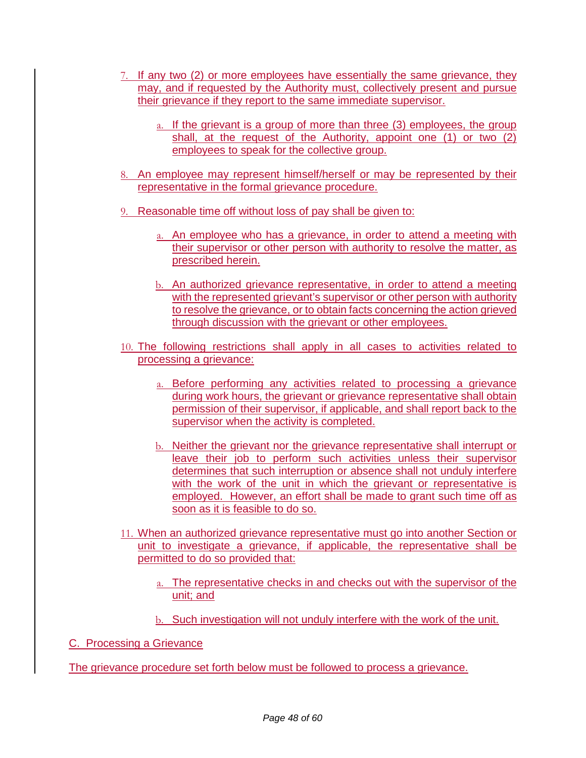7. If any two (2) or more employees have essentially the same grievance, they may, and if requested by the Authority must, collectively present and pursue their grievance if they report to the same immediate supervisor.

    a. If the grievant is a group of more than three (3) employees, the group shall, at the request of the Authority, appoint one (1) or two (2) employees to speak for the collective group.

8. An employee may represent himself/herself or may be represented by their representative in the formal grievance procedure.

9. Reasonable time off without loss of pay shall be given to:

    a. An employee who has a grievance, in order to attend a meeting with their supervisor or other person with authority to resolve the matter, as prescribed herein.

    b. An authorized grievance representative, in order to attend a meeting with the represented grievant's supervisor or other person with authority to resolve the grievance, or to obtain facts concerning the action grieved through discussion with the grievant or other employees.

10. The following restrictions shall apply in all cases to activities related to processing a grievance:

    a. Before performing any activities related to processing a grievance during work hours, the grievant or grievance representative shall obtain permission of their supervisor, if applicable, and shall report back to the supervisor when the activity is completed.

    b. Neither the grievant nor the grievance representative shall interrupt or leave their job to perform such activities unless their supervisor determines that such interruption or absence shall not unduly interfere with the work of the unit in which the grievant or representative is employed. However, an effort shall be made to grant such time off as soon as it is feasible to do so.

11. When an authorized grievance representative must go into another Section or unit to investigate a grievance, if applicable, the representative shall be permitted to do so provided that:

    a. The representative checks in and checks out with the supervisor of the unit; and

    b. Such investigation will not unduly interfere with the work of the unit.

C. Processing a Grievance

The grievance procedure set forth below must be followed to process a grievance.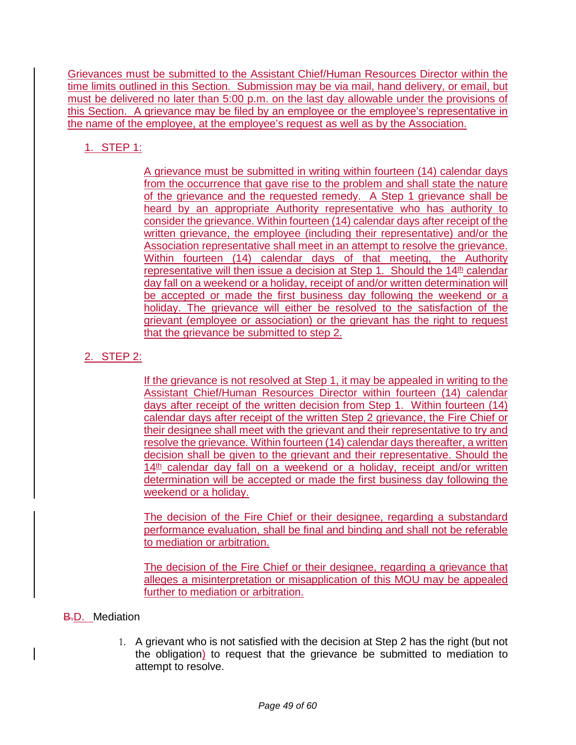Grievances must be submitted to the Assistant Chief/Human Resources Director within the time limits outlined in this Section. Submission may be via mail, hand delivery, or email, but must be delivered no later than 5:00 p.m. on the last day allowable under the provisions of this Section. A grievance may be filed by an employee or the employee's representative in the name of the employee, at the employee's request as well as by the Association.

1. STEP 1:

   A grievance must be submitted in writing within fourteen (14) calendar days from the occurrence that gave rise to the problem and shall state the nature of the grievance and the requested remedy. A Step 1 grievance shall be heard by an appropriate Authority representative who has authority to consider the grievance. Within fourteen (14) calendar days after receipt of the written grievance, the employee (including their representative) and/or the Association representative shall meet in an attempt to resolve the grievance. Within fourteen (14) calendar days of that meeting, the Authority representative will then issue a decision at Step 1. Should the 14th calendar day fall on a weekend or a holiday, receipt of and/or written determination will be accepted or made the first business day following the weekend or a holiday. The grievance will either be resolved to the satisfaction of the grievant (employee or association) or the grievant has the right to request that the grievance be submitted to step 2.

2. STEP 2:

   If the grievance is not resolved at Step 1, it may be appealed in writing to the Assistant Chief/Human Resources Director within fourteen (14) calendar days after receipt of the written decision from Step 1. Within fourteen (14) calendar days after receipt of the written Step 2 grievance, the Fire Chief or their designee shall meet with the grievant and their representative to try and resolve the grievance. Within fourteen (14) calendar days thereafter, a written decision shall be given to the grievant and their representative. Should the 14th calendar day fall on a weekend or a holiday, receipt and/or written determination will be accepted or made the first business day following the weekend or a holiday.

   The decision of the Fire Chief or their designee, regarding a substandard performance evaluation, shall be final and binding and shall not be referable to mediation or arbitration.

   The decision of the Fire Chief or their designee, regarding a grievance that alleges a misinterpretation or misapplication of this MOU may be appealed further to mediation or arbitration.

~~B.~~D. Mediation

1. A grievant who is not satisfied with the decision at Step 2 has the right (but not the obligation) to request that the grievance be submitted to mediation to attempt to resolve.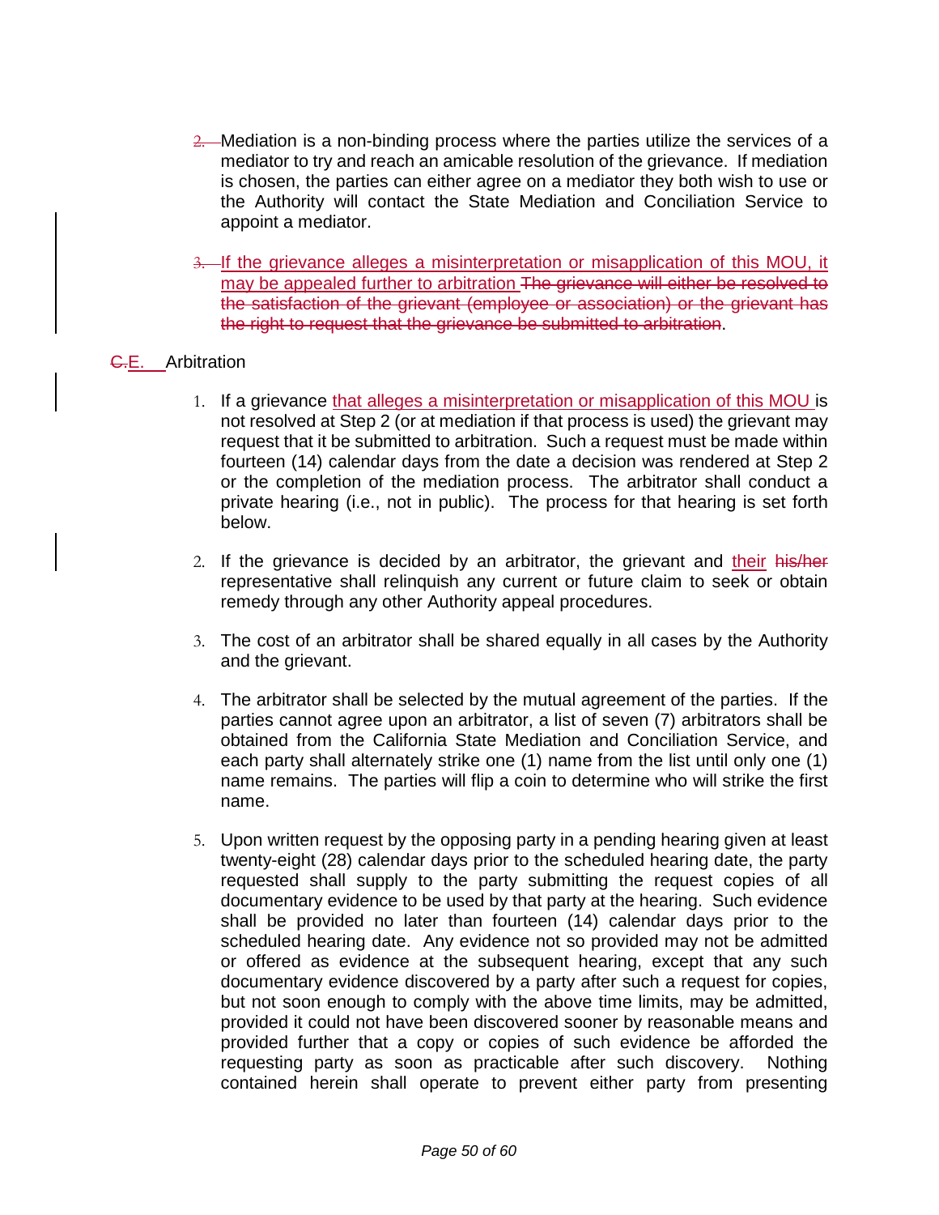2. Mediation is a non-binding process where the parties utilize the services of a mediator to try and reach an amicable resolution of the grievance. If mediation is chosen, the parties can either agree on a mediator they both wish to use or the Authority will contact the State Mediation and Conciliation Service to appoint a mediator.

3. If the grievance alleges a misinterpretation or misapplication of this MOU, it may be appealed further to arbitration ~~The grievance will either be resolved to the satisfaction of the grievant (employee or association) or the grievant has the right to request that the grievance be submitted to arbitration~~.

## ~~C.~~E. Arbitration

1. If a grievance that alleges a misinterpretation or misapplication of this MOU is not resolved at Step 2 (or at mediation if that process is used) the grievant may request that it be submitted to arbitration. Such a request must be made within fourteen (14) calendar days from the date a decision was rendered at Step 2 or the completion of the mediation process. The arbitrator shall conduct a private hearing (i.e., not in public). The process for that hearing is set forth below.

2. If the grievance is decided by an arbitrator, the grievant and their ~~his/her~~ representative shall relinquish any current or future claim to seek or obtain remedy through any other Authority appeal procedures.

3. The cost of an arbitrator shall be shared equally in all cases by the Authority and the grievant.

4. The arbitrator shall be selected by the mutual agreement of the parties. If the parties cannot agree upon an arbitrator, a list of seven (7) arbitrators shall be obtained from the California State Mediation and Conciliation Service, and each party shall alternately strike one (1) name from the list until only one (1) name remains. The parties will flip a coin to determine who will strike the first name.

5. Upon written request by the opposing party in a pending hearing given at least twenty-eight (28) calendar days prior to the scheduled hearing date, the party requested shall supply to the party submitting the request copies of all documentary evidence to be used by that party at the hearing. Such evidence shall be provided no later than fourteen (14) calendar days prior to the scheduled hearing date. Any evidence not so provided may not be admitted or offered as evidence at the subsequent hearing, except that any such documentary evidence discovered by a party after such a request for copies, but not soon enough to comply with the above time limits, may be admitted, provided it could not have been discovered sooner by reasonable means and provided further that a copy or copies of such evidence be afforded the requesting party as soon as practicable after such discovery. Nothing contained herein shall operate to prevent either party from presenting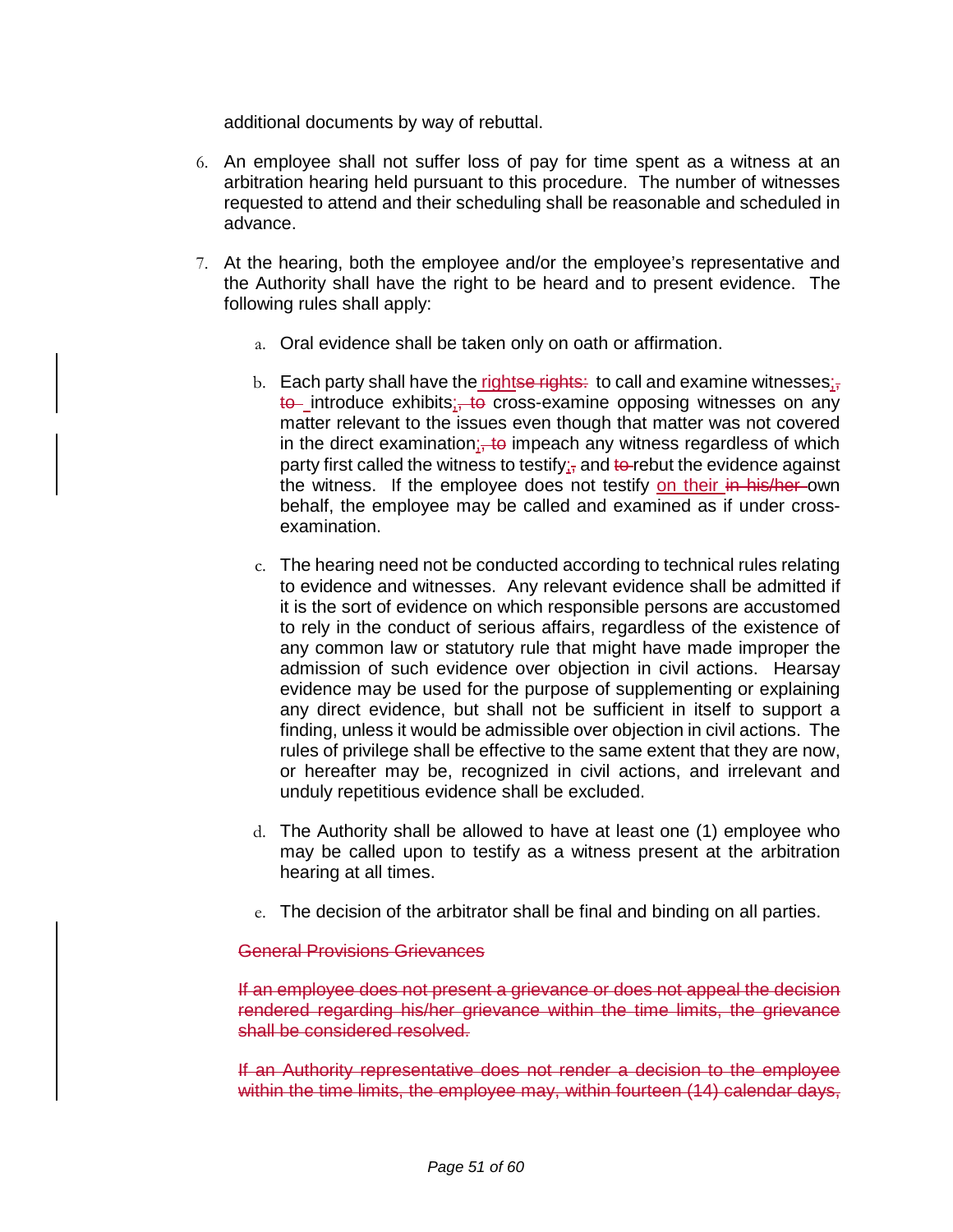additional documents by way of rebuttal.

6. An employee shall not suffer loss of pay for time spent as a witness at an arbitration hearing held pursuant to this procedure. The number of witnesses requested to attend and their scheduling shall be reasonable and scheduled in advance.

7. At the hearing, both the employee and/or the employee's representative and the Authority shall have the right to be heard and to present evidence. The following rules shall apply:

   a. Oral evidence shall be taken only on oath or affirmation.

   b. Each party shall have the right~~se rights:~~ to call and examine witnesses;~~,~~ ~~to~~ introduce exhibits;~~, to~~ cross-examine opposing witnesses on any matter relevant to the issues even though that matter was not covered in the direct examination;~~, to~~ impeach any witness regardless of which party first called the witness to testify;~~,~~ and ~~to~~ rebut the evidence against the witness. If the employee does not testify on their ~~in his/her~~ own behalf, the employee may be called and examined as if under cross-examination.

   c. The hearing need not be conducted according to technical rules relating to evidence and witnesses. Any relevant evidence shall be admitted if it is the sort of evidence on which responsible persons are accustomed to rely in the conduct of serious affairs, regardless of the existence of any common law or statutory rule that might have made improper the admission of such evidence over objection in civil actions. Hearsay evidence may be used for the purpose of supplementing or explaining any direct evidence, but shall not be sufficient in itself to support a finding, unless it would be admissible over objection in civil actions. The rules of privilege shall be effective to the same extent that they are now, or hereafter may be, recognized in civil actions, and irrelevant and unduly repetitious evidence shall be excluded.

   d. The Authority shall be allowed to have at least one (1) employee who may be called upon to testify as a witness present at the arbitration hearing at all times.

   e. The decision of the arbitrator shall be final and binding on all parties.

~~General Provisions Grievances~~

~~If an employee does not present a grievance or does not appeal the decision rendered regarding his/her grievance within the time limits, the grievance shall be considered resolved.~~

~~If an Authority representative does not render a decision to the employee within the time limits, the employee may, within fourteen (14) calendar days,~~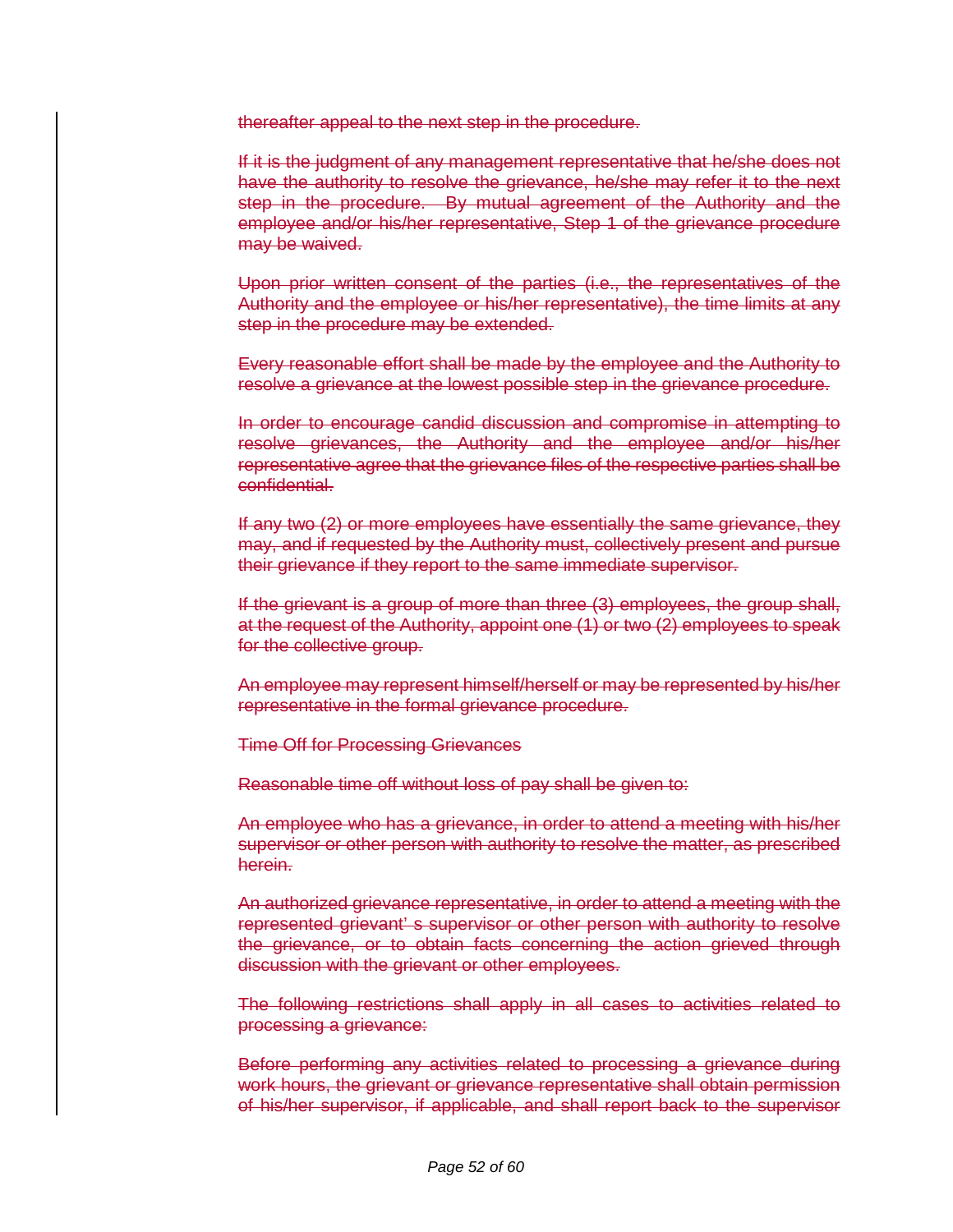~~thereafter appeal to the next step in the procedure.~~

~~If it is the judgment of any management representative that he/she does not have the authority to resolve the grievance, he/she may refer it to the next step in the procedure. By mutual agreement of the Authority and the employee and/or his/her representative, Step 1 of the grievance procedure may be waived.~~

~~Upon prior written consent of the parties (i.e., the representatives of the Authority and the employee or his/her representative), the time limits at any step in the procedure may be extended.~~

~~Every reasonable effort shall be made by the employee and the Authority to resolve a grievance at the lowest possible step in the grievance procedure.~~

~~In order to encourage candid discussion and compromise in attempting to resolve grievances, the Authority and the employee and/or his/her representative agree that the grievance files of the respective parties shall be confidential.~~

~~If any two (2) or more employees have essentially the same grievance, they may, and if requested by the Authority must, collectively present and pursue their grievance if they report to the same immediate supervisor.~~

~~If the grievant is a group of more than three (3) employees, the group shall, at the request of the Authority, appoint one (1) or two (2) employees to speak for the collective group.~~

~~An employee may represent himself/herself or may be represented by his/her representative in the formal grievance procedure.~~

~~Time Off for Processing Grievances~~

~~Reasonable time off without loss of pay shall be given to:~~

~~An employee who has a grievance, in order to attend a meeting with his/her supervisor or other person with authority to resolve the matter, as prescribed herein.~~

~~An authorized grievance representative, in order to attend a meeting with the represented grievant' s supervisor or other person with authority to resolve the grievance, or to obtain facts concerning the action grieved through discussion with the grievant or other employees.~~

~~The following restrictions shall apply in all cases to activities related to processing a grievance:~~

~~Before performing any activities related to processing a grievance during work hours, the grievant or grievance representative shall obtain permission of his/her supervisor, if applicable, and shall report back to the supervisor~~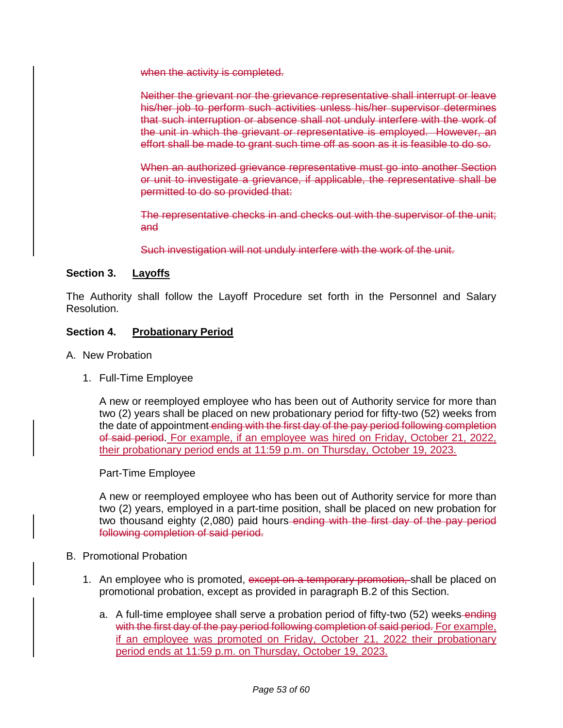~~when the activity is completed.~~

~~Neither the grievant nor the grievance representative shall interrupt or leave his/her job to perform such activities unless his/her supervisor determines that such interruption or absence shall not unduly interfere with the work of the unit in which the grievant or representative is employed. However, an effort shall be made to grant such time off as soon as it is feasible to do so.~~

~~When an authorized grievance representative must go into another Section or unit to investigate a grievance, if applicable, the representative shall be permitted to do so provided that:~~

~~The representative checks in and checks out with the supervisor of the unit; and~~

~~Such investigation will not unduly interfere with the work of the unit.~~

**Section 3. Layoffs**

The Authority shall follow the Layoff Procedure set forth in the Personnel and Salary Resolution.

**Section 4. Probationary Period**

A. New Probation

1. Full-Time Employee

   A new or reemployed employee who has been out of Authority service for more than two (2) years shall be placed on new probationary period for fifty-two (52) weeks from the date of appointment ~~ending with the first day of the pay period following completion of said period~~. <u>For example, if an employee was hired on Friday, October 21, 2022, their probationary period ends at 11:59 p.m. on Thursday, October 19, 2023.</u>

   Part-Time Employee

   A new or reemployed employee who has been out of Authority service for more than two (2) years, employed in a part-time position, shall be placed on new probation for two thousand eighty (2,080) paid hours ~~ending with the first day of the pay period following completion of said period.~~

B. Promotional Probation

1. An employee who is promoted, ~~except on a temporary promotion,~~ shall be placed on promotional probation, except as provided in paragraph B.2 of this Section.

   a. A full-time employee shall serve a probation period of fifty-two (52) weeks ~~ending with the first day of the pay period following completion of said period.~~ <u>For example, if an employee was promoted on Friday, October 21, 2022 their probationary period ends at 11:59 p.m. on Thursday, October 19, 2023.</u>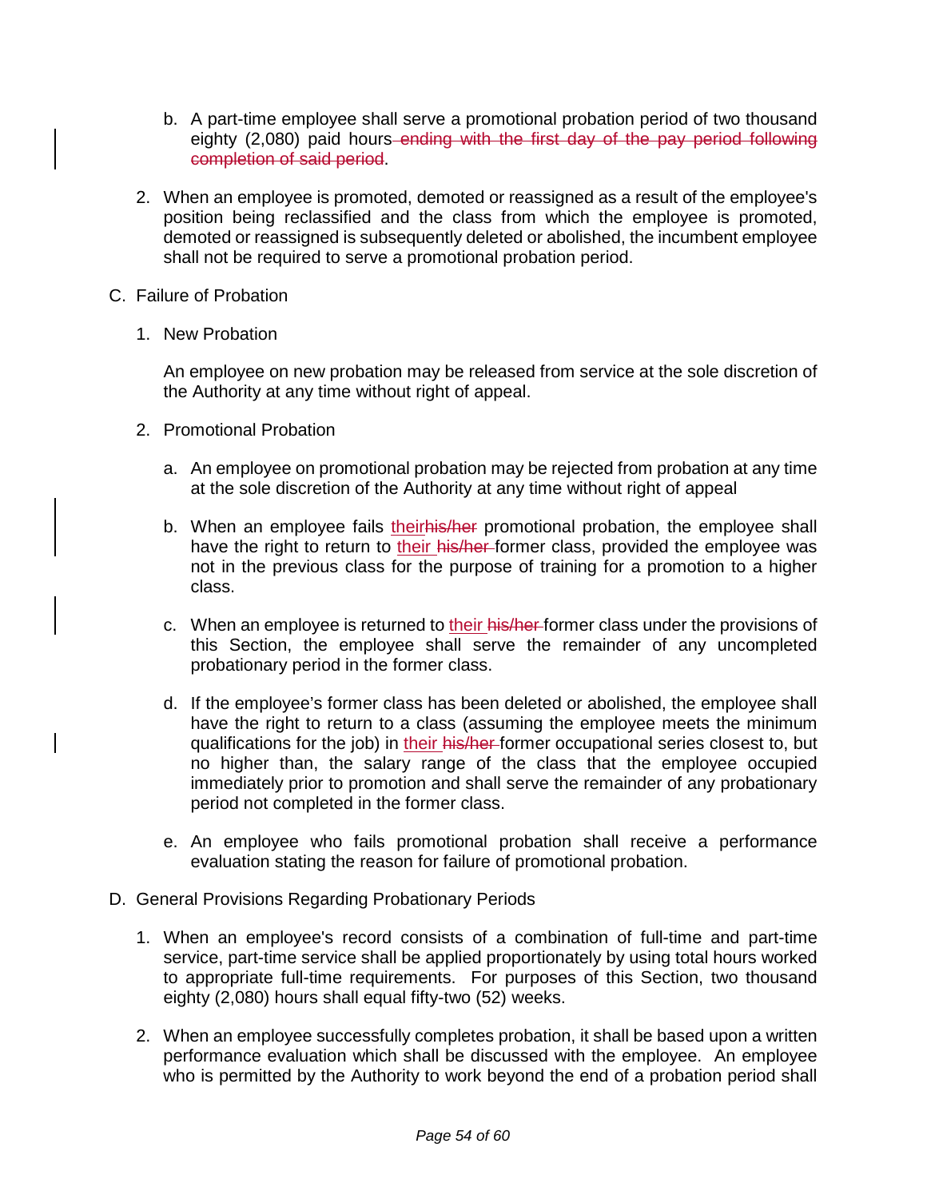b. A part-time employee shall serve a promotional probation period of two thousand eighty (2,080) paid hours ~~ending with the first day of the pay period following completion of said period~~.

2. When an employee is promoted, demoted or reassigned as a result of the employee's position being reclassified and the class from which the employee is promoted, demoted or reassigned is subsequently deleted or abolished, the incumbent employee shall not be required to serve a promotional probation period.

C. Failure of Probation

1. New Probation

   An employee on new probation may be released from service at the sole discretion of the Authority at any time without right of appeal.

2. Promotional Probation

   a. An employee on promotional probation may be rejected from probation at any time at the sole discretion of the Authority at any time without right of appeal

   b. When an employee fails <u>their</u>~~his/her~~ promotional probation, the employee shall have the right to return to <u>their</u> ~~his/her~~ former class, provided the employee was not in the previous class for the purpose of training for a promotion to a higher class.

   c. When an employee is returned to <u>their</u> ~~his/her~~ former class under the provisions of this Section, the employee shall serve the remainder of any uncompleted probationary period in the former class.

   d. If the employee's former class has been deleted or abolished, the employee shall have the right to return to a class (assuming the employee meets the minimum qualifications for the job) in <u>their</u> ~~his/her~~ former occupational series closest to, but no higher than, the salary range of the class that the employee occupied immediately prior to promotion and shall serve the remainder of any probationary period not completed in the former class.

   e. An employee who fails promotional probation shall receive a performance evaluation stating the reason for failure of promotional probation.

D. General Provisions Regarding Probationary Periods

1. When an employee's record consists of a combination of full-time and part-time service, part-time service shall be applied proportionately by using total hours worked to appropriate full-time requirements. For purposes of this Section, two thousand eighty (2,080) hours shall equal fifty-two (52) weeks.

2. When an employee successfully completes probation, it shall be based upon a written performance evaluation which shall be discussed with the employee. An employee who is permitted by the Authority to work beyond the end of a probation period shall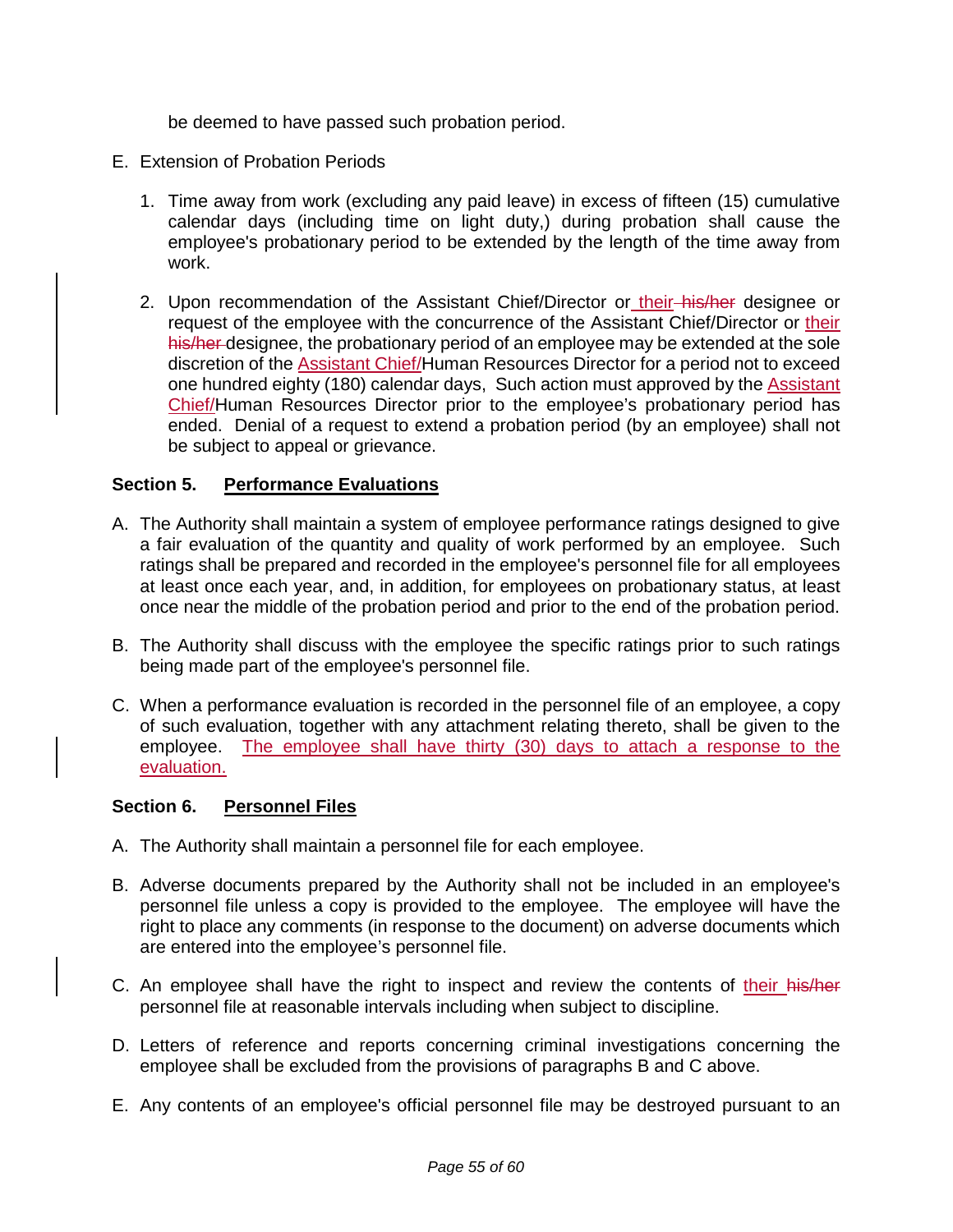be deemed to have passed such probation period.

E. Extension of Probation Periods

1. Time away from work (excluding any paid leave) in excess of fifteen (15) cumulative calendar days (including time on light duty,) during probation shall cause the employee's probationary period to be extended by the length of the time away from work.

2. Upon recommendation of the Assistant Chief/Director or their ~~his/her~~ designee or request of the employee with the concurrence of the Assistant Chief/Director or their ~~his/her~~ designee, the probationary period of an employee may be extended at the sole discretion of the Assistant Chief/Human Resources Director for a period not to exceed one hundred eighty (180) calendar days, Such action must approved by the Assistant Chief/Human Resources Director prior to the employee's probationary period has ended. Denial of a request to extend a probation period (by an employee) shall not be subject to appeal or grievance.

**Section 5. Performance Evaluations**

A. The Authority shall maintain a system of employee performance ratings designed to give a fair evaluation of the quantity and quality of work performed by an employee. Such ratings shall be prepared and recorded in the employee's personnel file for all employees at least once each year, and, in addition, for employees on probationary status, at least once near the middle of the probation period and prior to the end of the probation period.

B. The Authority shall discuss with the employee the specific ratings prior to such ratings being made part of the employee's personnel file.

C. When a performance evaluation is recorded in the personnel file of an employee, a copy of such evaluation, together with any attachment relating thereto, shall be given to the employee. The employee shall have thirty (30) days to attach a response to the evaluation.

**Section 6. Personnel Files**

A. The Authority shall maintain a personnel file for each employee.

B. Adverse documents prepared by the Authority shall not be included in an employee's personnel file unless a copy is provided to the employee. The employee will have the right to place any comments (in response to the document) on adverse documents which are entered into the employee's personnel file.

C. An employee shall have the right to inspect and review the contents of their ~~his/her~~ personnel file at reasonable intervals including when subject to discipline.

D. Letters of reference and reports concerning criminal investigations concerning the employee shall be excluded from the provisions of paragraphs B and C above.

E. Any contents of an employee's official personnel file may be destroyed pursuant to an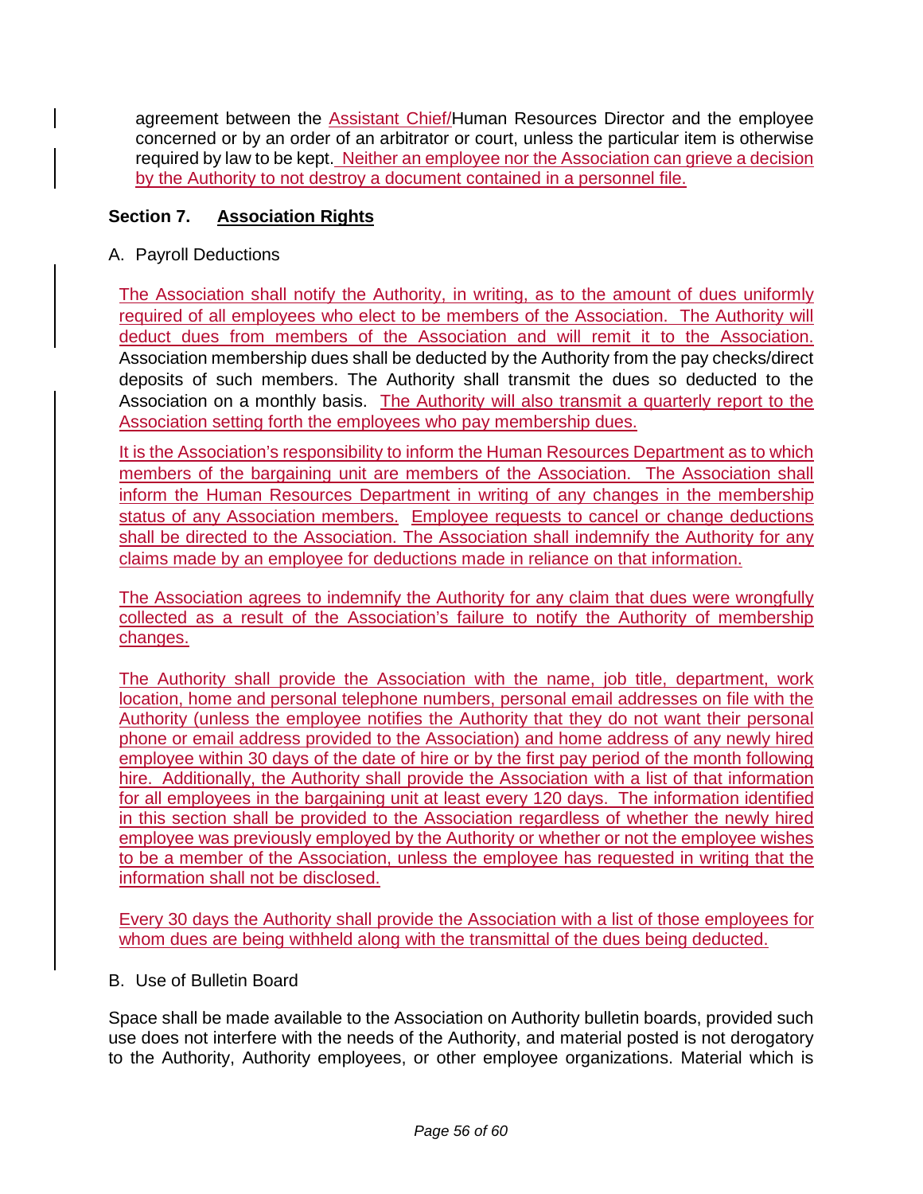agreement between the Assistant Chief/Human Resources Director and the employee concerned or by an order of an arbitrator or court, unless the particular item is otherwise required by law to be kept. Neither an employee nor the Association can grieve a decision by the Authority to not destroy a document contained in a personnel file.

### Section 7. Association Rights

A. Payroll Deductions

The Association shall notify the Authority, in writing, as to the amount of dues uniformly required of all employees who elect to be members of the Association. The Authority will deduct dues from members of the Association and will remit it to the Association. Association membership dues shall be deducted by the Authority from the pay checks/direct deposits of such members. The Authority shall transmit the dues so deducted to the Association on a monthly basis. The Authority will also transmit a quarterly report to the Association setting forth the employees who pay membership dues.

It is the Association's responsibility to inform the Human Resources Department as to which members of the bargaining unit are members of the Association. The Association shall inform the Human Resources Department in writing of any changes in the membership status of any Association members. Employee requests to cancel or change deductions shall be directed to the Association. The Association shall indemnify the Authority for any claims made by an employee for deductions made in reliance on that information.

The Association agrees to indemnify the Authority for any claim that dues were wrongfully collected as a result of the Association's failure to notify the Authority of membership changes.

The Authority shall provide the Association with the name, job title, department, work location, home and personal telephone numbers, personal email addresses on file with the Authority (unless the employee notifies the Authority that they do not want their personal phone or email address provided to the Association) and home address of any newly hired employee within 30 days of the date of hire or by the first pay period of the month following hire. Additionally, the Authority shall provide the Association with a list of that information for all employees in the bargaining unit at least every 120 days. The information identified in this section shall be provided to the Association regardless of whether the newly hired employee was previously employed by the Authority or whether or not the employee wishes to be a member of the Association, unless the employee has requested in writing that the information shall not be disclosed.

Every 30 days the Authority shall provide the Association with a list of those employees for whom dues are being withheld along with the transmittal of the dues being deducted.

B. Use of Bulletin Board

Space shall be made available to the Association on Authority bulletin boards, provided such use does not interfere with the needs of the Authority, and material posted is not derogatory to the Authority, Authority employees, or other employee organizations. Material which is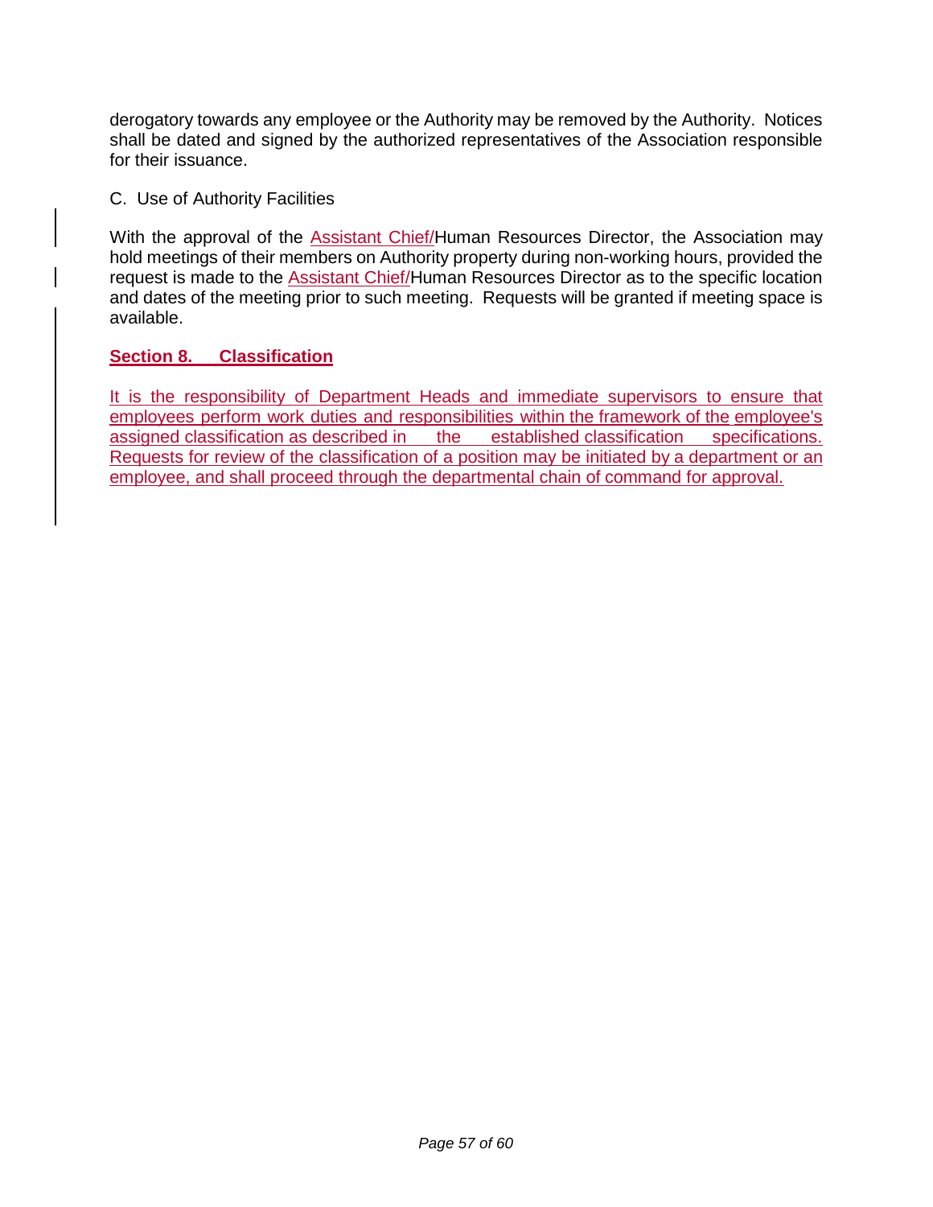derogatory towards any employee or the Authority may be removed by the Authority. Notices shall be dated and signed by the authorized representatives of the Association responsible for their issuance.

C. Use of Authority Facilities

With the approval of the Assistant Chief/Human Resources Director, the Association may hold meetings of their members on Authority property during non-working hours, provided the request is made to the Assistant Chief/Human Resources Director as to the specific location and dates of the meeting prior to such meeting. Requests will be granted if meeting space is available.

## Section 8. Classification

It is the responsibility of Department Heads and immediate supervisors to ensure that employees perform work duties and responsibilities within the framework of the employee's assigned classification as described in the established classification specifications. Requests for review of the classification of a position may be initiated by a department or an employee, and shall proceed through the departmental chain of command for approval.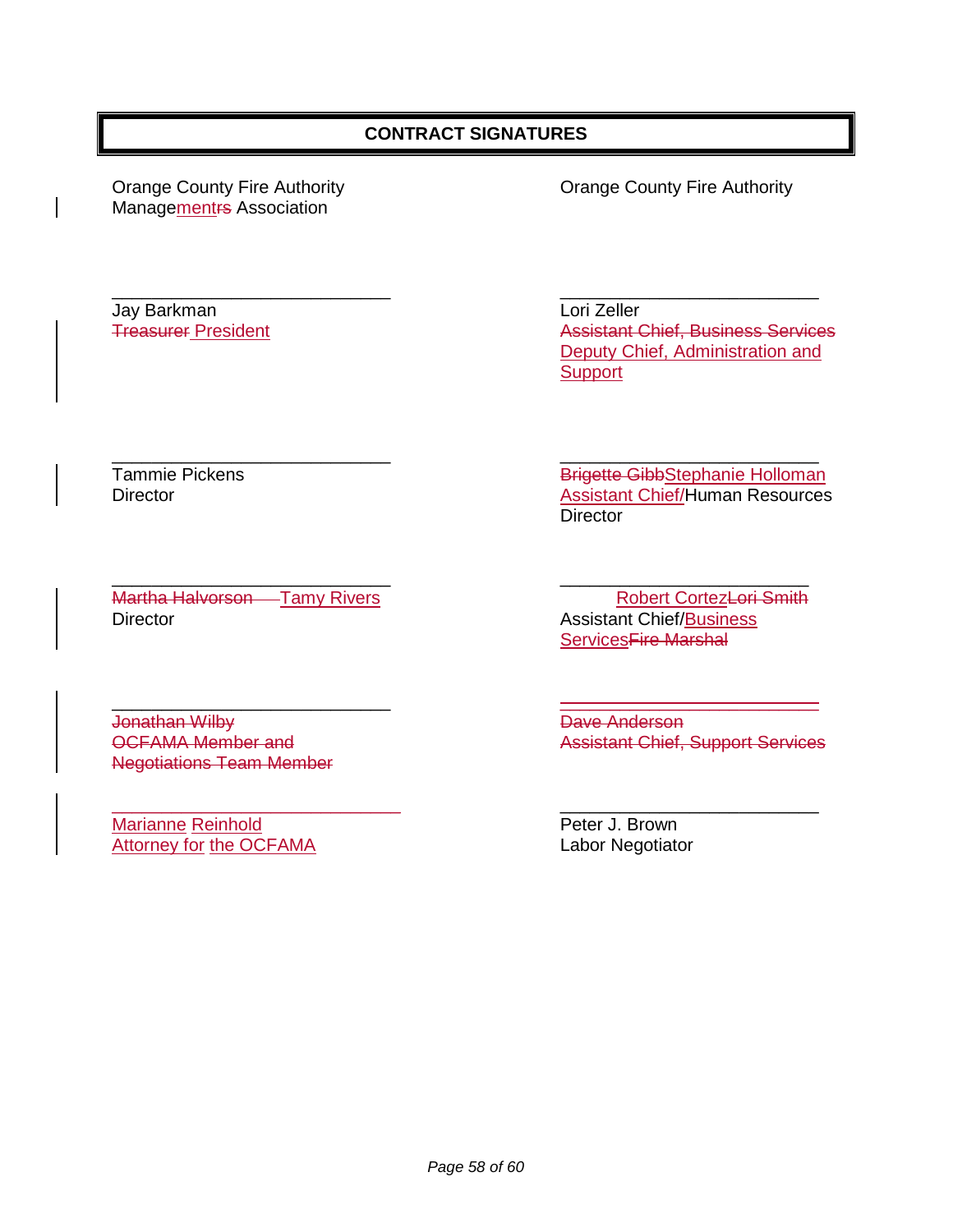## CONTRACT SIGNATURES

| Orange County Fire Authority Managementrs Association | Orange County Fire Authority |
|---|---|
| \_\_\_\_\_\_\_\_\_\_\_\_\_\_\_\_\_\_\_\_\_\_\_\_<br>Jay Barkman<br>~~Treasurer~~ President | \_\_\_\_\_\_\_\_\_\_\_\_\_\_\_\_\_\_\_\_\_\_\_\_<br>Lori Zeller<br>~~Assistant Chief, Business Services~~<br>Deputy Chief, Administration and Support |
| \_\_\_\_\_\_\_\_\_\_\_\_\_\_\_\_\_\_\_\_\_\_\_\_<br>Tammie Pickens<br>Director | \_\_\_\_\_\_\_\_\_\_\_\_\_\_\_\_\_\_\_\_\_\_\_\_<br>~~Brigette Gibb~~Stephanie Holloman<br>Assistant Chief/Human Resources Director |
| \_\_\_\_\_\_\_\_\_\_\_\_\_\_\_\_\_\_\_\_\_\_\_\_<br>~~Martha Halvorson~~ Tamy Rivers<br>Director | \_\_\_\_\_\_\_\_\_\_\_\_\_\_\_\_\_\_\_\_\_\_\_\_<br>Robert Cortez~~Lori Smith~~<br>Assistant Chief/Business Services~~Fire Marshal~~ |
| \_\_\_\_\_\_\_\_\_\_\_\_\_\_\_\_\_\_\_\_\_\_\_\_<br>~~Jonathan Wilby~~<br>~~OCFAMA Member and Negotiations Team Member~~ | ~~\_\_\_\_\_\_\_\_\_\_\_\_\_\_\_\_\_\_\_\_\_\_\_\_~~<br>~~Dave Anderson~~<br>~~Assistant Chief, Support Services~~ |
| \_\_\_\_\_\_\_\_\_\_\_\_\_\_\_\_\_\_\_\_\_\_\_\_<br>Marianne Reinhold<br>Attorney for the OCFAMA | \_\_\_\_\_\_\_\_\_\_\_\_\_\_\_\_\_\_\_\_\_\_\_\_<br>Peter J. Brown<br>Labor Negotiator |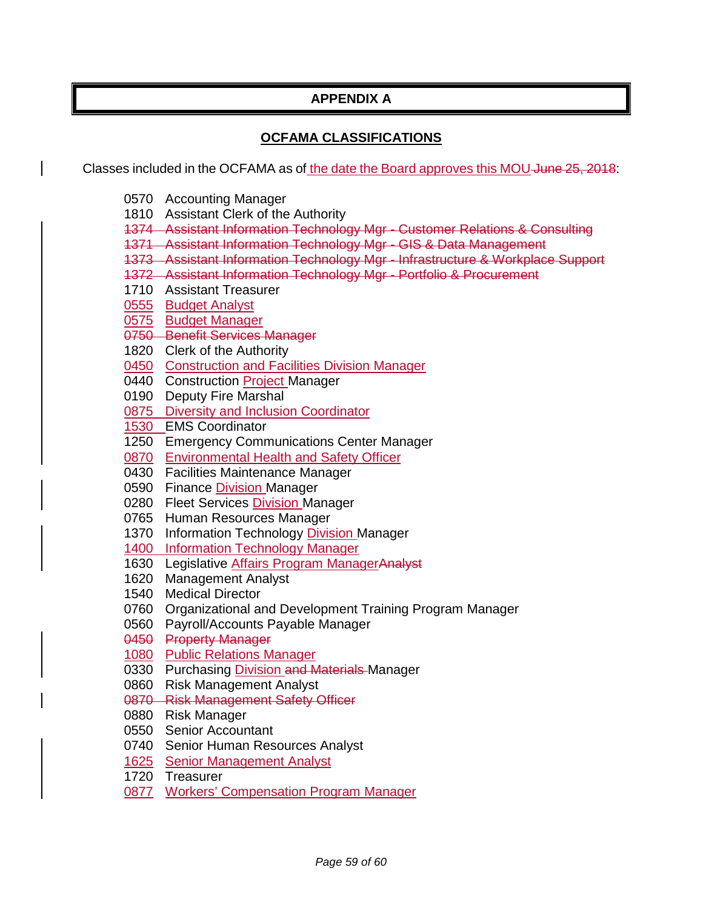# APPENDIX A

## OCFAMA CLASSIFICATIONS

Classes included in the OCFAMA as of the date the Board approves this MOU ~~June 25, 2018~~:

- 0570 Accounting Manager
- 1810 Assistant Clerk of the Authority
- ~~1374 Assistant Information Technology Mgr - Customer Relations & Consulting~~
- ~~1371 Assistant Information Technology Mgr - GIS & Data Management~~
- ~~1373 Assistant Information Technology Mgr - Infrastructure & Workplace Support~~
- ~~1372 Assistant Information Technology Mgr - Portfolio & Procurement~~
- 1710 Assistant Treasurer
- 0555 Budget Analyst
- 0575 Budget Manager
- ~~0750 Benefit Services Manager~~
- 1820 Clerk of the Authority
- 0450 Construction and Facilities Division Manager
- 0440 Construction Project Manager
- 0190 Deputy Fire Marshal
- 0875 Diversity and Inclusion Coordinator
- 1530 EMS Coordinator
- 1250 Emergency Communications Center Manager
- 0870 Environmental Health and Safety Officer
- 0430 Facilities Maintenance Manager
- 0590 Finance Division Manager
- 0280 Fleet Services Division Manager
- 0765 Human Resources Manager
- 1370 Information Technology Division Manager
- 1400 Information Technology Manager
- 1630 Legislative Affairs Program Manager~~Analyst~~
- 1620 Management Analyst
- 1540 Medical Director
- 0760 Organizational and Development Training Program Manager
- 0560 Payroll/Accounts Payable Manager
- ~~0450 Property Manager~~
- 1080 Public Relations Manager
- 0330 Purchasing Division ~~and Materials~~ Manager
- 0860 Risk Management Analyst
- ~~0870 Risk Management Safety Officer~~
- 0880 Risk Manager
- 0550 Senior Accountant
- 0740 Senior Human Resources Analyst
- 1625 Senior Management Analyst
- 1720 Treasurer
- 0877 Workers' Compensation Program Manager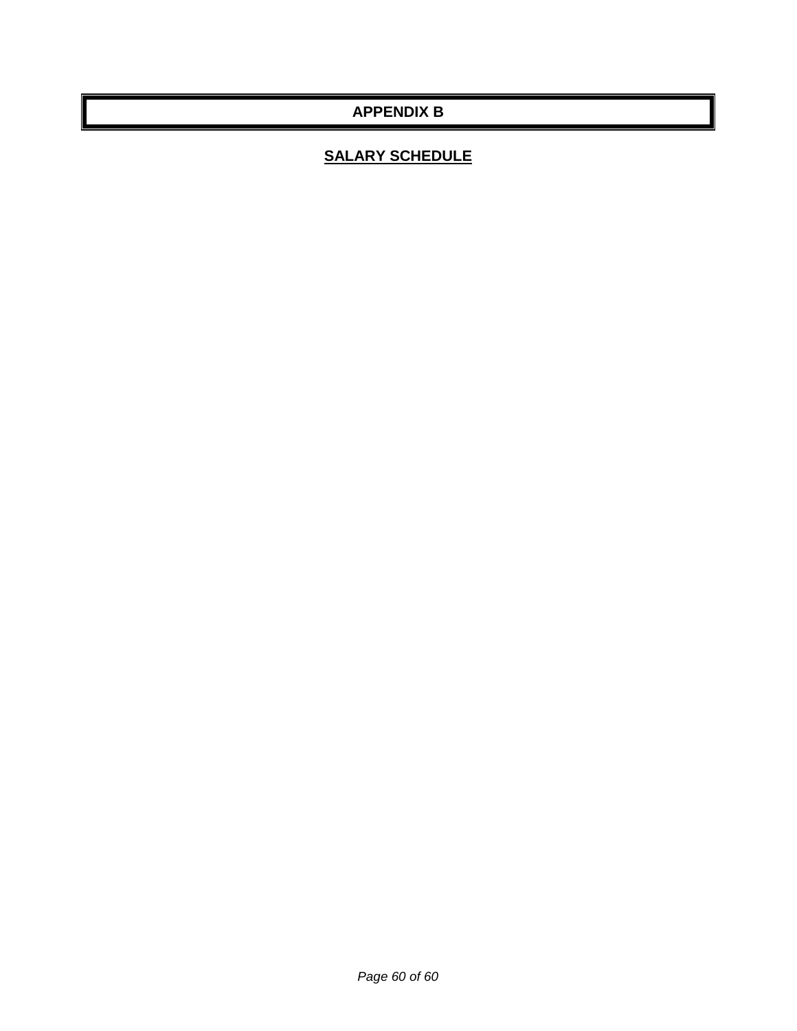# APPENDIX B

## SALARY SCHEDULE